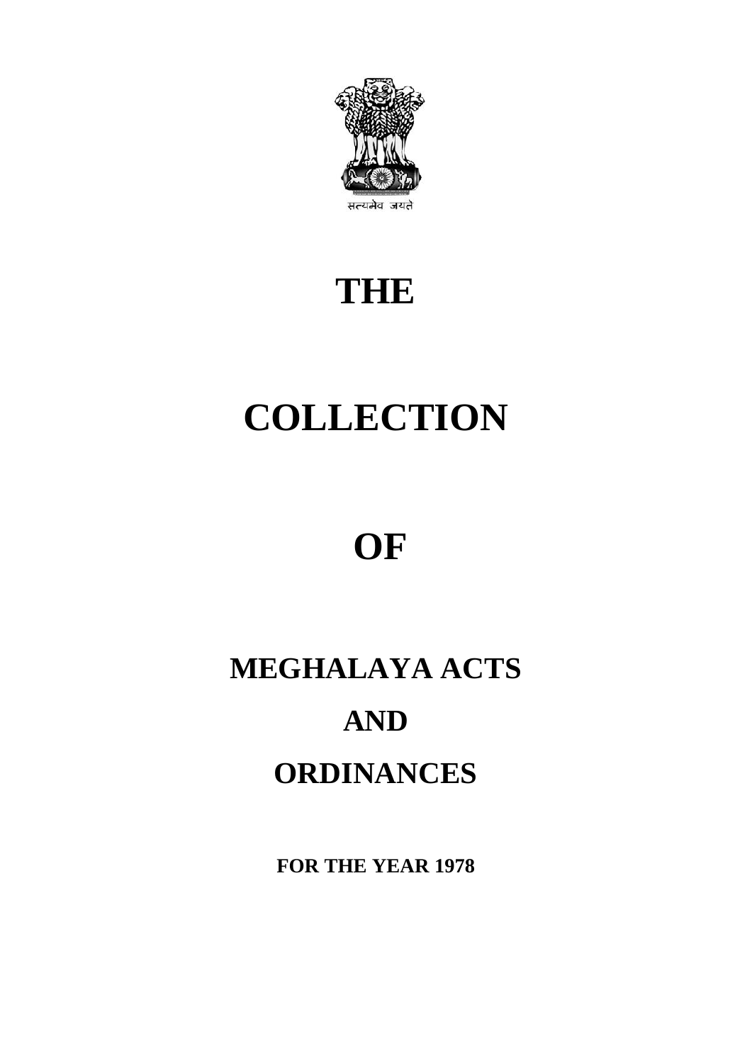सत्यमेव जयते

# THE

# COLLECTION

# OF

# MEGHALAYA ACTS

# AND

# ORDINANCES

**FOR THE YEAR 1978**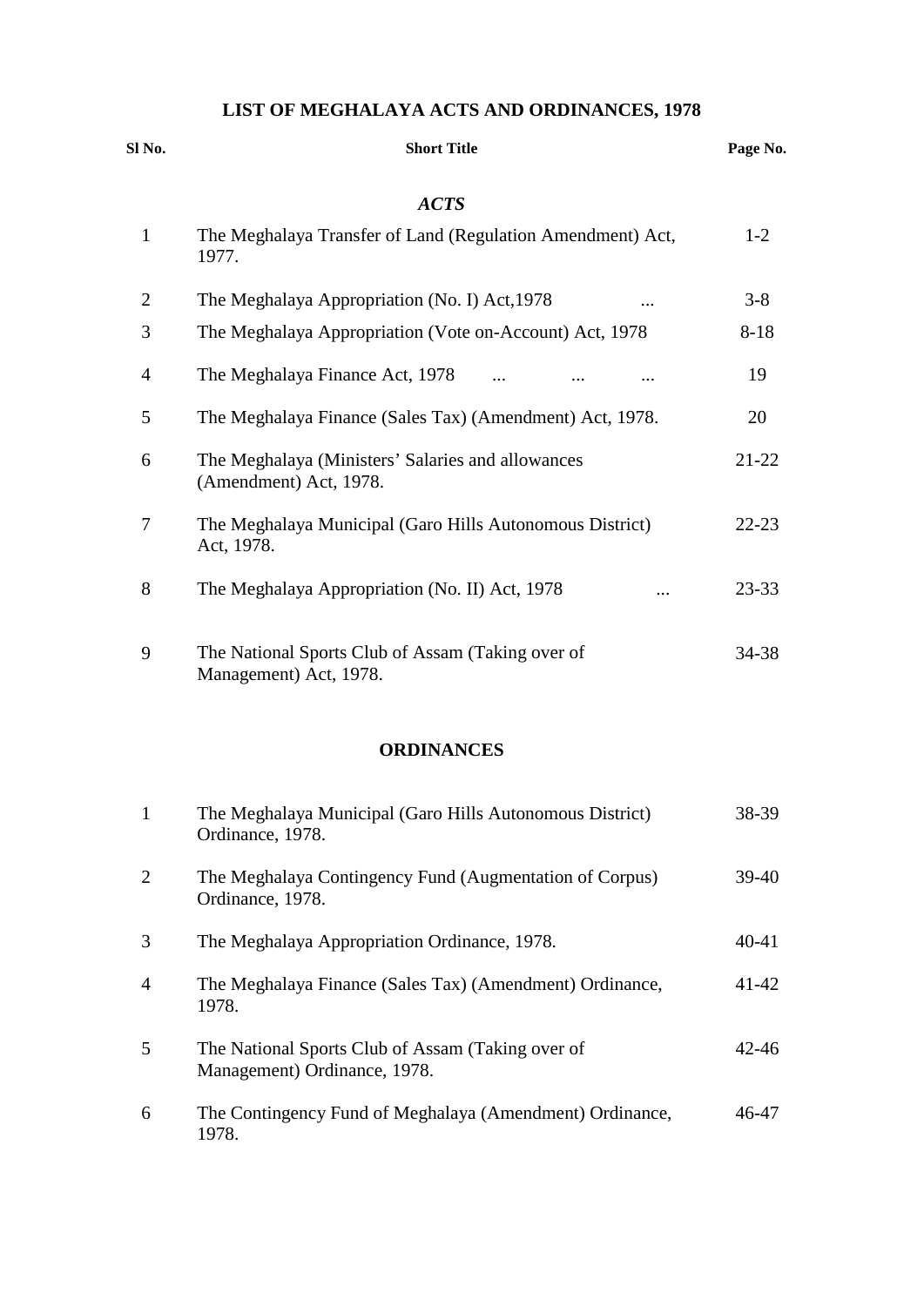# LIST OF MEGHALAYA ACTS AND ORDINANCES, 1978

| Sl No. | Short Title | Page No. |
|---|---|---|
| | ***ACTS*** | |
| 1 | The Meghalaya Transfer of Land (Regulation Amendment) Act, 1977. | 1-2 |
| 2 | The Meghalaya Appropriation (No. I) Act,1978 ... | 3-8 |
| 3 | The Meghalaya Appropriation (Vote on-Account) Act, 1978 | 8-18 |
| 4 | The Meghalaya Finance Act, 1978 ... ... ... | 19 |
| 5 | The Meghalaya Finance (Sales Tax) (Amendment) Act, 1978. | 20 |
| 6 | The Meghalaya (Ministers' Salaries and allowances (Amendment) Act, 1978. | 21-22 |
| 7 | The Meghalaya Municipal (Garo Hills Autonomous District) Act, 1978. | 22-23 |
| 8 | The Meghalaya Appropriation (No. II) Act, 1978 ... | 23-33 |
| 9 | The National Sports Club of Assam (Taking over of Management) Act, 1978. | 34-38 |
| | **ORDINANCES** | |
| 1 | The Meghalaya Municipal (Garo Hills Autonomous District) Ordinance, 1978. | 38-39 |
| 2 | The Meghalaya Contingency Fund (Augmentation of Corpus) Ordinance, 1978. | 39-40 |
| 3 | The Meghalaya Appropriation Ordinance, 1978. | 40-41 |
| 4 | The Meghalaya Finance (Sales Tax) (Amendment) Ordinance, 1978. | 41-42 |
| 5 | The National Sports Club of Assam (Taking over of Management) Ordinance, 1978. | 42-46 |
| 6 | The Contingency Fund of Meghalaya (Amendment) Ordinance, 1978. | 46-47 |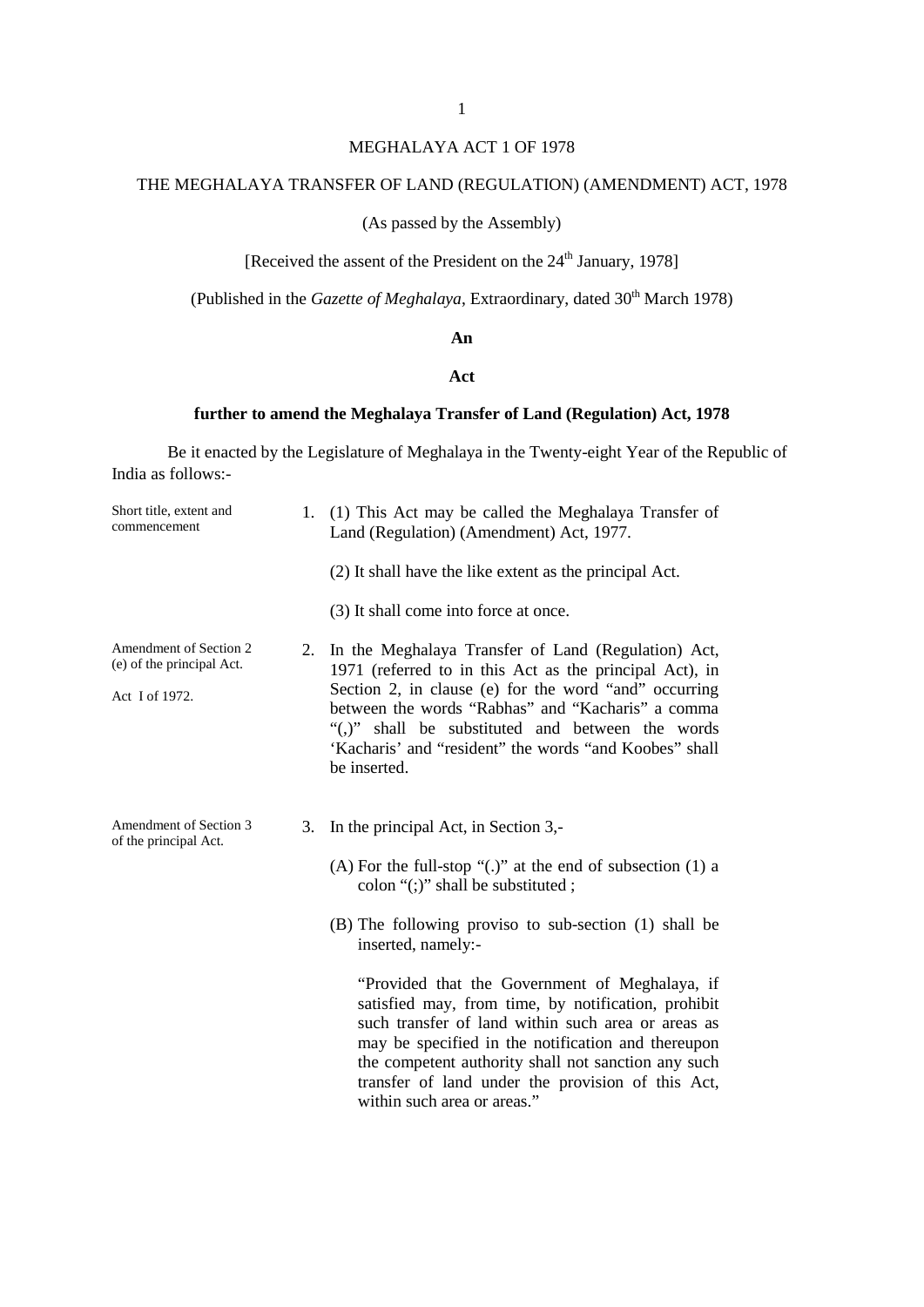# MEGHALAYA ACT 1 OF 1978

## THE MEGHALAYA TRANSFER OF LAND (REGULATION) (AMENDMENT) ACT, 1978

(As passed by the Assembly)

[Received the assent of the President on the 24th January, 1978]

(Published in the *Gazette of Meghalaya*, Extraordinary, dated 30th March 1978)

**An**

**Act**

**further to amend the Meghalaya Transfer of Land (Regulation) Act, 1978**

Be it enacted by the Legislature of Meghalaya in the Twenty-eight Year of the Republic of India as follows:-

*Short title, extent and commencement*

1. (1) This Act may be called the Meghalaya Transfer of Land (Regulation) (Amendment) Act, 1977.

   (2) It shall have the like extent as the principal Act.

   (3) It shall come into force at once.

*Amendment of Section 2 (e) of the principal Act.*

*Act I of 1972.*

2. In the Meghalaya Transfer of Land (Regulation) Act, 1971 (referred to in this Act as the principal Act), in Section 2, in clause (e) for the word "and" occurring between the words "Rabhas" and "Kacharis" a comma "(,)" shall be substituted and between the words 'Kacharis' and "resident" the words "and Koobes" shall be inserted.

*Amendment of Section 3 of the principal Act.*

3. In the principal Act, in Section 3,-

   (A) For the full-stop "(.)" at the end of subsection (1) a colon "(;)" shall be substituted ;

   (B) The following proviso to sub-section (1) shall be inserted, namely:-

   "Provided that the Government of Meghalaya, if satisfied may, from time, by notification, prohibit such transfer of land within such area or areas as may be specified in the notification and thereupon the competent authority shall not sanction any such transfer of land under the provision of this Act, within such area or areas."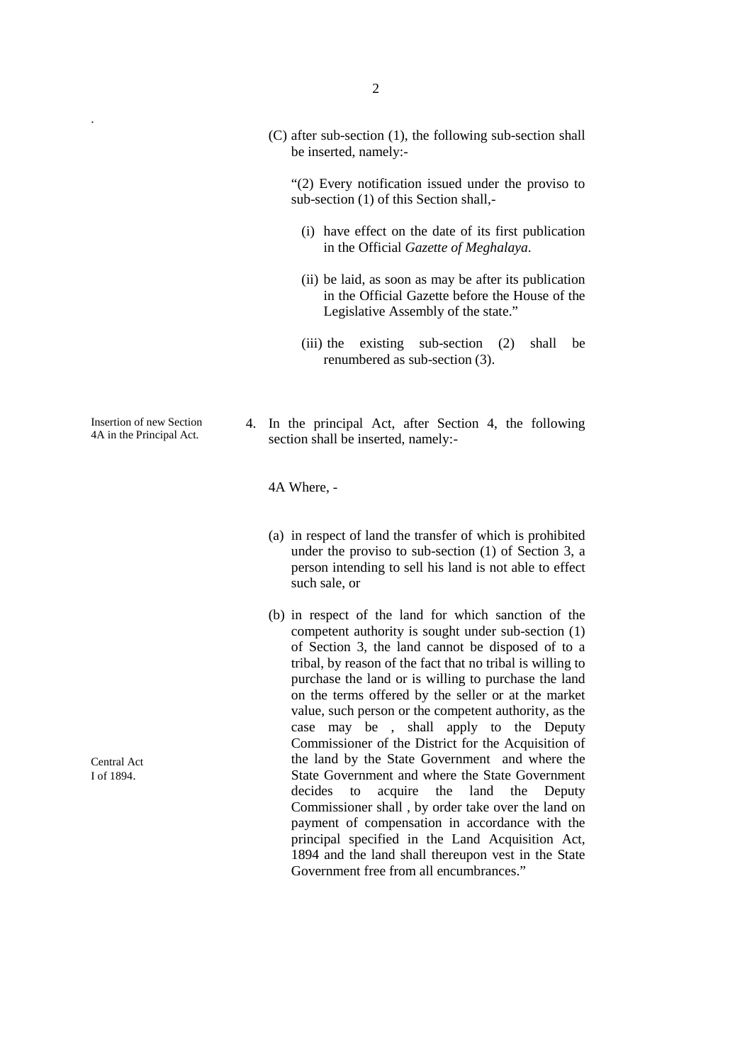(C) after sub-section (1), the following sub-section shall be inserted, namely:-

"(2) Every notification issued under the proviso to sub-section (1) of this Section shall,-

(i) have effect on the date of its first publication in the Official *Gazette of Meghalaya*.

(ii) be laid, as soon as may be after its publication in the Official Gazette before the House of the Legislative Assembly of the state."

(iii) the existing sub-section (2) shall be renumbered as sub-section (3).

Insertion of new Section 4A in the Principal Act.

4. In the principal Act, after Section 4, the following section shall be inserted, namely:-

4A Where, -

(a) in respect of land the transfer of which is prohibited under the proviso to sub-section (1) of Section 3, a person intending to sell his land is not able to effect such sale, or

(b) in respect of the land for which sanction of the competent authority is sought under sub-section (1) of Section 3, the land cannot be disposed of to a tribal, by reason of the fact that no tribal is willing to purchase the land or is willing to purchase the land on the terms offered by the seller or at the market value, such person or the competent authority, as the case may be , shall apply to the Deputy Commissioner of the District for the Acquisition of the land by the State Government and where the State Government and where the State Government decides to acquire the land the Deputy Commissioner shall , by order take over the land on payment of compensation in accordance with the principal specified in the Land Acquisition Act, 1894 and the land shall thereupon vest in the State Government free from all encumbrances."

Central Act I of 1894.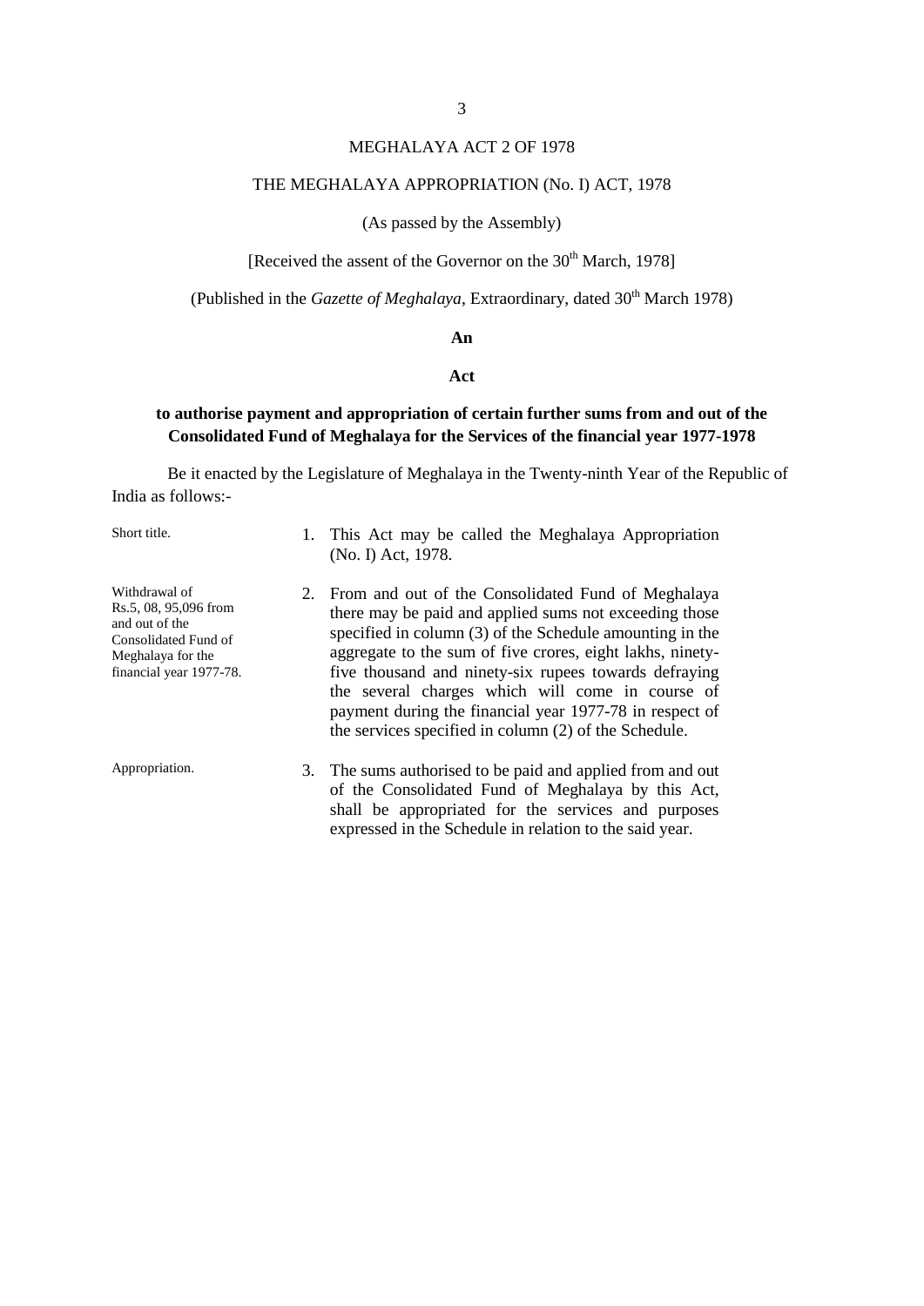# MEGHALAYA ACT 2 OF 1978

## THE MEGHALAYA APPROPRIATION (No. I) ACT, 1978

(As passed by the Assembly)

[Received the assent of the Governor on the 30th March, 1978]

(Published in the *Gazette of Meghalaya*, Extraordinary, dated 30th March 1978)

**An**

**Act**

**to authorise payment and appropriation of certain further sums from and out of the Consolidated Fund of Meghalaya for the Services of the financial year 1977-1978**

Be it enacted by the Legislature of Meghalaya in the Twenty-ninth Year of the Republic of India as follows:-

Short title.

1. This Act may be called the Meghalaya Appropriation (No. I) Act, 1978.

Withdrawal of Rs.5, 08, 95,096 from and out of the Consolidated Fund of Meghalaya for the financial year 1977-78.

2. From and out of the Consolidated Fund of Meghalaya there may be paid and applied sums not exceeding those specified in column (3) of the Schedule amounting in the aggregate to the sum of five crores, eight lakhs, ninety-five thousand and ninety-six rupees towards defraying the several charges which will come in course of payment during the financial year 1977-78 in respect of the services specified in column (2) of the Schedule.

Appropriation.

3. The sums authorised to be paid and applied from and out of the Consolidated Fund of Meghalaya by this Act, shall be appropriated for the services and purposes expressed in the Schedule in relation to the said year.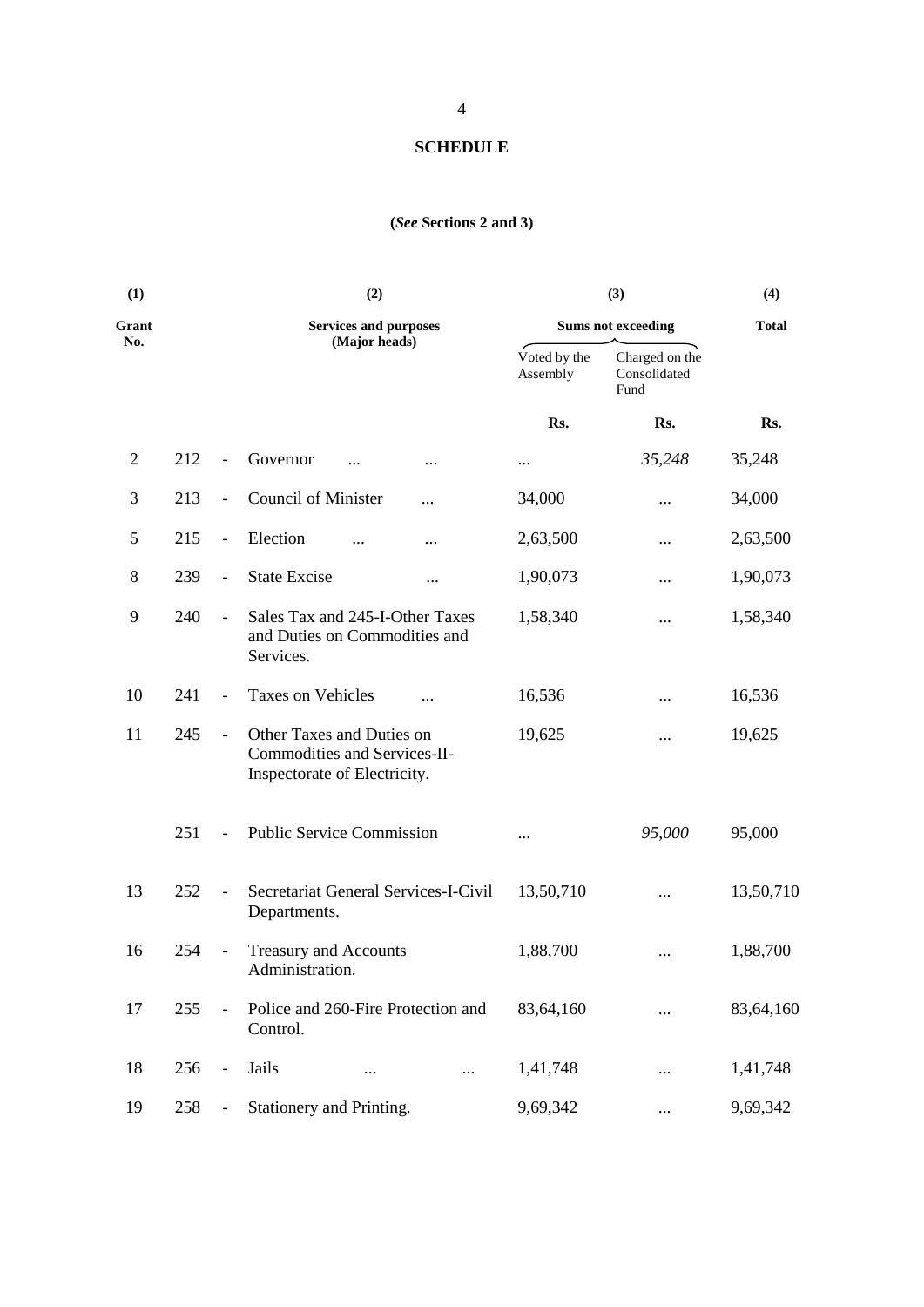## SCHEDULE

**(*See* Sections 2 and 3)**

| (1) | | | (2) | (3) | | (4) |
|---|---|---|---|---|---|---|
| **Grant No.** | | | **Services and purposes (Major heads)** | **Sums not exceeding** | | **Total** |
| | | | | Voted by the Assembly | Charged on the Consolidated Fund | |
| | | | | **Rs.** | **Rs.** | **Rs.** |
| 2 | 212 | - | Governor ... ... | ... | *35,248* | 35,248 |
| 3 | 213 | - | Council of Minister ... | 34,000 | ... | 34,000 |
| 5 | 215 | - | Election ... ... | 2,63,500 | ... | 2,63,500 |
| 8 | 239 | - | State Excise ... | 1,90,073 | ... | 1,90,073 |
| 9 | 240 | - | Sales Tax and 245-I-Other Taxes and Duties on Commodities and Services. | 1,58,340 | ... | 1,58,340 |
| 10 | 241 | - | Taxes on Vehicles ... | 16,536 | ... | 16,536 |
| 11 | 245 | - | Other Taxes and Duties on Commodities and Services-II-Inspectorate of Electricity. | 19,625 | ... | 19,625 |
| | 251 | - | Public Service Commission | ... | *95,000* | 95,000 |
| 13 | 252 | - | Secretariat General Services-I-Civil Departments. | 13,50,710 | ... | 13,50,710 |
| 16 | 254 | - | Treasury and Accounts Administration. | 1,88,700 | ... | 1,88,700 |
| 17 | 255 | - | Police and 260-Fire Protection and Control. | 83,64,160 | ... | 83,64,160 |
| 18 | 256 | - | Jails ... ... | 1,41,748 | ... | 1,41,748 |
| 19 | 258 | - | Stationery and Printing. | 9,69,342 | ... | 9,69,342 |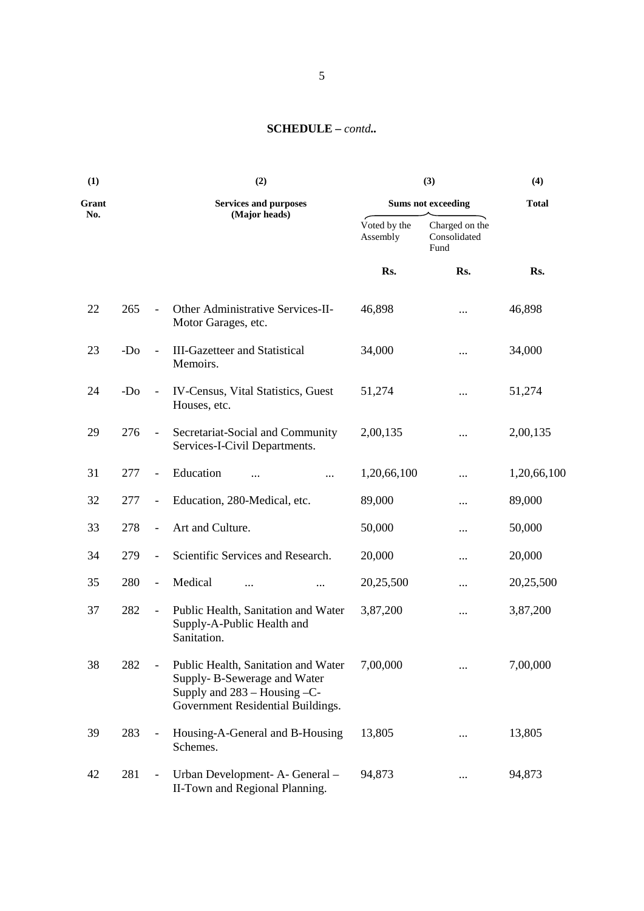**SCHEDULE –** ***contd..***

| (1) | | | (2) | (3) | | (4) |
|---|---|---|---|---|---|---|
| Grant No. | | | Services and purposes (Major heads) | Sums not exceeding | | Total |
| | | | | Voted by the Assembly | Charged on the Consolidated Fund | |
| | | | | Rs. | Rs. | Rs. |
| 22 | 265 | - | Other Administrative Services-II-Motor Garages, etc. | 46,898 | ... | 46,898 |
| 23 | -Do | - | III-Gazetteer and Statistical Memoirs. | 34,000 | ... | 34,000 |
| 24 | -Do | - | IV-Census, Vital Statistics, Guest Houses, etc. | 51,274 | ... | 51,274 |
| 29 | 276 | - | Secretariat-Social and Community Services-I-Civil Departments. | 2,00,135 | ... | 2,00,135 |
| 31 | 277 | - | Education ... ... | 1,20,66,100 | ... | 1,20,66,100 |
| 32 | 277 | - | Education, 280-Medical, etc. | 89,000 | ... | 89,000 |
| 33 | 278 | - | Art and Culture. | 50,000 | ... | 50,000 |
| 34 | 279 | - | Scientific Services and Research. | 20,000 | ... | 20,000 |
| 35 | 280 | - | Medical ... ... | 20,25,500 | ... | 20,25,500 |
| 37 | 282 | - | Public Health, Sanitation and Water Supply-A-Public Health and Sanitation. | 3,87,200 | ... | 3,87,200 |
| 38 | 282 | - | Public Health, Sanitation and Water Supply- B-Sewerage and Water Supply and 283 – Housing –C-Government Residential Buildings. | 7,00,000 | ... | 7,00,000 |
| 39 | 283 | - | Housing-A-General and B-Housing Schemes. | 13,805 | ... | 13,805 |
| 42 | 281 | - | Urban Development- A- General – II-Town and Regional Planning. | 94,873 | ... | 94,873 |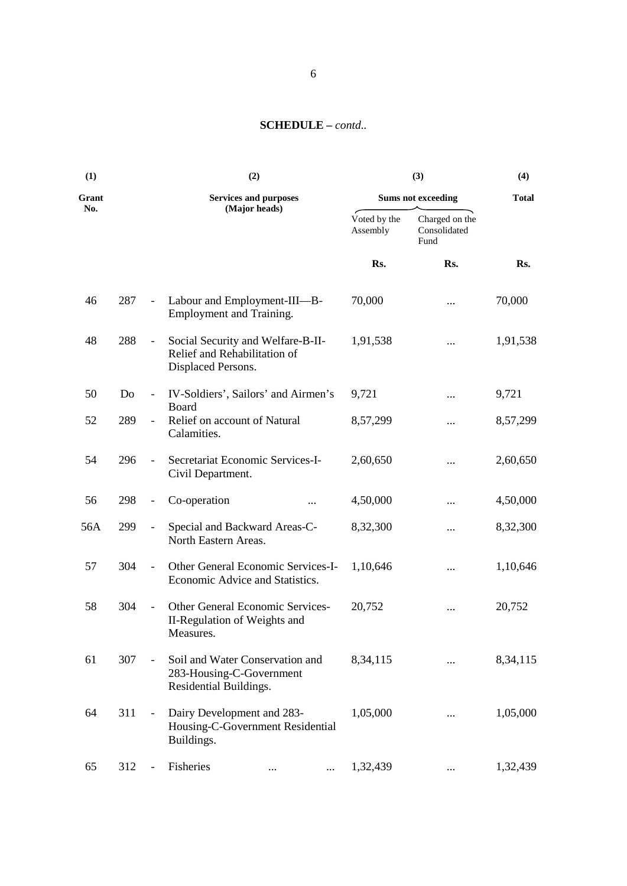**SCHEDULE –** *contd..*

| (1) | | | (2) | (3) | | (4) |
|---|---|---|---|---|---|---|
| Grant No. | | | Services and purposes (Major heads) | Sums not exceeding | | Total |
| | | | | Voted by the Assembly | Charged on the Consolidated Fund | |
| | | | | Rs. | Rs. | Rs. |
| 46 | 287 | - | Labour and Employment-III—B-Employment and Training. | 70,000 | ... | 70,000 |
| 48 | 288 | - | Social Security and Welfare-B-II-Relief and Rehabilitation of Displaced Persons. | 1,91,538 | ... | 1,91,538 |
| 50 | Do | - | IV-Soldiers', Sailors' and Airmen's Board | 9,721 | ... | 9,721 |
| 52 | 289 | - | Relief on account of Natural Calamities. | 8,57,299 | ... | 8,57,299 |
| 54 | 296 | - | Secretariat Economic Services-I-Civil Department. | 2,60,650 | ... | 2,60,650 |
| 56 | 298 | - | Co-operation ... | 4,50,000 | ... | 4,50,000 |
| 56A | 299 | - | Special and Backward Areas-C-North Eastern Areas. | 8,32,300 | ... | 8,32,300 |
| 57 | 304 | - | Other General Economic Services-I-Economic Advice and Statistics. | 1,10,646 | ... | 1,10,646 |
| 58 | 304 | - | Other General Economic Services-II-Regulation of Weights and Measures. | 20,752 | ... | 20,752 |
| 61 | 307 | - | Soil and Water Conservation and 283-Housing-C-Government Residential Buildings. | 8,34,115 | ... | 8,34,115 |
| 64 | 311 | - | Dairy Development and 283-Housing-C-Government Residential Buildings. | 1,05,000 | ... | 1,05,000 |
| 65 | 312 | - | Fisheries ... ... | 1,32,439 | ... | 1,32,439 |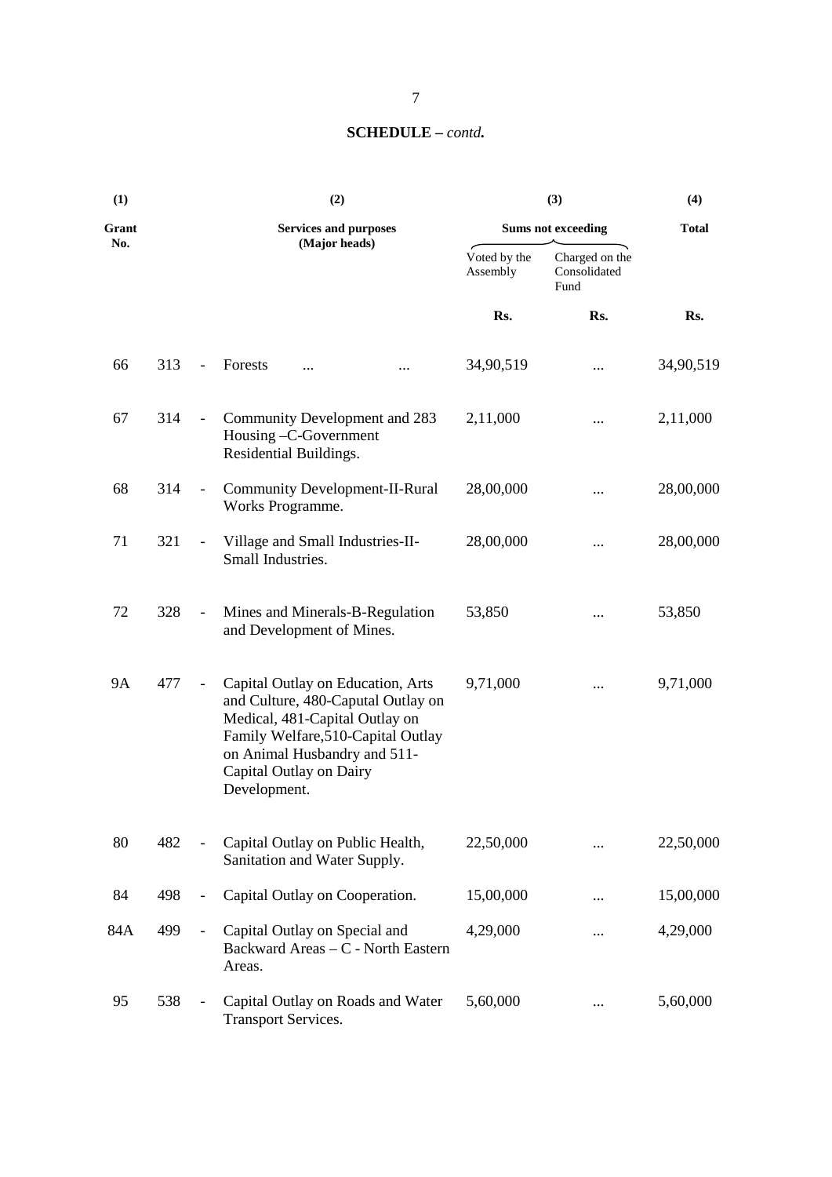## SCHEDULE – *contd.*

| (1) | | | (2) | (3) | | (4) |
|---|---|---|---|---|---|---|
| **Grant No.** | | | **Services and purposes (Major heads)** | **Sums not exceeding** | | **Total** |
| | | | | Voted by the Assembly | Charged on the Consolidated Fund | |
| | | | | **Rs.** | **Rs.** | **Rs.** |
| 66 | 313 | - | Forests ... ... | 34,90,519 | ... | 34,90,519 |
| 67 | 314 | - | Community Development and 283 Housing –C-Government Residential Buildings. | 2,11,000 | ... | 2,11,000 |
| 68 | 314 | - | Community Development-II-Rural Works Programme. | 28,00,000 | ... | 28,00,000 |
| 71 | 321 | - | Village and Small Industries-II-Small Industries. | 28,00,000 | ... | 28,00,000 |
| 72 | 328 | - | Mines and Minerals-B-Regulation and Development of Mines. | 53,850 | ... | 53,850 |
| 9A | 477 | - | Capital Outlay on Education, Arts and Culture, 480-Caputal Outlay on Medical, 481-Capital Outlay on Family Welfare,510-Capital Outlay on Animal Husbandry and 511-Capital Outlay on Dairy Development. | 9,71,000 | ... | 9,71,000 |
| 80 | 482 | - | Capital Outlay on Public Health, Sanitation and Water Supply. | 22,50,000 | ... | 22,50,000 |
| 84 | 498 | - | Capital Outlay on Cooperation. | 15,00,000 | ... | 15,00,000 |
| 84A | 499 | - | Capital Outlay on Special and Backward Areas – C - North Eastern Areas. | 4,29,000 | ... | 4,29,000 |
| 95 | 538 | - | Capital Outlay on Roads and Water Transport Services. | 5,60,000 | ... | 5,60,000 |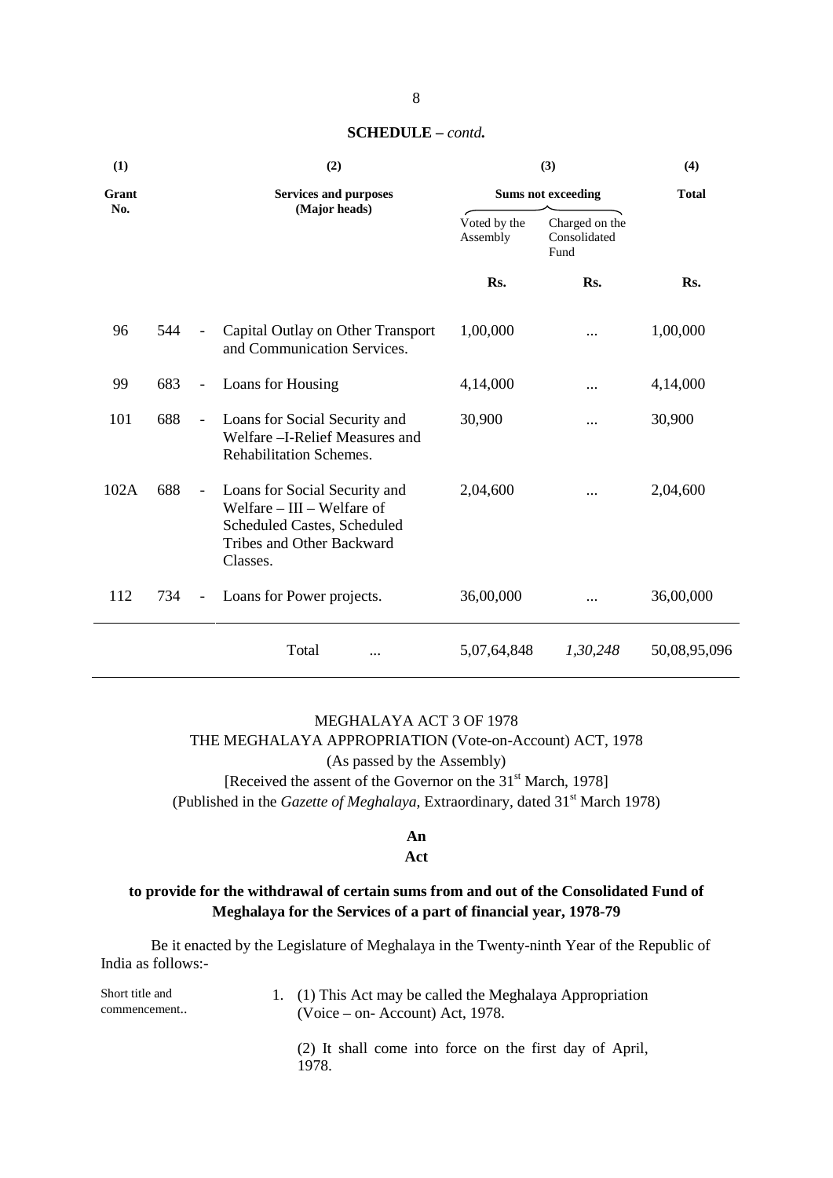**SCHEDULE –** ***contd.***

| (1) | | | (2) | (3) | | (4) |
|---|---|---|---|---|---|---|
| **Grant No.** | | | **Services and purposes (Major heads)** | **Sums not exceeding** | | **Total** |
| | | | | Voted by the Assembly | Charged on the Consolidated Fund | |
| | | | | **Rs.** | **Rs.** | **Rs.** |
| 96 | 544 | - | Capital Outlay on Other Transport and Communication Services. | 1,00,000 | ... | 1,00,000 |
| 99 | 683 | - | Loans for Housing | 4,14,000 | ... | 4,14,000 |
| 101 | 688 | - | Loans for Social Security and Welfare –I-Relief Measures and Rehabilitation Schemes. | 30,900 | ... | 30,900 |
| 102A | 688 | - | Loans for Social Security and Welfare – III – Welfare of Scheduled Castes, Scheduled Tribes and Other Backward Classes. | 2,04,600 | ... | 2,04,600 |
| 112 | 734 | - | Loans for Power projects. | 36,00,000 | ... | 36,00,000 |
| | | | Total ... | 5,07,64,848 | *1,30,248* | 50,08,95,096 |

MEGHALAYA ACT 3 OF 1978

THE MEGHALAYA APPROPRIATION (Vote-on-Account) ACT, 1978

(As passed by the Assembly)

[Received the assent of the Governor on the 31st March, 1978]

(Published in the *Gazette of Meghalaya*, Extraordinary, dated 31st March 1978)

**An**

**Act**

**to provide for the withdrawal of certain sums from and out of the Consolidated Fund of Meghalaya for the Services of a part of financial year, 1978-79**

Be it enacted by the Legislature of Meghalaya in the Twenty-ninth Year of the Republic of India as follows:-

Short title and commencement..

1. (1) This Act may be called the Meghalaya Appropriation (Voice – on- Account) Act, 1978.

   (2) It shall come into force on the first day of April, 1978.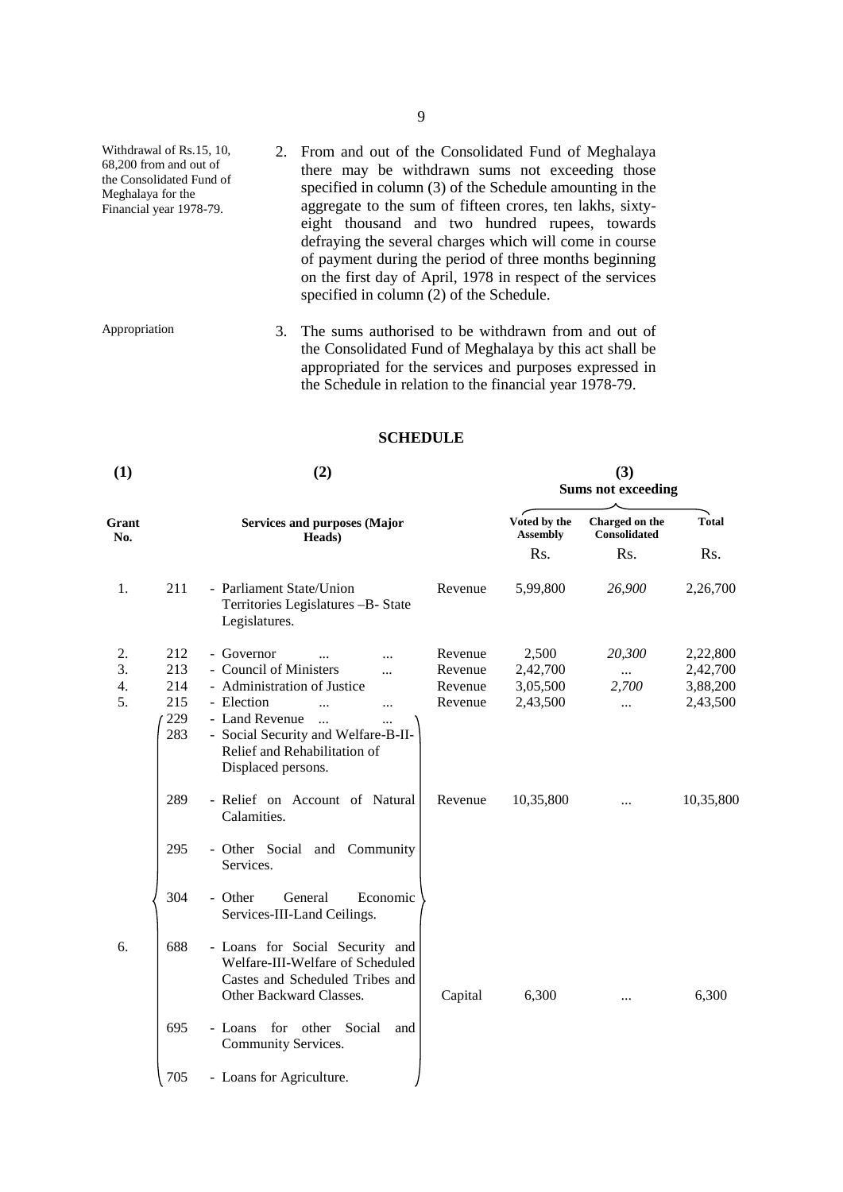Withdrawal of Rs.15, 10, 68,200 from and out of the Consolidated Fund of Meghalaya for the Financial year 1978-79.

2. From and out of the Consolidated Fund of Meghalaya there may be withdrawn sums not exceeding those specified in column (3) of the Schedule amounting in the aggregate to the sum of fifteen crores, ten lakhs, sixty-eight thousand and two hundred rupees, towards defraying the several charges which will come in course of payment during the period of three months beginning on the first day of April, 1978 in respect of the services specified in column (2) of the Schedule.

Appropriation

3. The sums authorised to be withdrawn from and out of the Consolidated Fund of Meghalaya by this act shall be appropriated for the services and purposes expressed in the Schedule in relation to the financial year 1978-79.

## SCHEDULE

| (1) | | (2) | | (3) Sums not exceeding | | |
|---|---|---|---|---|---|---|
| Grant No. | | Services and purposes (Major Heads) | | Voted by the Assembly | Charged on the Consolidated | Total |
| | | | | Rs. | Rs. | Rs. |
| 1. | 211 | - Parliament State/Union Territories Legislatures –B- State Legislatures. | Revenue | 5,99,800 | *26,900* | 2,26,700 |
| 2. | 212 | - Governor ... ... | Revenue | 2,500 | *20,300* | 2,22,800 |
| 3. | 213 | - Council of Ministers ... | Revenue | 2,42,700 | ... | 2,42,700 |
| 4. | 214 | - Administration of Justice | Revenue | 3,05,500 | *2,700* | 3,88,200 |
| 5. | 215 | - Election ... ... | Revenue | 2,43,500 | ... | 2,43,500 |
| 6. | 229 | - Land Revenue ... ... | Revenue | 10,35,800 | ... | 10,35,800 |
| | 283 | - Social Security and Welfare-B-II-Relief and Rehabilitation of Displaced persons. | | | | |
| | 289 | - Relief on Account of Natural Calamities. | | | | |
| | 295 | - Other Social and Community Services. | | | | |
| | 304 | - Other General Economic Services-III-Land Ceilings. | | | | |
| | 688 | - Loans for Social Security and Welfare-III-Welfare of Scheduled Castes and Scheduled Tribes and Other Backward Classes. | Capital | 6,300 | ... | 6,300 |
| | 695 | - Loans for other Social and Community Services. | | | | |
| | 705 | - Loans for Agriculture. | | | | |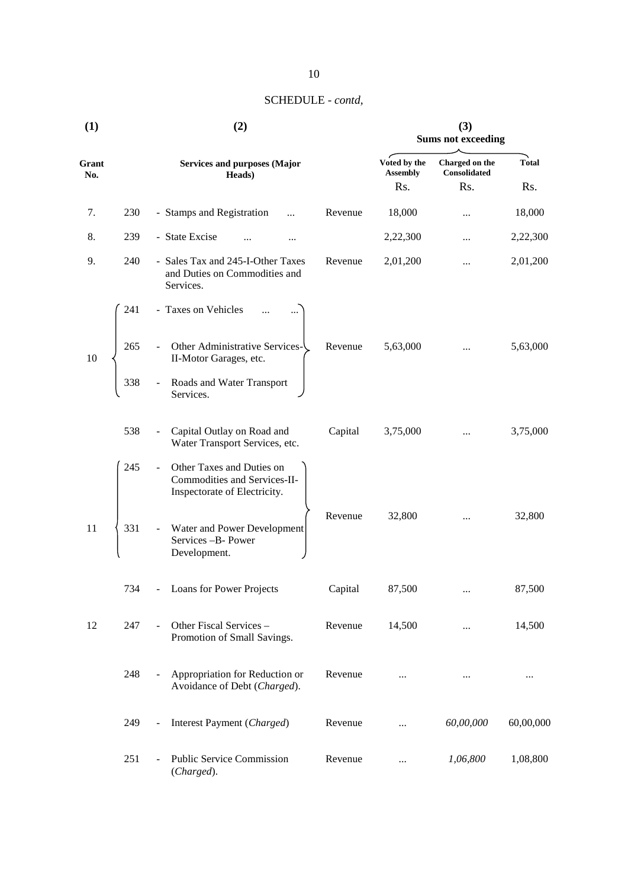SCHEDULE - *contd*,

| (1) | | (2) | | (3) Sums not exceeding | | |
|---|---|---|---|---|---|---|
| Grant No. | | Services and purposes (Major Heads) | | Voted by the Assembly | Charged on the Consolidated | Total |
| | | | | Rs. | Rs. | Rs. |
| 7. | 230 | - Stamps and Registration ... | Revenue | 18,000 | ... | 18,000 |
| 8. | 239 | - State Excise ... ... | | 2,22,300 | ... | 2,22,300 |
| 9. | 240 | - Sales Tax and 245-I-Other Taxes and Duties on Commodities and Services. | Revenue | 2,01,200 | ... | 2,01,200 |
| 10 | 241 | - Taxes on Vehicles ... ... | Revenue | 5,63,000 | ... | 5,63,000 |
| | 265 | - Other Administrative Services-II-Motor Garages, etc. | | | | |
| | 338 | - Roads and Water Transport Services. | | | | |
| | 538 | - Capital Outlay on Road and Water Transport Services, etc. | Capital | 3,75,000 | ... | 3,75,000 |
| 11 | 245 | - Other Taxes and Duties on Commodities and Services-II-Inspectorate of Electricity. | Revenue | 32,800 | ... | 32,800 |
| | 331 | - Water and Power Development Services –B- Power Development. | | | | |
| | 734 | - Loans for Power Projects | Capital | 87,500 | ... | 87,500 |
| 12 | 247 | - Other Fiscal Services – Promotion of Small Savings. | Revenue | 14,500 | ... | 14,500 |
| | 248 | - Appropriation for Reduction or Avoidance of Debt (*Charged*). | Revenue | ... | ... | ... |
| | 249 | - Interest Payment (*Charged*) | Revenue | ... | *60,00,000* | 60,00,000 |
| | 251 | - Public Service Commission (*Charged*). | Revenue | ... | *1,06,800* | 1,08,800 |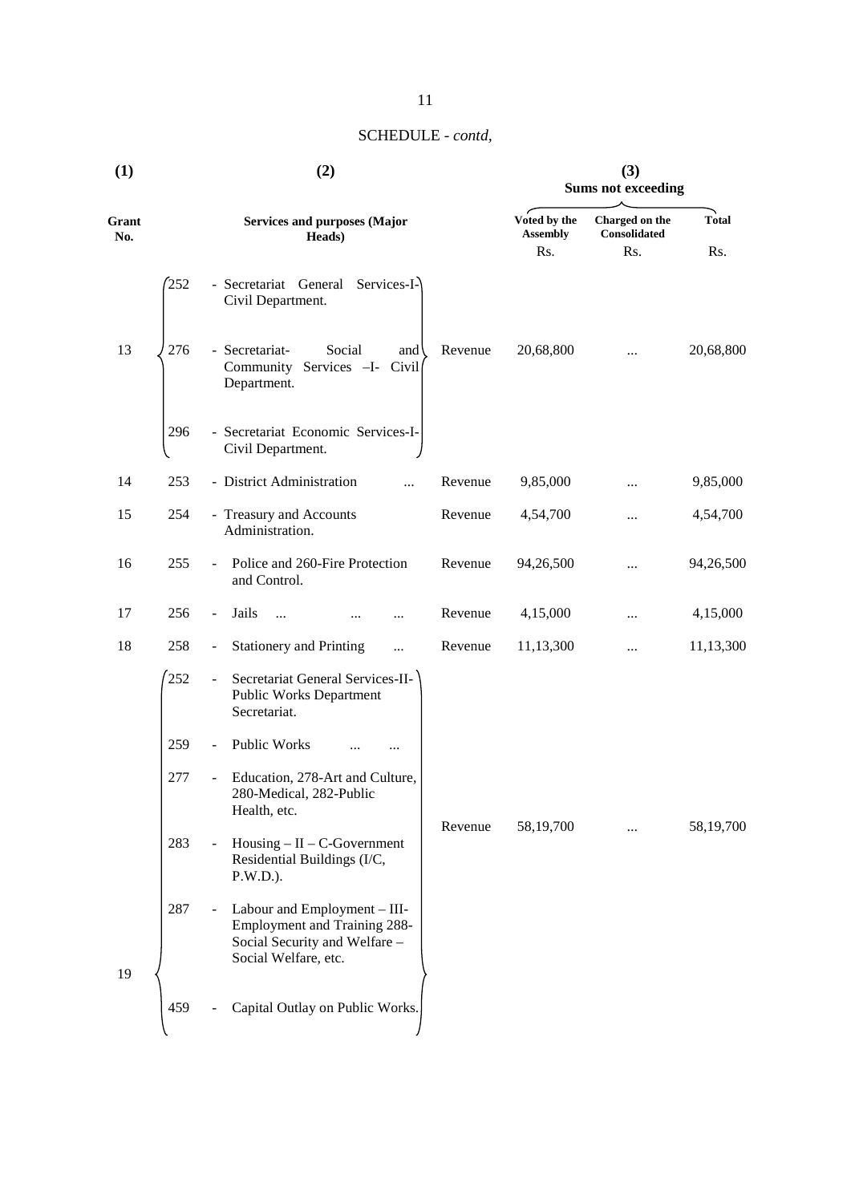SCHEDULE - *contd*,

| (1) | (2) | | | (3) Sums not exceeding | | |
|---|---|---|---|---|---|---|
| Grant No. | Services and purposes (Major Heads) | | | Voted by the Assembly | Charged on the Consolidated | Total |
| | | | | Rs. | Rs. | Rs. |
| 13 | 252 | - Secretariat General Services-I-Civil Department. 276 - Secretariat- Social and Community Services –I- Civil Department. 296 - Secretariat Economic Services-I-Civil Department. | Revenue | 20,68,800 | ... | 20,68,800 |
| 14 | 253 | - District Administration ... | Revenue | 9,85,000 | ... | 9,85,000 |
| 15 | 254 | - Treasury and Accounts Administration. | Revenue | 4,54,700 | ... | 4,54,700 |
| 16 | 255 | - Police and 260-Fire Protection and Control. | Revenue | 94,26,500 | ... | 94,26,500 |
| 17 | 256 | - Jails ... ... ... | Revenue | 4,15,000 | ... | 4,15,000 |
| 18 | 258 | - Stationery and Printing ... | Revenue | 11,13,300 | ... | 11,13,300 |
| 19 | 252 | - Secretariat General Services-II-Public Works Department Secretariat. 259 - Public Works ... ... 277 - Education, 278-Art and Culture, 280-Medical, 282-Public Health, etc. 283 - Housing – II – C-Government Residential Buildings (I/C, P.W.D.). 287 - Labour and Employment – III-Employment and Training 288-Social Security and Welfare – Social Welfare, etc. 459 - Capital Outlay on Public Works. | Revenue | 58,19,700 | ... | 58,19,700 |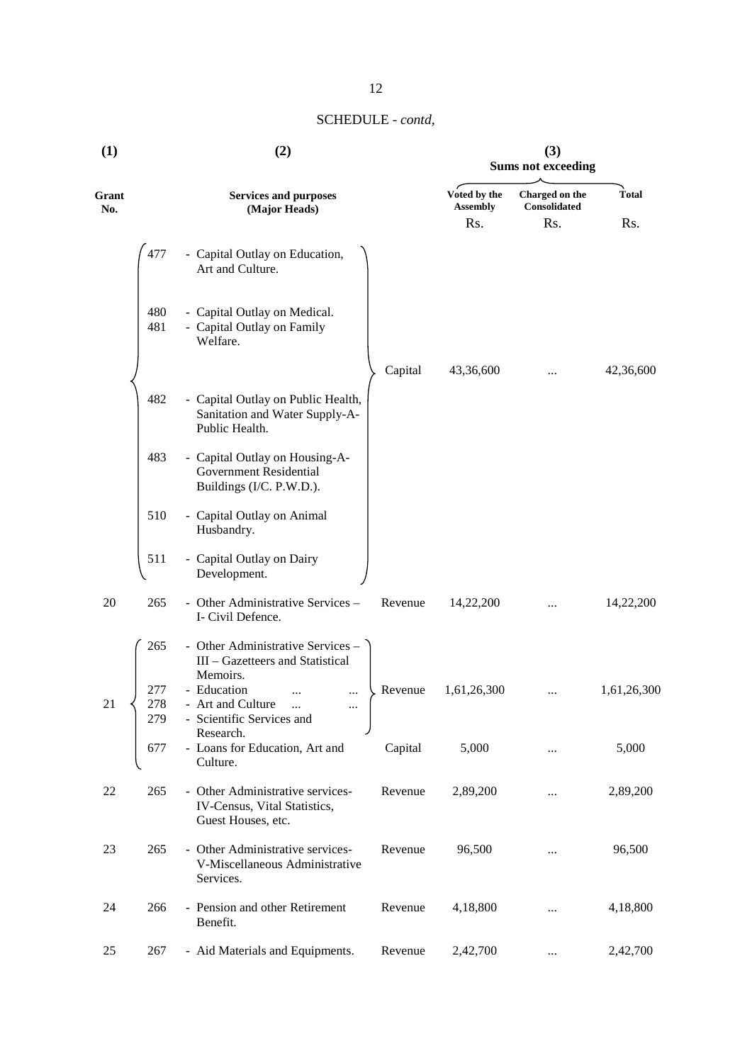SCHEDULE - *contd*,

| (1) | | (2) | | (3) Sums not exceeding | | |
|---|---|---|---|---|---|---|
| Grant No. | | Services and purposes (Major Heads) | | Voted by the Assembly | Charged on the Consolidated | Total |
| | | | | Rs. | Rs. | Rs. |
| | 477 | - Capital Outlay on Education, Art and Culture. | | | | |
| | 480 | - Capital Outlay on Medical. | | | | |
| | 481 | - Capital Outlay on Family Welfare. | Capital | 43,36,600 | ... | 42,36,600 |
| | 482 | - Capital Outlay on Public Health, Sanitation and Water Supply-A-Public Health. | | | | |
| | 483 | - Capital Outlay on Housing-A-Government Residential Buildings (I/C. P.W.D.). | | | | |
| | 510 | - Capital Outlay on Animal Husbandry. | | | | |
| | 511 | - Capital Outlay on Dairy Development. | | | | |
| 20 | 265 | - Other Administrative Services – I- Civil Defence. | Revenue | 14,22,200 | ... | 14,22,200 |
| 21 | 265 | - Other Administrative Services – III – Gazetteers and Statistical Memoirs. | | | | |
| | 277 | - Education ... ... | Revenue | 1,61,26,300 | ... | 1,61,26,300 |
| | 278 | - Art and Culture ... ... | | | | |
| | 279 | - Scientific Services and Research. | | | | |
| | 677 | - Loans for Education, Art and Culture. | Capital | 5,000 | ... | 5,000 |
| 22 | 265 | - Other Administrative services- IV-Census, Vital Statistics, Guest Houses, etc. | Revenue | 2,89,200 | ... | 2,89,200 |
| 23 | 265 | - Other Administrative services- V-Miscellaneous Administrative Services. | Revenue | 96,500 | ... | 96,500 |
| 24 | 266 | - Pension and other Retirement Benefit. | Revenue | 4,18,800 | ... | 4,18,800 |
| 25 | 267 | - Aid Materials and Equipments. | Revenue | 2,42,700 | ... | 2,42,700 |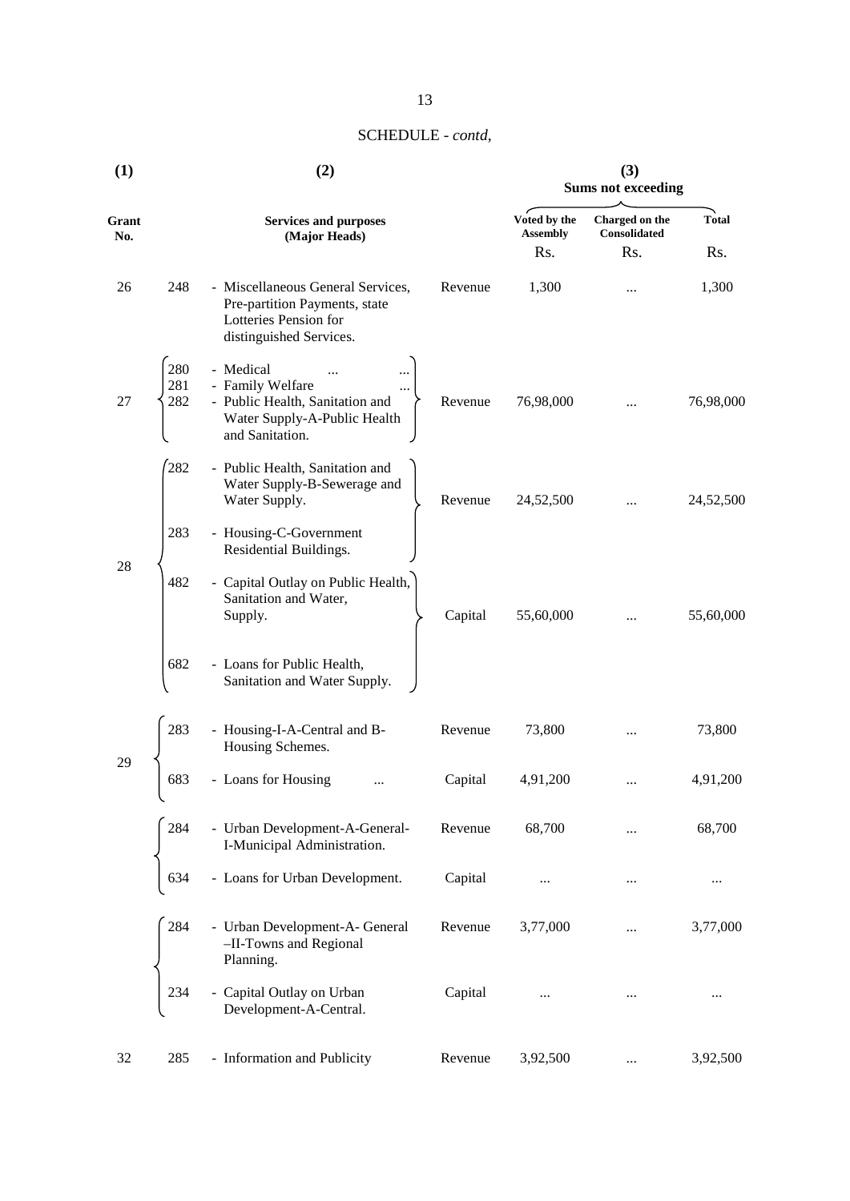SCHEDULE - *contd*,

| (1) | | (2) | | (3) Sums not exceeding | | |
|---|---|---|---|---|---|---|
| Grant No. | | Services and purposes (Major Heads) | | Voted by the Assembly | Charged on the Consolidated | Total |
| | | | | Rs. | Rs. | Rs. |
| 26 | 248 | - Miscellaneous General Services, Pre-partition Payments, state Lotteries Pension for distinguished Services. | Revenue | 1,300 | ... | 1,300 |
| 27 | 280<br>281<br>282 | - Medical ... ...<br>- Family Welfare ...<br>- Public Health, Sanitation and Water Supply-A-Public Health and Sanitation. | Revenue | 76,98,000 | ... | 76,98,000 |
| 28 | 282<br>283 | - Public Health, Sanitation and Water Supply-B-Sewerage and Water Supply.<br>- Housing-C-Government Residential Buildings. | Revenue | 24,52,500 | ... | 24,52,500 |
| | 482<br>682 | - Capital Outlay on Public Health, Sanitation and Water, Supply.<br>- Loans for Public Health, Sanitation and Water Supply. | Capital | 55,60,000 | ... | 55,60,000 |
| 29 | 283 | - Housing-I-A-Central and B-Housing Schemes. | Revenue | 73,800 | ... | 73,800 |
| | 683 | - Loans for Housing ... | Capital | 4,91,200 | ... | 4,91,200 |
| | 284 | - Urban Development-A-General-I-Municipal Administration. | Revenue | 68,700 | ... | 68,700 |
| | 634 | - Loans for Urban Development. | Capital | ... | ... | ... |
| | 284 | - Urban Development-A- General –II-Towns and Regional Planning. | Revenue | 3,77,000 | ... | 3,77,000 |
| | 234 | - Capital Outlay on Urban Development-A-Central. | Capital | ... | ... | ... |
| 32 | 285 | - Information and Publicity | Revenue | 3,92,500 | ... | 3,92,500 |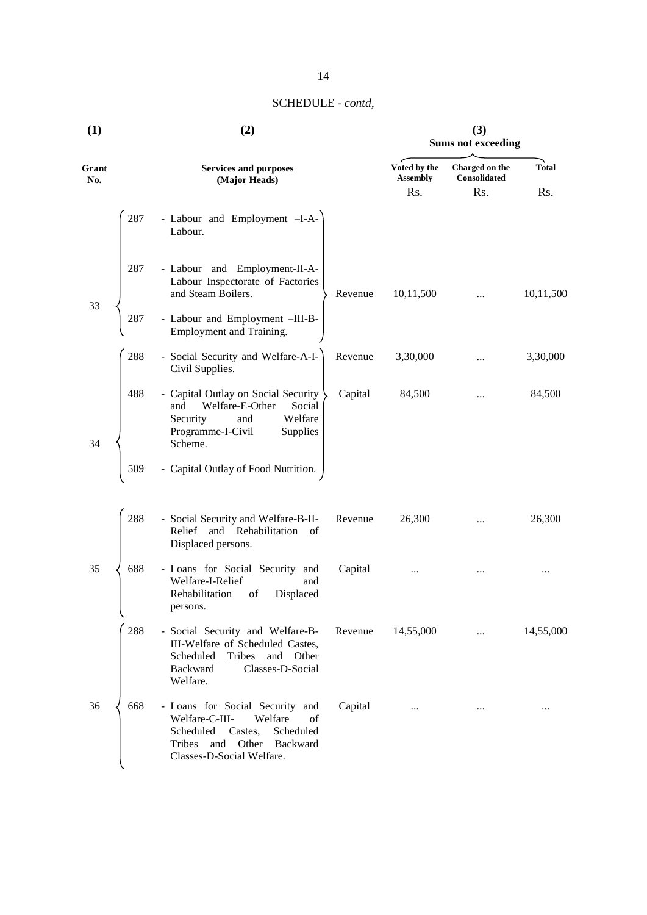SCHEDULE - *contd*,

| (1) | | (2) | | (3) Sums not exceeding | | |
|---|---|---|---|---|---|---|
| Grant No. | | Services and purposes (Major Heads) | | Voted by the Assembly | Charged on the Consolidated | Total |
| | | | | Rs. | Rs. | Rs. |
| 33 | 287 | - Labour and Employment –I-A-Labour. | | | | |
| | 287 | - Labour and Employment-II-A-Labour Inspectorate of Factories and Steam Boilers. | Revenue | 10,11,500 | ... | 10,11,500 |
| | 287 | - Labour and Employment –III-B-Employment and Training. | | | | |
| 34 | 288 | - Social Security and Welfare-A-I-Civil Supplies. | Revenue | 3,30,000 | ... | 3,30,000 |
| | 488 | - Capital Outlay on Social Security and Welfare-E-Other Social Security and Welfare Programme-I-Civil Supplies Scheme. | Capital | 84,500 | ... | 84,500 |
| | 509 | - Capital Outlay of Food Nutrition. | | | | |
| 35 | 288 | - Social Security and Welfare-B-II-Relief and Rehabilitation of Displaced persons. | Revenue | 26,300 | ... | 26,300 |
| | 688 | - Loans for Social Security and Welfare-I-Relief and Rehabilitation of Displaced persons. | Capital | ... | ... | ... |
| 36 | 288 | - Social Security and Welfare-B-III-Welfare of Scheduled Castes, Scheduled Tribes and Other Backward Classes-D-Social Welfare. | Revenue | 14,55,000 | ... | 14,55,000 |
| | 668 | - Loans for Social Security and Welfare-C-III- Welfare of Scheduled Castes, Scheduled Tribes and Other Backward Classes-D-Social Welfare. | Capital | ... | ... | ... |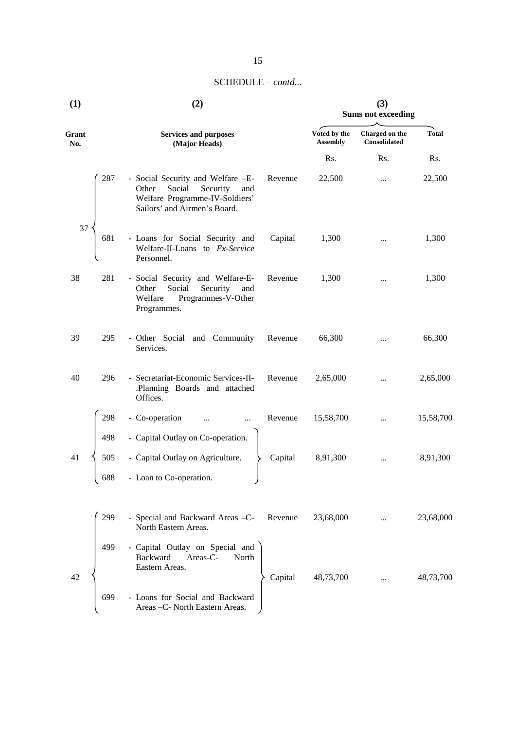SCHEDULE – *contd...*

| (1) | | (2) | | (3) Sums not exceeding | | |
|---|---|---|---|---|---|---|
| Grant No. | | Services and purposes (Major Heads) | | Voted by the Assembly | Charged on the Consolidated | Total |
| | | | | Rs. | Rs. | Rs. |
| 37 | 287 | - Social Security and Welfare –E- Other Social Security and Welfare Programme-IV-Soldiers' Sailors' and Airmen's Board. | Revenue | 22,500 | ... | 22,500 |
| | 681 | - Loans for Social Security and Welfare-II-Loans to *Ex-Service* Personnel. | Capital | 1,300 | ... | 1,300 |
| 38 | 281 | - Social Security and Welfare-E- Other Social Security and Welfare Programmes-V-Other Programmes. | Revenue | 1,300 | ... | 1,300 |
| 39 | 295 | - Other Social and Community Services. | Revenue | 66,300 | ... | 66,300 |
| 40 | 296 | - Secretariat-Economic Services-II- .Planning Boards and attached Offices. | Revenue | 2,65,000 | ... | 2,65,000 |
| 41 | 298 | - Co-operation ... ... | Revenue | 15,58,700 | ... | 15,58,700 |
| | 498 | - Capital Outlay on Co-operation. | | | | |
| | 505 | - Capital Outlay on Agriculture. | Capital | 8,91,300 | ... | 8,91,300 |
| | 688 | - Loan to Co-operation. | | | | |
| 42 | 299 | - Special and Backward Areas –C- North Eastern Areas. | Revenue | 23,68,000 | ... | 23,68,000 |
| | 499 | - Capital Outlay on Special and Backward Areas-C- North Eastern Areas. | | | | |
| | | | Capital | 48,73,700 | ... | 48,73,700 |
| | 699 | - Loans for Social and Backward Areas –C- North Eastern Areas. | | | | |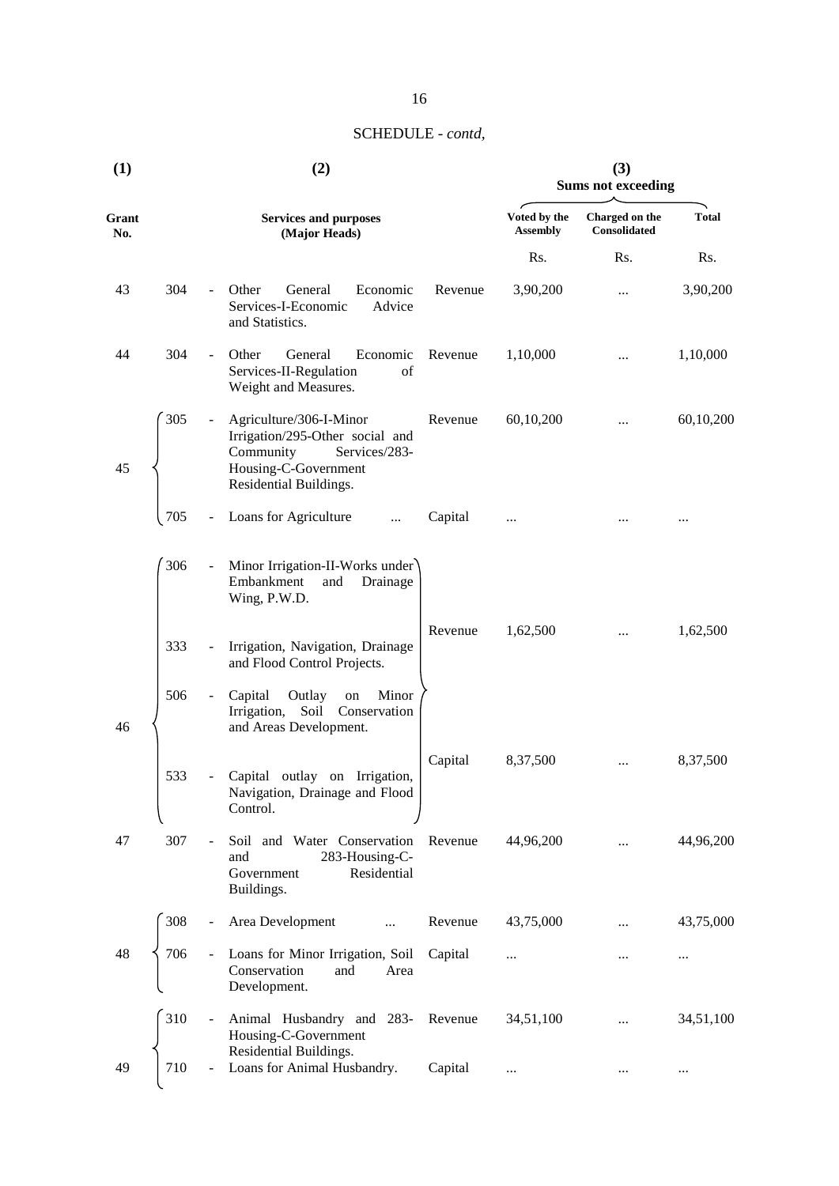SCHEDULE - *contd,*

| (1) | (2) | | | (3) Sums not exceeding | | |
|---|---|---|---|---|---|---|
| Grant No. | Services and purposes (Major Heads) | | | Voted by the Assembly | Charged on the Consolidated | Total |
| | | | | Rs. | Rs. | Rs. |
| 43 | 304 | - Other General Economic Services-I-Economic Advice and Statistics. | Revenue | 3,90,200 | ... | 3,90,200 |
| 44 | 304 | - Other General Economic Services-II-Regulation of Weight and Measures. | Revenue | 1,10,000 | ... | 1,10,000 |
| 45 | 305 | - Agriculture/306-I-Minor Irrigation/295-Other social and Community Services/283-Housing-C-Government Residential Buildings. | Revenue | 60,10,200 | ... | 60,10,200 |
| | 705 | - Loans for Agriculture ... | Capital | ... | ... | ... |
| 46 | 306 | - Minor Irrigation-II-Works under Embankment and Drainage Wing, P.W.D. | Revenue | 1,62,500 | ... | 1,62,500 |
| | 333 | - Irrigation, Navigation, Drainage and Flood Control Projects. | | | | |
| | 506 | - Capital Outlay on Minor Irrigation, Soil Conservation and Areas Development. | Capital | 8,37,500 | ... | 8,37,500 |
| | 533 | - Capital outlay on Irrigation, Navigation, Drainage and Flood Control. | | | | |
| 47 | 307 | - Soil and Water Conservation and 283-Housing-C-Government Residential Buildings. | Revenue | 44,96,200 | ... | 44,96,200 |
| 48 | 308 | - Area Development ... | Revenue | 43,75,000 | ... | 43,75,000 |
| | 706 | - Loans for Minor Irrigation, Soil Conservation and Area Development. | Capital | ... | ... | ... |
| 49 | 310 | - Animal Husbandry and 283-Housing-C-Government Residential Buildings. | Revenue | 34,51,100 | ... | 34,51,100 |
| | 710 | - Loans for Animal Husbandry. | Capital | ... | ... | ... |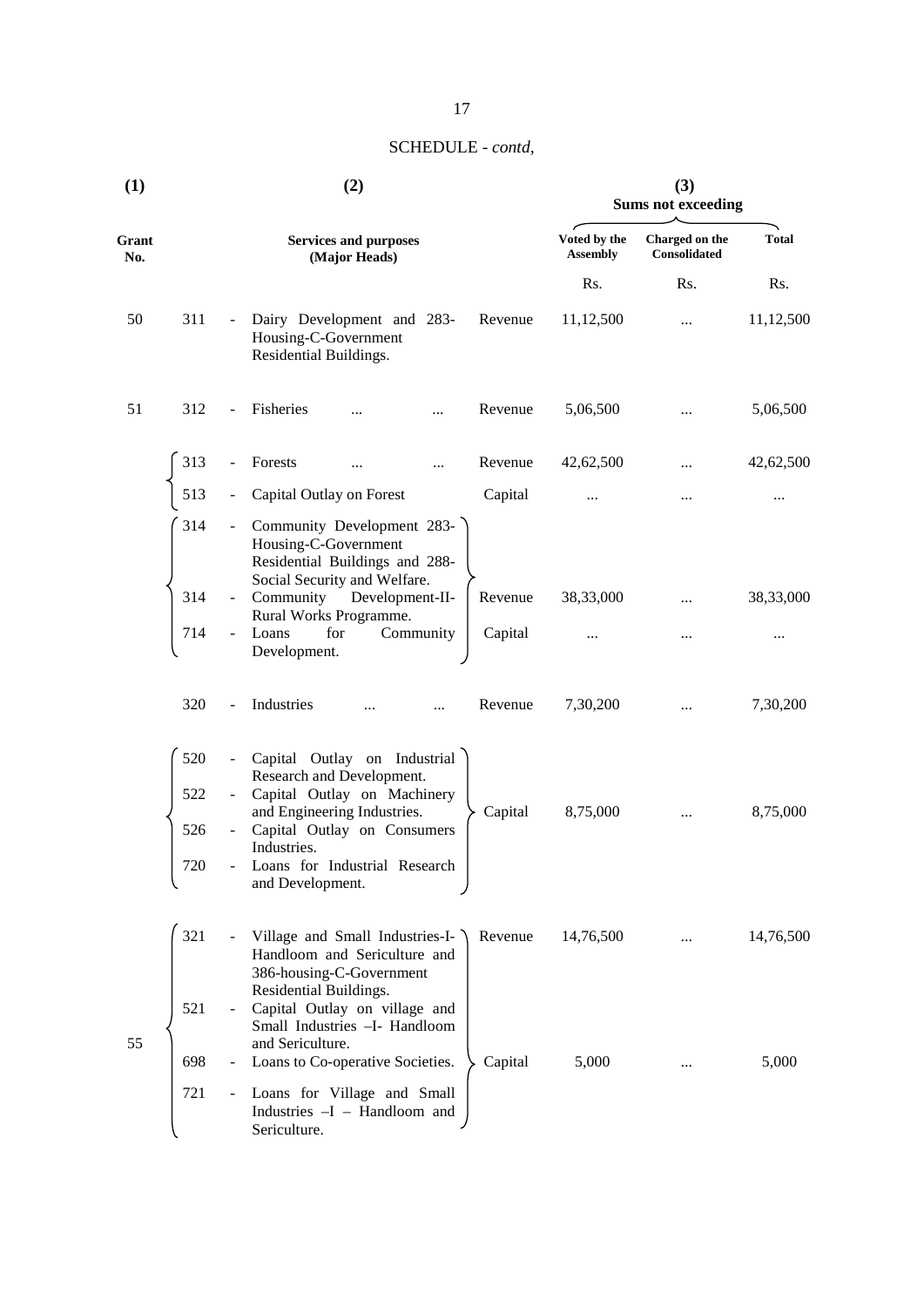SCHEDULE - *contd,*

| (1) | | | (2) | | (3) Sums not exceeding | | |
|---|---|---|---|---|---|---|---|
| Grant No. | | | Services and purposes (Major Heads) | | Voted by the Assembly | Charged on the Consolidated | Total |
| | | | | | Rs. | Rs. | Rs. |
| 50 | 311 | - | Dairy Development and 283-Housing-C-Government Residential Buildings. | Revenue | 11,12,500 | ... | 11,12,500 |
| 51 | 312 | - | Fisheries ... ... | Revenue | 5,06,500 | ... | 5,06,500 |
| | 313 | - | Forests ... ... | Revenue | 42,62,500 | ... | 42,62,500 |
| | 513 | - | Capital Outlay on Forest | Capital | ... | ... | ... |
| | 314 | - | Community Development 283-Housing-C-Government Residential Buildings and 288-Social Security and Welfare. | | | | |
| | 314 | - | Community Development-II-Rural Works Programme. | Revenue | 38,33,000 | ... | 38,33,000 |
| | 714 | - | Loans for Community Development. | Capital | ... | ... | ... |
| | 320 | - | Industries ... ... | Revenue | 7,30,200 | ... | 7,30,200 |
| | 520 | - | Capital Outlay on Industrial Research and Development. | | | | |
| | 522 | - | Capital Outlay on Machinery and Engineering Industries. | Capital | 8,75,000 | ... | 8,75,000 |
| | 526 | - | Capital Outlay on Consumers Industries. | | | | |
| | 720 | - | Loans for Industrial Research and Development. | | | | |
| 55 | 321 | - | Village and Small Industries-I-Handloom and Sericulture and 386-housing-C-Government Residential Buildings. | Revenue | 14,76,500 | ... | 14,76,500 |
| | 521 | - | Capital Outlay on village and Small Industries –I- Handloom and Sericulture. | | | | |
| | 698 | - | Loans to Co-operative Societies. | Capital | 5,000 | ... | 5,000 |
| | 721 | - | Loans for Village and Small Industries –I – Handloom and Sericulture. | | | | |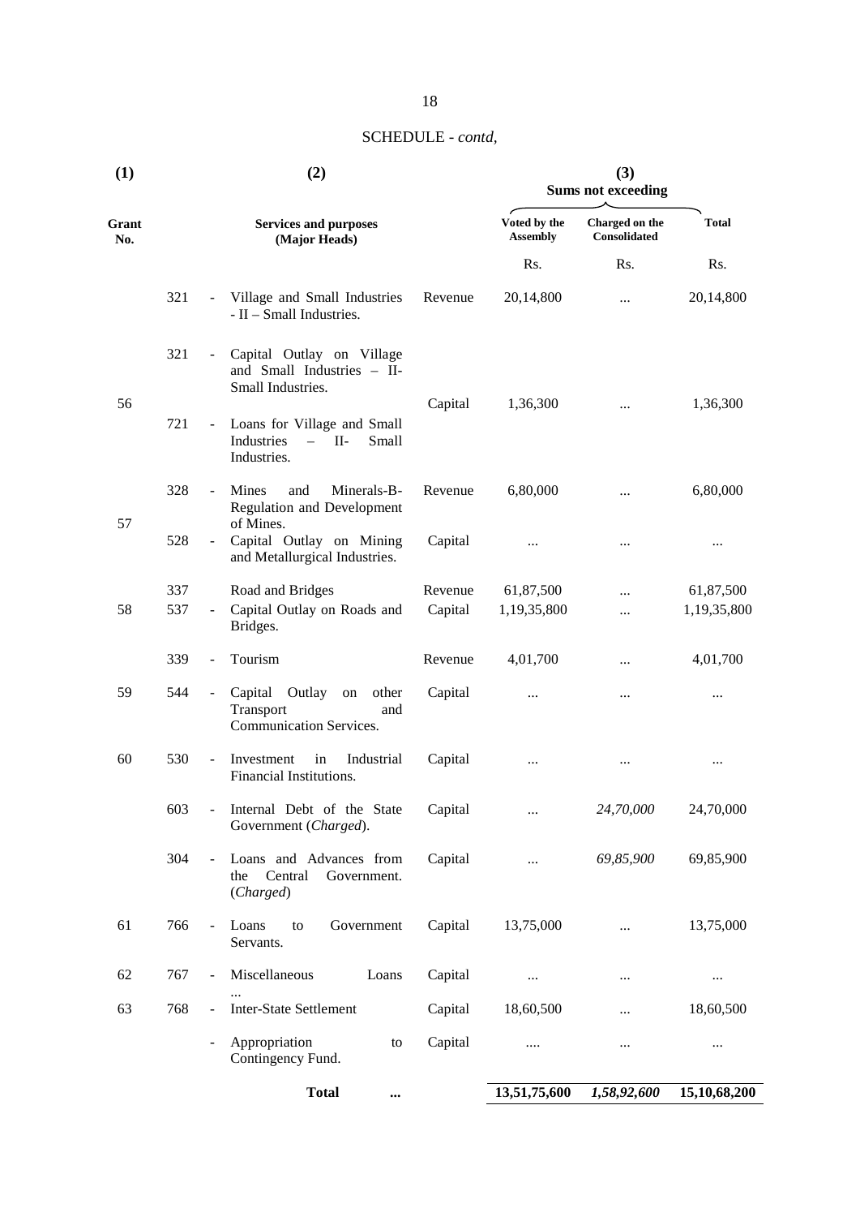SCHEDULE - *contd*,

| (1) | | (2) | | (3) Sums not exceeding | | |
|---|---|---|---|---|---|---|
| Grant No. | | Services and purposes (Major Heads) | | Voted by the Assembly | Charged on the Consolidated | Total |
| | | | | Rs. | Rs. | Rs. |
| | 321 | - Village and Small Industries - II – Small Industries. | Revenue | 20,14,800 | ... | 20,14,800 |
| 56 | 321 | - Capital Outlay on Village and Small Industries – II- Small Industries. | Capital | 1,36,300 | ... | 1,36,300 |
| | 721 | - Loans for Village and Small Industries – II- Small Industries. | | | | |
| 57 | 328 | - Mines and Minerals-B- Regulation and Development of Mines. | Revenue | 6,80,000 | ... | 6,80,000 |
| | 528 | - Capital Outlay on Mining and Metallurgical Industries. | Capital | ... | ... | ... |
| 58 | 337 | Road and Bridges | Revenue | 61,87,500 | ... | 61,87,500 |
| | 537 | - Capital Outlay on Roads and Bridges. | Capital | 1,19,35,800 | ... | 1,19,35,800 |
| 59 | 339 | - Tourism | Revenue | 4,01,700 | ... | 4,01,700 |
| | 544 | - Capital Outlay on other Transport and Communication Services. | Capital | ... | ... | ... |
| 60 | 530 | - Investment in Industrial Financial Institutions. | Capital | ... | ... | ... |
| | 603 | - Internal Debt of the State Government (*Charged*). | Capital | ... | *24,70,000* | 24,70,000 |
| | 304 | - Loans and Advances from the Central Government. (*Charged*) | Capital | ... | *69,85,900* | 69,85,900 |
| 61 | 766 | - Loans to Government Servants. | Capital | 13,75,000 | ... | 13,75,000 |
| 62 | 767 | - Miscellaneous Loans ... | Capital | ... | ... | ... |
| 63 | 768 | - Inter-State Settlement | Capital | 18,60,500 | ... | 18,60,500 |
| | | - Appropriation to Contingency Fund. | Capital | .... | ... | ... |
| | | **Total** ... | | **13,51,75,600** | ***1,58,92,600*** | **15,10,68,200** |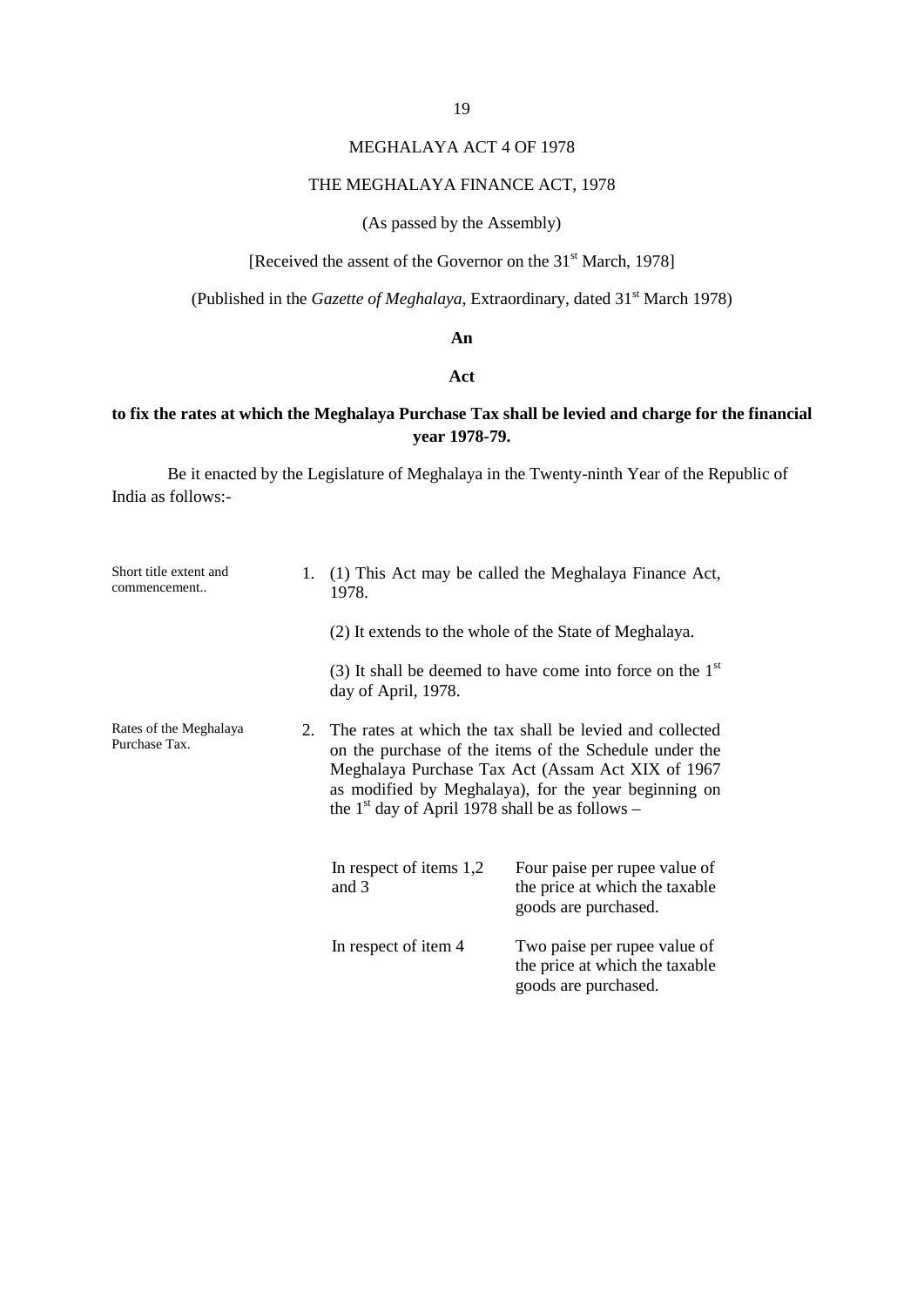# MEGHALAYA ACT 4 OF 1978

## THE MEGHALAYA FINANCE ACT, 1978

(As passed by the Assembly)

[Received the assent of the Governor on the 31st March, 1978]

(Published in the *Gazette of Meghalaya*, Extraordinary, dated 31st March 1978)

**An**

**Act**

**to fix the rates at which the Meghalaya Purchase Tax shall be levied and charge for the financial year 1978-79.**

Be it enacted by the Legislature of Meghalaya in the Twenty-ninth Year of the Republic of India as follows:-

Short title extent and commencement..

1. (1) This Act may be called the Meghalaya Finance Act, 1978.

   (2) It extends to the whole of the State of Meghalaya.

   (3) It shall be deemed to have come into force on the 1st day of April, 1978.

Rates of the Meghalaya Purchase Tax.

2. The rates at which the tax shall be levied and collected on the purchase of the items of the Schedule under the Meghalaya Purchase Tax Act (Assam Act XIX of 1967 as modified by Meghalaya), for the year beginning on the 1st day of April 1978 shall be as follows –

| | |
|---|---|
| In respect of items 1,2 and 3 | Four paise per rupee value of the price at which the taxable goods are purchased. |
| In respect of item 4 | Two paise per rupee value of the price at which the taxable goods are purchased. |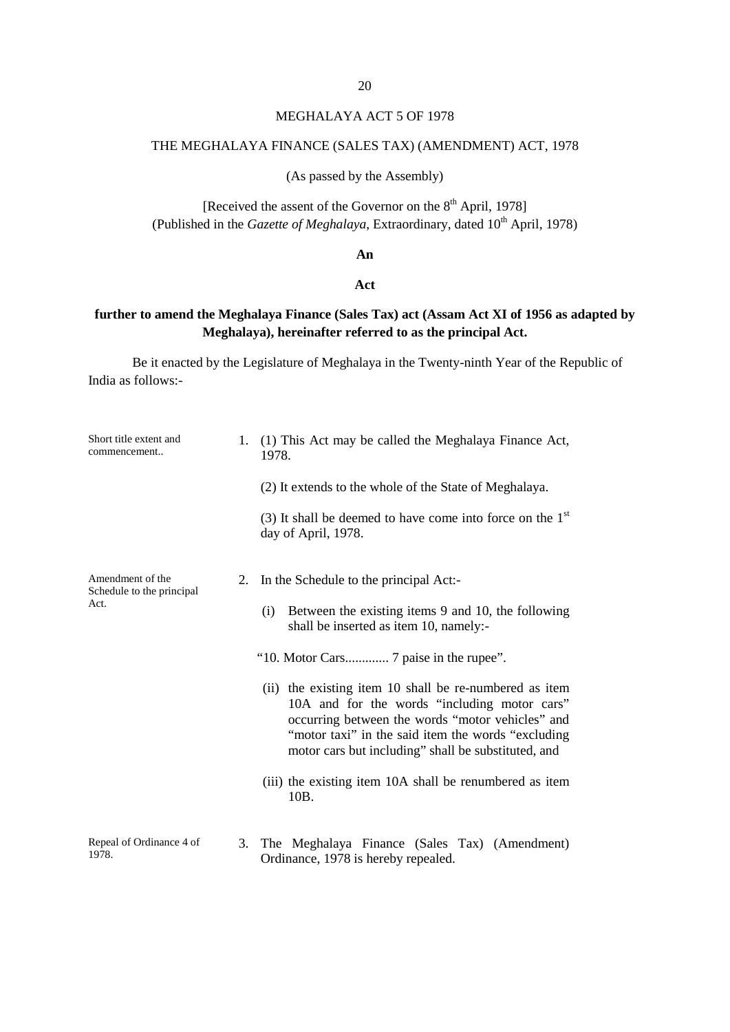# MEGHALAYA ACT 5 OF 1978

## THE MEGHALAYA FINANCE (SALES TAX) (AMENDMENT) ACT, 1978

(As passed by the Assembly)

[Received the assent of the Governor on the 8th April, 1978]
(Published in the *Gazette of Meghalaya*, Extraordinary, dated 10th April, 1978)

**An**

**Act**

**further to amend the Meghalaya Finance (Sales Tax) act (Assam Act XI of 1956 as adapted by Meghalaya), hereinafter referred to as the principal Act.**

Be it enacted by the Legislature of Meghalaya in the Twenty-ninth Year of the Republic of India as follows:-

Short title extent and commencement..

1. (1) This Act may be called the Meghalaya Finance Act, 1978.

   (2) It extends to the whole of the State of Meghalaya.

   (3) It shall be deemed to have come into force on the 1st day of April, 1978.

Amendment of the Schedule to the principal Act.

2. In the Schedule to the principal Act:-

   (i) Between the existing items 9 and 10, the following shall be inserted as item 10, namely:-

   "10. Motor Cars............. 7 paise in the rupee".

   (ii) the existing item 10 shall be re-numbered as item 10A and for the words "including motor cars" occurring between the words "motor vehicles" and "motor taxi" in the said item the words "excluding motor cars but including" shall be substituted, and

   (iii) the existing item 10A shall be renumbered as item 10B.

Repeal of Ordinance 4 of 1978.

3. The Meghalaya Finance (Sales Tax) (Amendment) Ordinance, 1978 is hereby repealed.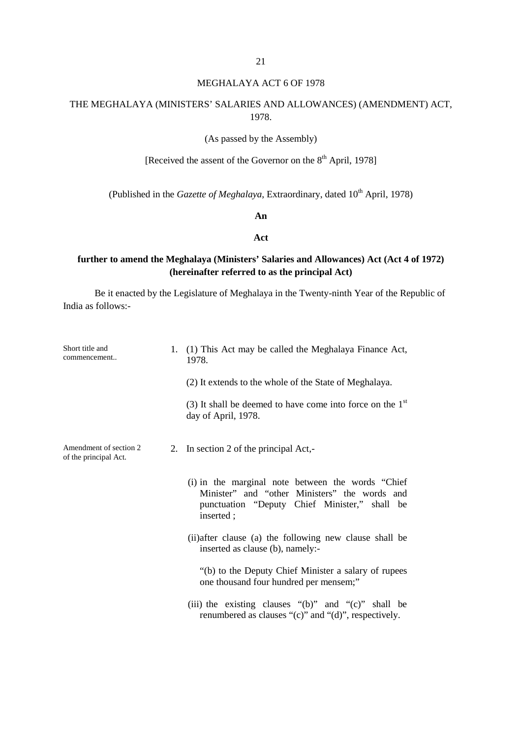# MEGHALAYA ACT 6 OF 1978

## THE MEGHALAYA (MINISTERS' SALARIES AND ALLOWANCES) (AMENDMENT) ACT, 1978.

(As passed by the Assembly)

[Received the assent of the Governor on the 8th April, 1978]

(Published in the *Gazette of Meghalaya*, Extraordinary, dated 10th April, 1978)

**An**

**Act**

**further to amend the Meghalaya (Ministers' Salaries and Allowances) Act (Act 4 of 1972) (hereinafter referred to as the principal Act)**

Be it enacted by the Legislature of Meghalaya in the Twenty-ninth Year of the Republic of India as follows:-

Short title and commencement..

1. (1) This Act may be called the Meghalaya Finance Act, 1978.

   (2) It extends to the whole of the State of Meghalaya.

   (3) It shall be deemed to have come into force on the 1st day of April, 1978.

Amendment of section 2 of the principal Act.

2. In section 2 of the principal Act,-

   (i) in the marginal note between the words "Chief Minister" and "other Ministers" the words and punctuation "Deputy Chief Minister," shall be inserted ;

   (ii)after clause (a) the following new clause shall be inserted as clause (b), namely:-

   "(b) to the Deputy Chief Minister a salary of rupees one thousand four hundred per mensem;"

   (iii) the existing clauses "(b)" and "(c)" shall be renumbered as clauses "(c)" and "(d)", respectively.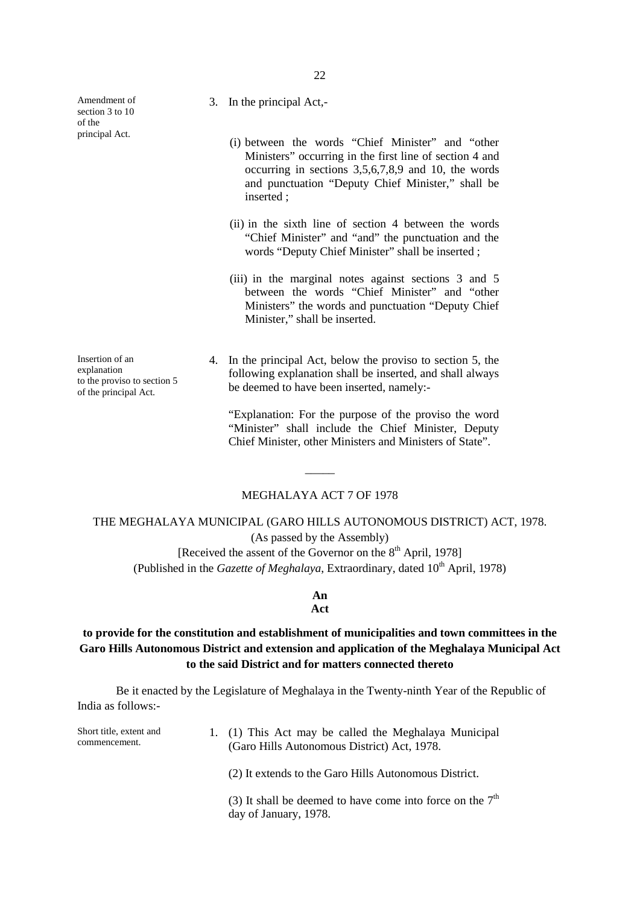Amendment of section 3 to 10 of the principal Act.

3. In the principal Act,-

(i) between the words "Chief Minister" and "other Ministers" occurring in the first line of section 4 and occurring in sections 3,5,6,7,8,9 and 10, the words and punctuation "Deputy Chief Minister," shall be inserted ;

(ii) in the sixth line of section 4 between the words "Chief Minister" and "and" the punctuation and the words "Deputy Chief Minister" shall be inserted ;

(iii) in the marginal notes against sections 3 and 5 between the words "Chief Minister" and "other Ministers" the words and punctuation "Deputy Chief Minister," shall be inserted.

Insertion of an explanation to the proviso to section 5 of the principal Act.

4. In the principal Act, below the proviso to section 5, the following explanation shall be inserted, and shall always be deemed to have been inserted, namely:-

"Explanation: For the purpose of the proviso the word "Minister" shall include the Chief Minister, Deputy Chief Minister, other Ministers and Ministers of State".

_____

MEGHALAYA ACT 7 OF 1978

THE MEGHALAYA MUNICIPAL (GARO HILLS AUTONOMOUS DISTRICT) ACT, 1978.

(As passed by the Assembly)

[Received the assent of the Governor on the 8th April, 1978]

(Published in the *Gazette of Meghalaya*, Extraordinary, dated 10th April, 1978)

**An**
**Act**

**to provide for the constitution and establishment of municipalities and town committees in the Garo Hills Autonomous District and extension and application of the Meghalaya Municipal Act to the said District and for matters connected thereto**

Be it enacted by the Legislature of Meghalaya in the Twenty-ninth Year of the Republic of India as follows:-

Short title, extent and commencement.

1. (1) This Act may be called the Meghalaya Municipal (Garo Hills Autonomous District) Act, 1978.

(2) It extends to the Garo Hills Autonomous District.

(3) It shall be deemed to have come into force on the 7th day of January, 1978.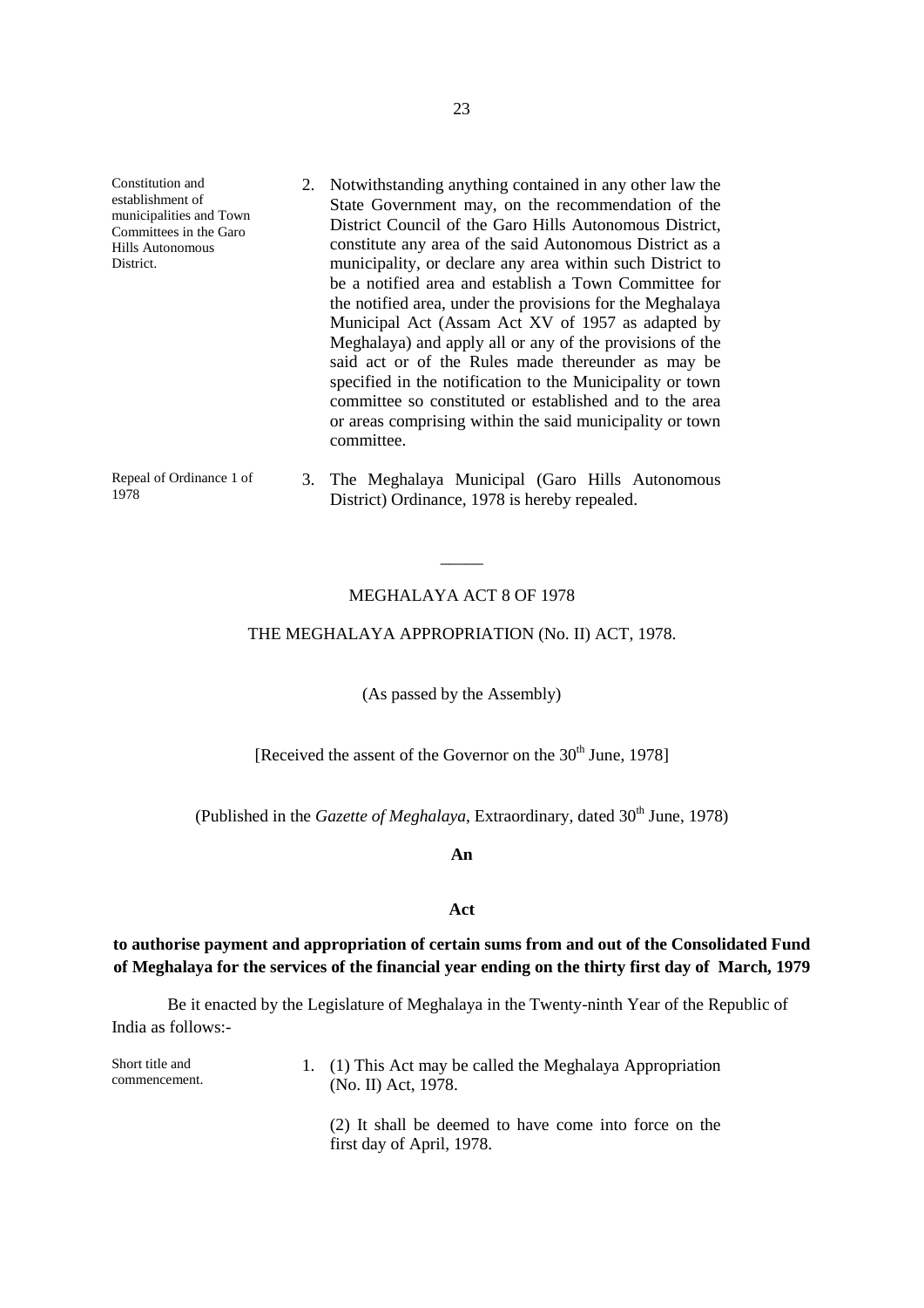Constitution and establishment of municipalities and Town Committees in the Garo Hills Autonomous District.

2. Notwithstanding anything contained in any other law the State Government may, on the recommendation of the District Council of the Garo Hills Autonomous District, constitute any area of the said Autonomous District as a municipality, or declare any area within such District to be a notified area and establish a Town Committee for the notified area, under the provisions for the Meghalaya Municipal Act (Assam Act XV of 1957 as adapted by Meghalaya) and apply all or any of the provisions of the said act or of the Rules made thereunder as may be specified in the notification to the Municipality or town committee so constituted or established and to the area or areas comprising within the said municipality or town committee.

Repeal of Ordinance 1 of 1978

3. The Meghalaya Municipal (Garo Hills Autonomous District) Ordinance, 1978 is hereby repealed.

-----

## MEGHALAYA ACT 8 OF 1978

## THE MEGHALAYA APPROPRIATION (No. II) ACT, 1978.

(As passed by the Assembly)

[Received the assent of the Governor on the 30th June, 1978]

(Published in the *Gazette of Meghalaya*, Extraordinary, dated 30th June, 1978)

**An**

**Act**

**to authorise payment and appropriation of certain sums from and out of the Consolidated Fund of Meghalaya for the services of the financial year ending on the thirty first day of March, 1979**

Be it enacted by the Legislature of Meghalaya in the Twenty-ninth Year of the Republic of India as follows:-

Short title and commencement.

1. (1) This Act may be called the Meghalaya Appropriation (No. II) Act, 1978.

(2) It shall be deemed to have come into force on the first day of April, 1978.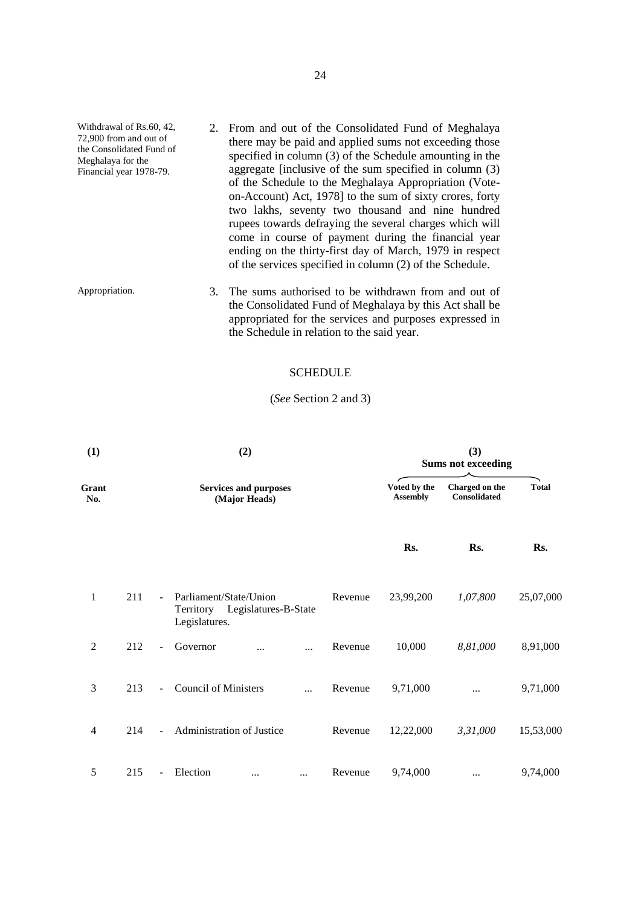Withdrawal of Rs.60, 42, 72,900 from and out of the Consolidated Fund of Meghalaya for the Financial year 1978-79.

2. From and out of the Consolidated Fund of Meghalaya there may be paid and applied sums not exceeding those specified in column (3) of the Schedule amounting in the aggregate [inclusive of the sum specified in column (3) of the Schedule to the Meghalaya Appropriation (Vote-on-Account) Act, 1978] to the sum of sixty crores, forty two lakhs, seventy two thousand and nine hundred rupees towards defraying the several charges which will come in course of payment during the financial year ending on the thirty-first day of March, 1979 in respect of the services specified in column (2) of the Schedule.

Appropriation.

3. The sums authorised to be withdrawn from and out of the Consolidated Fund of Meghalaya by this Act shall be appropriated for the services and purposes expressed in the Schedule in relation to the said year.

## SCHEDULE

(*See* Section 2 and 3)

| (1) | | (2) | | (3) Sums not exceeding | | |
|---|---|---|---|---|---|---|
| **Grant No.** | | **Services and purposes (Major Heads)** | | **Voted by the Assembly** | **Charged on the Consolidated** | **Total** |
| | | | | **Rs.** | **Rs.** | **Rs.** |
| 1 | 211 | - Parliament/State/Union Territory Legislatures-B-State Legislatures. | Revenue | 23,99,200 | *1,07,800* | 25,07,000 |
| 2 | 212 | - Governor ... ... | Revenue | 10,000 | *8,81,000* | 8,91,000 |
| 3 | 213 | - Council of Ministers ... | Revenue | 9,71,000 | ... | 9,71,000 |
| 4 | 214 | - Administration of Justice | Revenue | 12,22,000 | *3,31,000* | 15,53,000 |
| 5 | 215 | - Election ... ... | Revenue | 9,74,000 | ... | 9,74,000 |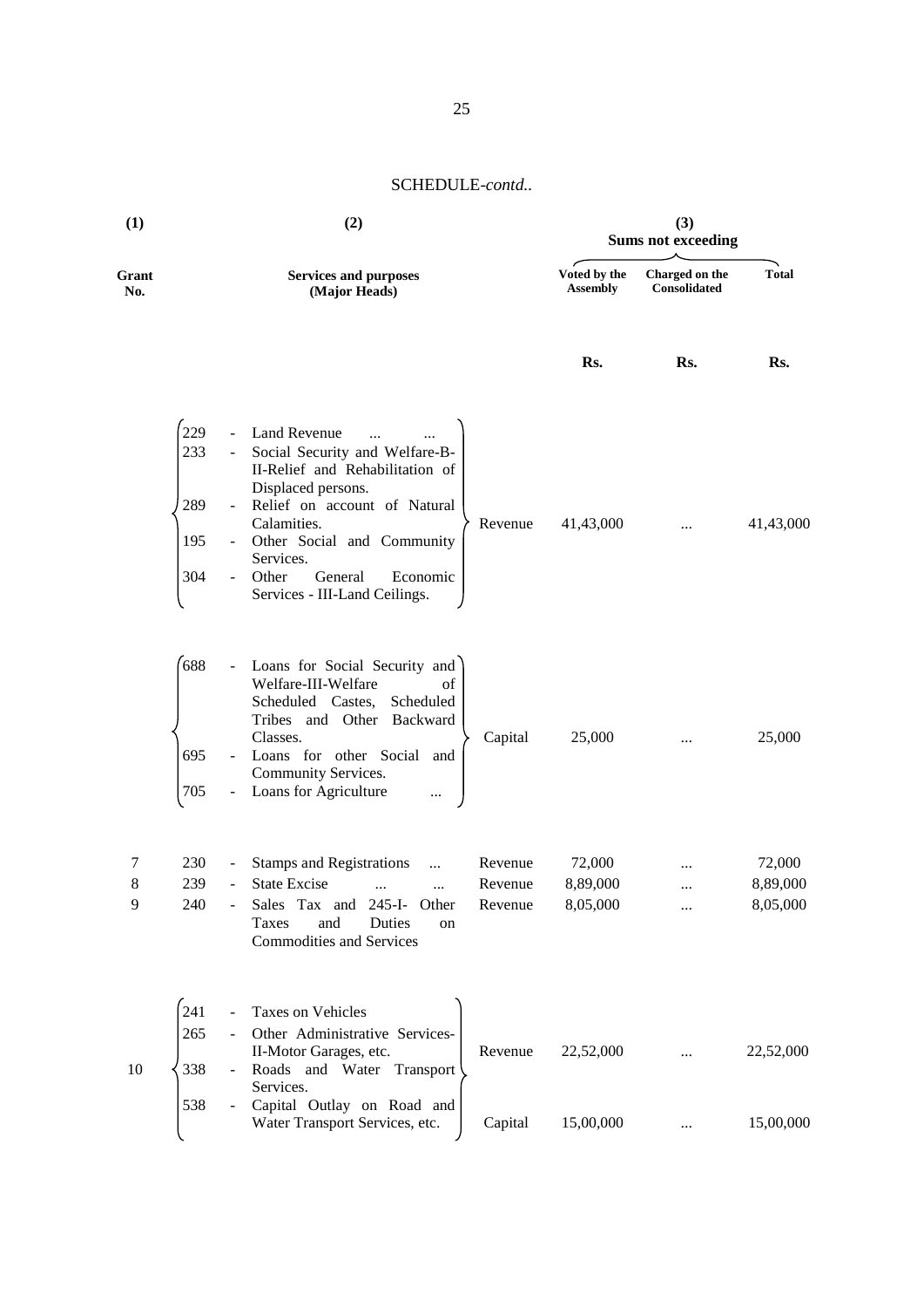SCHEDULE-*contd..*

| (1) | (2) | | | (3) Sums not exceeding | | |
|---|---|---|---|---|---|---|
| Grant No. | Services and purposes (Major Heads) | | | Voted by the Assembly | Charged on the Consolidated | Total |
| | | | | Rs. | Rs. | Rs. |
| | 229 | - Land Revenue ... ... <br> 233 - Social Security and Welfare-B-II-Relief and Rehabilitation of Displaced persons. <br> 289 - Relief on account of Natural Calamities. <br> 195 - Other Social and Community Services. <br> 304 - Other General Economic Services - III-Land Ceilings. | Revenue | 41,43,000 | ... | 41,43,000 |
| | 688 | - Loans for Social Security and Welfare-III-Welfare of Scheduled Castes, Scheduled Tribes and Other Backward Classes. <br> 695 - Loans for other Social and Community Services. <br> 705 - Loans for Agriculture ... | Capital | 25,000 | ... | 25,000 |
| 7 | 230 | - Stamps and Registrations ... | Revenue | 72,000 | ... | 72,000 |
| 8 | 239 | - State Excise ... ... | Revenue | 8,89,000 | ... | 8,89,000 |
| 9 | 240 | - Sales Tax and 245-I- Other Taxes and Duties on Commodities and Services | Revenue | 8,05,000 | ... | 8,05,000 |
| 10 | 241 | - Taxes on Vehicles <br> 265 - Other Administrative Services-II-Motor Garages, etc. <br> 338 - Roads and Water Transport Services. | Revenue | 22,52,000 | ... | 22,52,000 |
| | 538 | - Capital Outlay on Road and Water Transport Services, etc. | Capital | 15,00,000 | ... | 15,00,000 |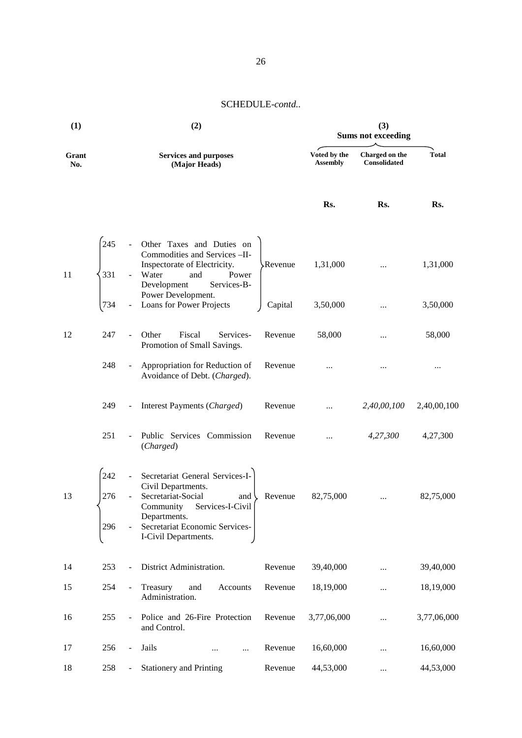SCHEDULE-*contd..*

| (1) | | (2) | | (3) Sums not exceeding | | |
|---|---|---|---|---|---|---|
| Grant No. | | Services and purposes (Major Heads) | | Voted by the Assembly | Charged on the Consolidated | Total |
| | | | | Rs. | Rs. | Rs. |
| 11 | 245 | - Other Taxes and Duties on Commodities and Services –II-Inspectorate of Electricity. | Revenue | 1,31,000 | ... | 1,31,000 |
| | 331 | - Water and Power Development Services-B-Power Development. | | | | |
| | 734 | - Loans for Power Projects | Capital | 3,50,000 | ... | 3,50,000 |
| 12 | 247 | - Other Fiscal Services-Promotion of Small Savings. | Revenue | 58,000 | ... | 58,000 |
| | 248 | - Appropriation for Reduction of Avoidance of Debt. (*Charged*). | Revenue | ... | ... | ... |
| | 249 | - Interest Payments (*Charged*) | Revenue | ... | *2,40,00,100* | 2,40,00,100 |
| | 251 | - Public Services Commission (*Charged*) | Revenue | ... | *4,27,300* | 4,27,300 |
| 13 | 242 | - Secretariat General Services-I-Civil Departments. | Revenue | 82,75,000 | ... | 82,75,000 |
| | 276 | - Secretariat-Social and Community Services-I-Civil Departments. | | | | |
| | 296 | - Secretariat Economic Services-I-Civil Departments. | | | | |
| 14 | 253 | - District Administration. | Revenue | 39,40,000 | ... | 39,40,000 |
| 15 | 254 | - Treasury and Accounts Administration. | Revenue | 18,19,000 | ... | 18,19,000 |
| 16 | 255 | - Police and 26-Fire Protection and Control. | Revenue | 3,77,06,000 | ... | 3,77,06,000 |
| 17 | 256 | - Jails ... ... | Revenue | 16,60,000 | ... | 16,60,000 |
| 18 | 258 | - Stationery and Printing | Revenue | 44,53,000 | ... | 44,53,000 |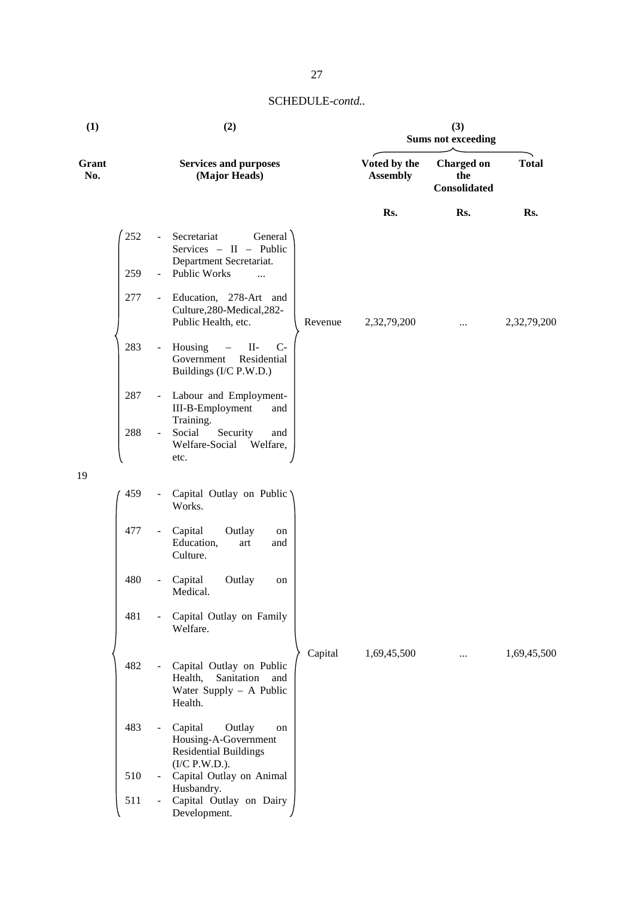SCHEDULE-*contd..*

| (1) | (2) | | (3) Sums not exceeding | | |
|---|---|---|---|---|---|
| Grant No. | Services and purposes (Major Heads) | | Voted by the Assembly | Charged on the Consolidated | Total |
| | | | Rs. | Rs. | Rs. |
| 19 | 252 - Secretariat General Services – II – Public Department Secretariat.<br>259 - Public Works ...<br>277 - Education, 278-Art and Culture,280-Medical,282-Public Health, etc.<br>283 - Housing – II- C- Government Residential Buildings (I/C P.W.D.)<br>287 - Labour and Employment-III-B-Employment and Training.<br>288 - Social Security and Welfare-Social Welfare, etc. | Revenue | 2,32,79,200 | ... | 2,32,79,200 |
| | 459 - Capital Outlay on Public Works.<br>477 - Capital Outlay on Education, art and Culture.<br>480 - Capital Outlay on Medical.<br>481 - Capital Outlay on Family Welfare.<br>482 - Capital Outlay on Public Health, Sanitation and Water Supply – A Public Health.<br>483 - Capital Outlay on Housing-A-Government Residential Buildings (I/C P.W.D.).<br>510 - Capital Outlay on Animal Husbandry.<br>511 - Capital Outlay on Dairy Development. | Capital | 1,69,45,500 | ... | 1,69,45,500 |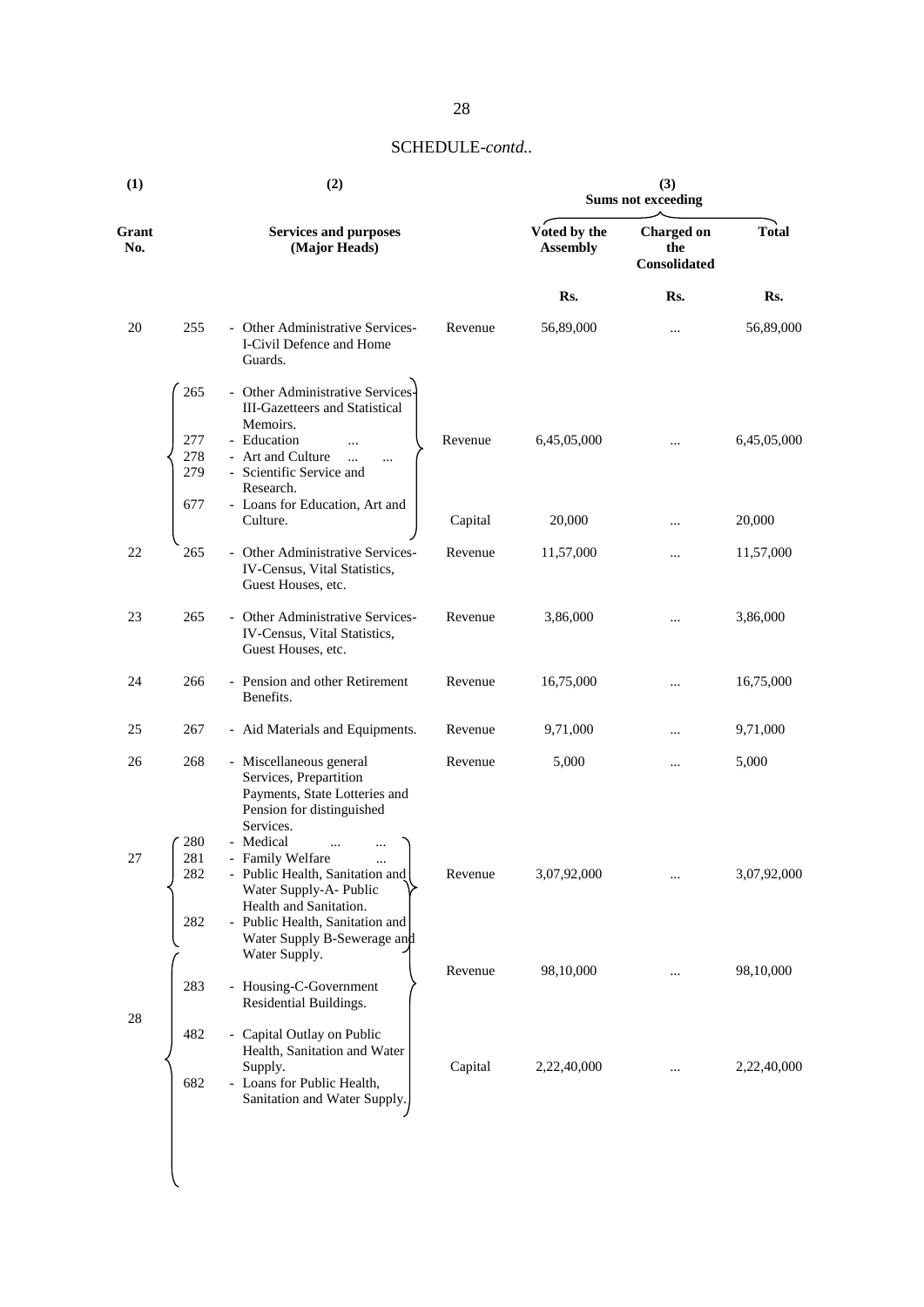SCHEDULE-*contd..*

| (1) | | (2) | | (3) Sums not exceeding | | |
|---|---|---|---|---|---|---|
| Grant No. | | Services and purposes (Major Heads) | | Voted by the Assembly | Charged on the Consolidated | Total |
| | | | | Rs. | Rs. | Rs. |
| 20 | 255 | - Other Administrative Services-I-Civil Defence and Home Guards. | Revenue | 56,89,000 | ... | 56,89,000 |
| | 265 | - Other Administrative Services-III-Gazetteers and Statistical Memoirs. | | | | |
| | 277 | - Education ... | Revenue | 6,45,05,000 | ... | 6,45,05,000 |
| | 278 | - Art and Culture ... ... | | | | |
| | 279 | - Scientific Service and Research. | | | | |
| | 677 | - Loans for Education, Art and Culture. | Capital | 20,000 | ... | 20,000 |
| 22 | 265 | - Other Administrative Services-IV-Census, Vital Statistics, Guest Houses, etc. | Revenue | 11,57,000 | ... | 11,57,000 |
| 23 | 265 | - Other Administrative Services-IV-Census, Vital Statistics, Guest Houses, etc. | Revenue | 3,86,000 | ... | 3,86,000 |
| 24 | 266 | - Pension and other Retirement Benefits. | Revenue | 16,75,000 | ... | 16,75,000 |
| 25 | 267 | - Aid Materials and Equipments. | Revenue | 9,71,000 | ... | 9,71,000 |
| 26 | 268 | - Miscellaneous general Services, Prepartition Payments, State Lotteries and Pension for distinguished Services. | Revenue | 5,000 | ... | 5,000 |
| | 280 | - Medical ... ... | | | | |
| 27 | 281 | - Family Welfare ... | | | | |
| | 282 | - Public Health, Sanitation and Water Supply-A- Public Health and Sanitation. | Revenue | 3,07,92,000 | ... | 3,07,92,000 |
| | 282 | - Public Health, Sanitation and Water Supply B-Sewerage and Water Supply. | | | | |
| 28 | 283 | - Housing-C-Government Residential Buildings. | Revenue | 98,10,000 | ... | 98,10,000 |
| | 482 | - Capital Outlay on Public Health, Sanitation and Water Supply. | Capital | 2,22,40,000 | ... | 2,22,40,000 |
| | 682 | - Loans for Public Health, Sanitation and Water Supply. | | | | |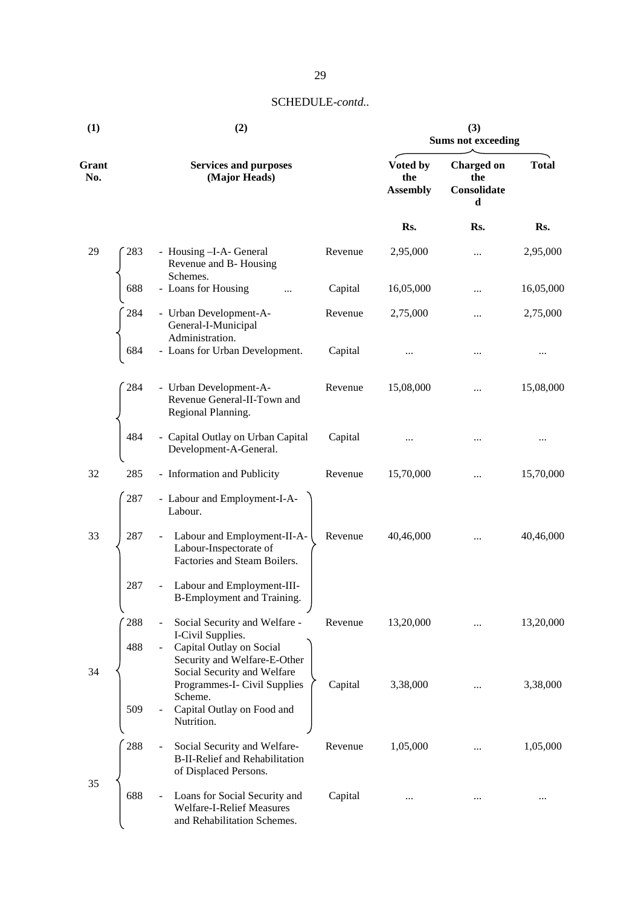SCHEDULE-*contd..*

| (1) | | (2) | | (3) Sums not exceeding | | |
|---|---|---|---|---|---|---|
| Grant No. | | Services and purposes (Major Heads) | | Voted by the Assembly | Charged on the Consolidated | Total |
| | | | | Rs. | Rs. | Rs. |
| 29 | 283 | - Housing –I-A- General Revenue and B- Housing Schemes. | Revenue | 2,95,000 | ... | 2,95,000 |
| | 688 | - Loans for Housing ... | Capital | 16,05,000 | ... | 16,05,000 |
| | 284 | - Urban Development-A-General-I-Municipal Administration. | Revenue | 2,75,000 | ... | 2,75,000 |
| | 684 | - Loans for Urban Development. | Capital | ... | ... | ... |
| | 284 | - Urban Development-A-Revenue General-II-Town and Regional Planning. | Revenue | 15,08,000 | ... | 15,08,000 |
| | 484 | - Capital Outlay on Urban Capital Development-A-General. | Capital | ... | ... | ... |
| 32 | 285 | - Information and Publicity | Revenue | 15,70,000 | ... | 15,70,000 |
| 33 | 287 | - Labour and Employment-I-A-Labour. | | | | |
| | 287 | - Labour and Employment-II-A-Labour-Inspectorate of Factories and Steam Boilers. | Revenue | 40,46,000 | ... | 40,46,000 |
| | 287 | - Labour and Employment-III-B-Employment and Training. | | | | |
| 34 | 288 | - Social Security and Welfare - I-Civil Supplies. | Revenue | 13,20,000 | ... | 13,20,000 |
| | 488 | - Capital Outlay on Social Security and Welfare-E-Other Social Security and Welfare Programmes-I- Civil Supplies Scheme. | Capital | 3,38,000 | ... | 3,38,000 |
| | 509 | - Capital Outlay on Food and Nutrition. | | | | |
| 35 | 288 | - Social Security and Welfare-B-II-Relief and Rehabilitation of Displaced Persons. | Revenue | 1,05,000 | ... | 1,05,000 |
| | 688 | - Loans for Social Security and Welfare-I-Relief Measures and Rehabilitation Schemes. | Capital | ... | ... | ... |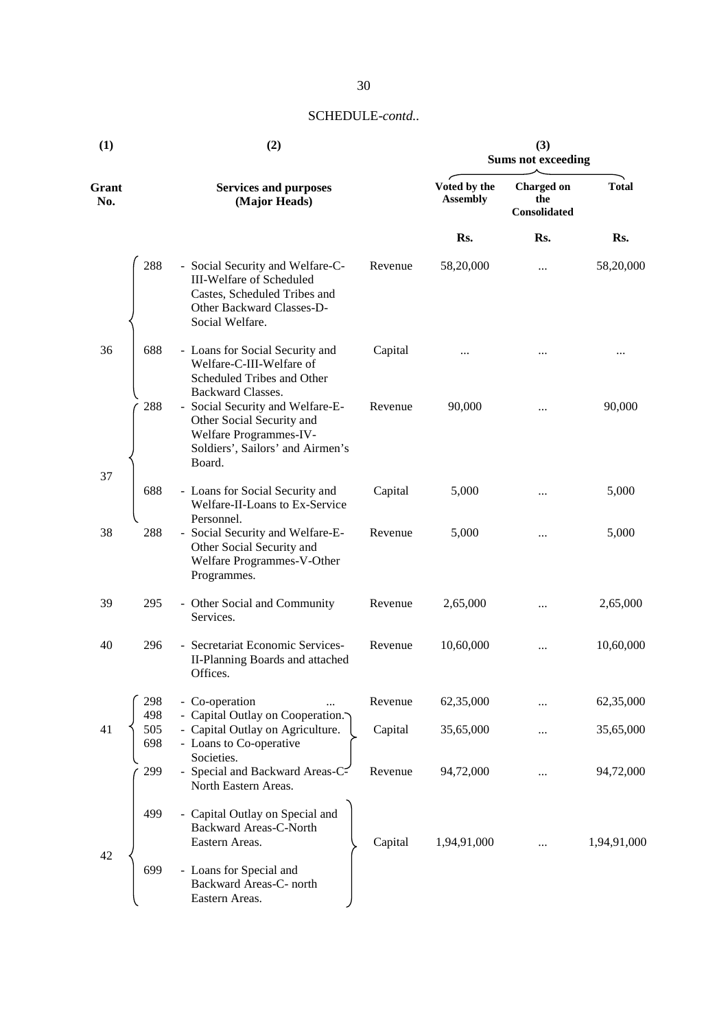SCHEDULE-*contd..*

| (1) | | (2) | | (3) Sums not exceeding | | |
|---|---|---|---|---|---|---|
| Grant No. | | Services and purposes (Major Heads) | | Voted by the Assembly | Charged on the Consolidated | Total |
| | | | | Rs. | Rs. | Rs. |
| 36 | 288 | - Social Security and Welfare-C-III-Welfare of Scheduled Castes, Scheduled Tribes and Other Backward Classes-D-Social Welfare. | Revenue | 58,20,000 | ... | 58,20,000 |
| | 688 | - Loans for Social Security and Welfare-C-III-Welfare of Scheduled Tribes and Other Backward Classes. | Capital | ... | ... | ... |
| 37 | 288 | - Social Security and Welfare-E-Other Social Security and Welfare Programmes-IV-Soldiers', Sailors' and Airmen's Board. | Revenue | 90,000 | ... | 90,000 |
| | 688 | - Loans for Social Security and Welfare-II-Loans to Ex-Service Personnel. | Capital | 5,000 | ... | 5,000 |
| 38 | 288 | - Social Security and Welfare-E-Other Social Security and Welfare Programmes-V-Other Programmes. | Revenue | 5,000 | ... | 5,000 |
| 39 | 295 | - Other Social and Community Services. | Revenue | 2,65,000 | ... | 2,65,000 |
| 40 | 296 | - Secretariat Economic Services-II-Planning Boards and attached Offices. | Revenue | 10,60,000 | ... | 10,60,000 |
| 41 | 298 | - Co-operation ... | Revenue | 62,35,000 | ... | 62,35,000 |
| | 498<br>505<br>698 | - Capital Outlay on Cooperation.<br>- Capital Outlay on Agriculture.<br>- Loans to Co-operative Societies. | Capital | 35,65,000 | ... | 35,65,000 |
| 42 | 299 | - Special and Backward Areas-C-North Eastern Areas. | Revenue | 94,72,000 | ... | 94,72,000 |
| | 499<br>699 | - Capital Outlay on Special and Backward Areas-C-North Eastern Areas.<br>- Loans for Special and Backward Areas-C- north Eastern Areas. | Capital | 1,94,91,000 | ... | 1,94,91,000 |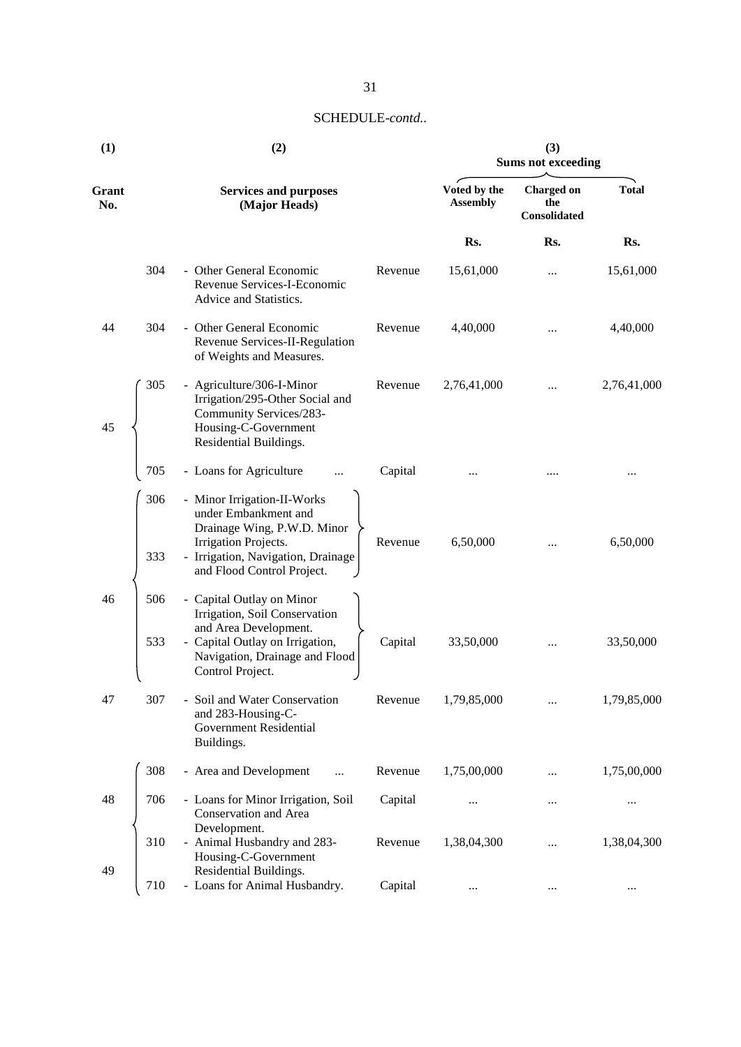SCHEDULE-*contd..*

| (1) | | (2) | | (3) Sums not exceeding | | |
|---|---|---|---|---|---|---|
| Grant No. | | Services and purposes (Major Heads) | | Voted by the Assembly | Charged on the Consolidated | Total |
| | | | | Rs. | Rs. | Rs. |
| | 304 | - Other General Economic Revenue Services-I-Economic Advice and Statistics. | Revenue | 15,61,000 | ... | 15,61,000 |
| 44 | 304 | - Other General Economic Revenue Services-II-Regulation of Weights and Measures. | Revenue | 4,40,000 | ... | 4,40,000 |
| 45 | 305 | - Agriculture/306-I-Minor Irrigation/295-Other Social and Community Services/283-Housing-C-Government Residential Buildings. | Revenue | 2,76,41,000 | ... | 2,76,41,000 |
| | 705 | - Loans for Agriculture ... | Capital | ... | .... | ... |
| 46 | 306 | - Minor Irrigation-II-Works under Embankment and Drainage Wing, P.W.D. Minor Irrigation Projects. | Revenue | 6,50,000 | ... | 6,50,000 |
| | 333 | - Irrigation, Navigation, Drainage and Flood Control Project. | | | | |
| | 506 | - Capital Outlay on Minor Irrigation, Soil Conservation and Area Development. | Capital | 33,50,000 | ... | 33,50,000 |
| | 533 | - Capital Outlay on Irrigation, Navigation, Drainage and Flood Control Project. | | | | |
| 47 | 307 | - Soil and Water Conservation and 283-Housing-C-Government Residential Buildings. | Revenue | 1,79,85,000 | ... | 1,79,85,000 |
| 48 | 308 | - Area and Development ... | Revenue | 1,75,00,000 | ... | 1,75,00,000 |
| | 706 | - Loans for Minor Irrigation, Soil Conservation and Area Development. | Capital | ... | ... | ... |
| 49 | 310 | - Animal Husbandry and 283-Housing-C-Government Residential Buildings. | Revenue | 1,38,04,300 | ... | 1,38,04,300 |
| | 710 | - Loans for Animal Husbandry. | Capital | ... | ... | ... |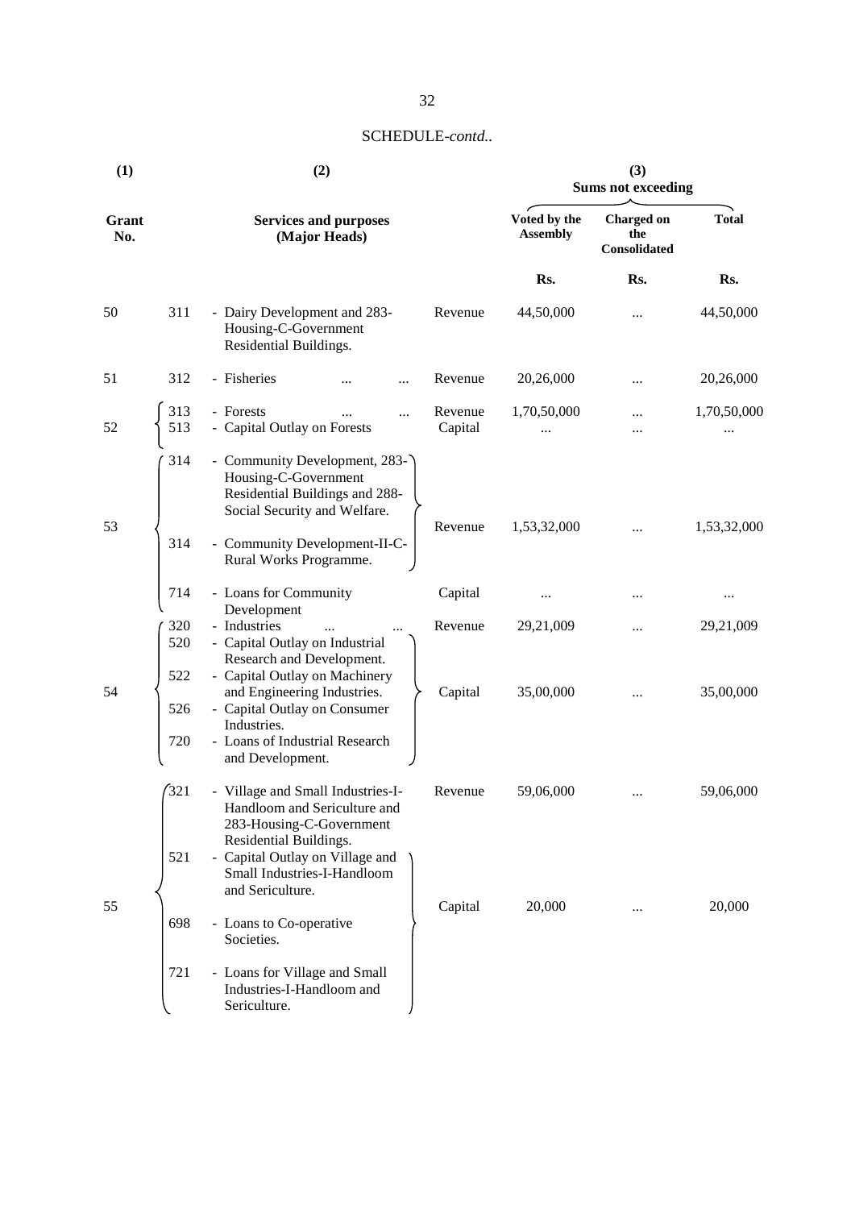SCHEDULE-*contd..*

| (1) | | (2) | | (3) Sums not exceeding | | |
|---|---|---|---|---|---|---|
| Grant No. | | Services and purposes (Major Heads) | | Voted by the Assembly | Charged on the Consolidated | Total |
| | | | | Rs. | Rs. | Rs. |
| 50 | 311 | - Dairy Development and 283-Housing-C-Government Residential Buildings. | Revenue | 44,50,000 | ... | 44,50,000 |
| 51 | 312 | - Fisheries ... ... | Revenue | 20,26,000 | ... | 20,26,000 |
| 52 | 313 | - Forests ... ... | Revenue | 1,70,50,000 | ... | 1,70,50,000 |
| | 513 | - Capital Outlay on Forests | Capital | ... | ... | ... |
| 53 | 314 | - Community Development, 283-Housing-C-Government Residential Buildings and 288-Social Security and Welfare. | Revenue | 1,53,32,000 | ... | 1,53,32,000 |
| | 314 | - Community Development-II-C-Rural Works Programme. | | | | |
| | 714 | - Loans for Community Development | Capital | ... | ... | ... |
| 54 | 320 | - Industries ... ... | Revenue | 29,21,009 | ... | 29,21,009 |
| | 520 | - Capital Outlay on Industrial Research and Development. | Capital | 35,00,000 | ... | 35,00,000 |
| | 522 | - Capital Outlay on Machinery and Engineering Industries. | | | | |
| | 526 | - Capital Outlay on Consumer Industries. | | | | |
| | 720 | - Loans of Industrial Research and Development. | | | | |
| 55 | 321 | - Village and Small Industries-I-Handloom and Sericulture and 283-Housing-C-Government Residential Buildings. | Revenue | 59,06,000 | ... | 59,06,000 |
| | 521 | - Capital Outlay on Village and Small Industries-I-Handloom and Sericulture. | Capital | 20,000 | ... | 20,000 |
| | 698 | - Loans to Co-operative Societies. | | | | |
| | 721 | - Loans for Village and Small Industries-I-Handloom and Sericulture. | | | | |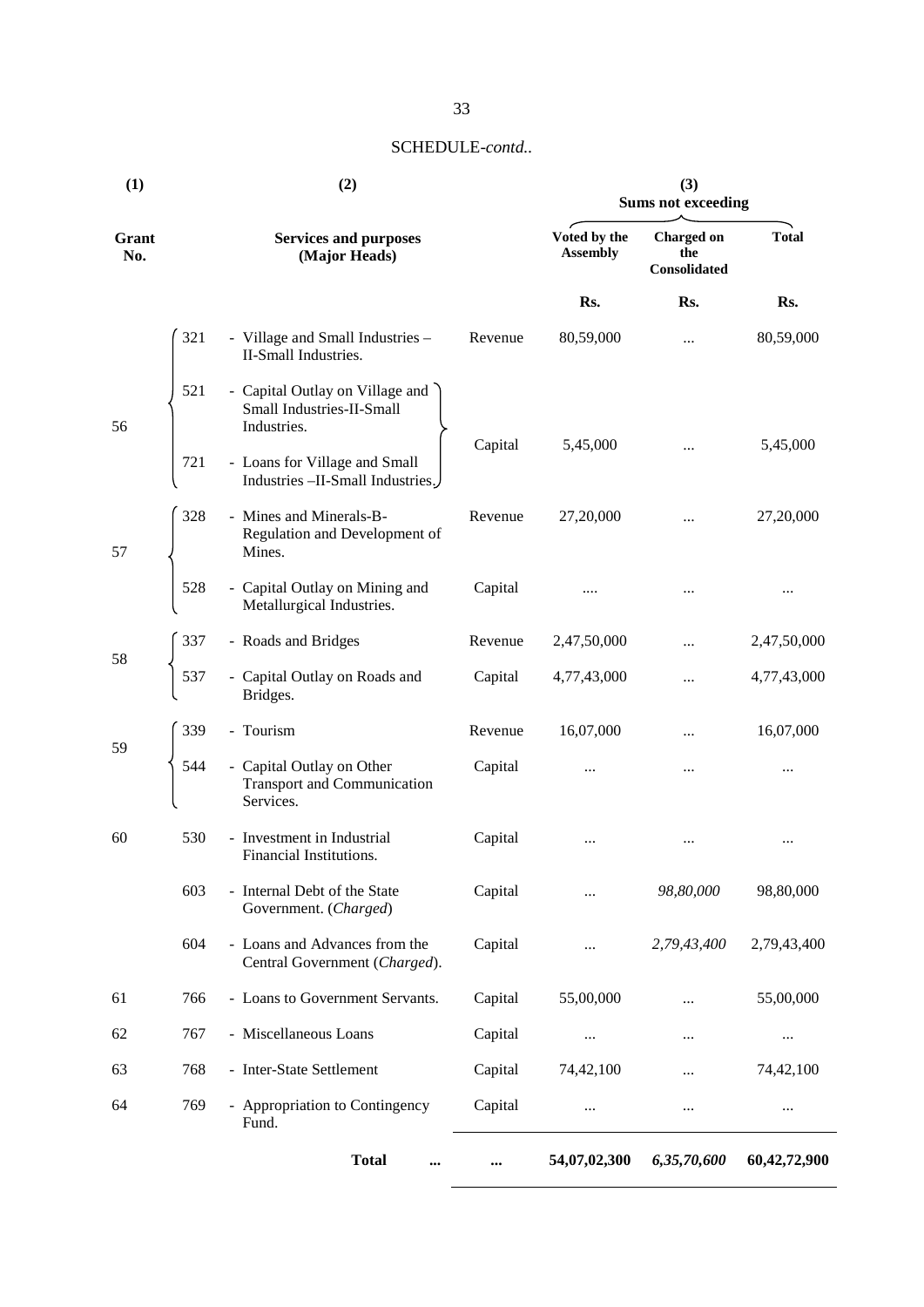SCHEDULE-*contd..*

| (1) | | (2) | | (3) Sums not exceeding | | |
|---|---|---|---|---|---|---|
| Grant No. | | Services and purposes (Major Heads) | | Voted by the Assembly | Charged on the Consolidated | Total |
| | | | | Rs. | Rs. | Rs. |
| 56 | 321 | - Village and Small Industries – II-Small Industries. | Revenue | 80,59,000 | ... | 80,59,000 |
| | 521 | - Capital Outlay on Village and Small Industries-II-Small Industries. | Capital | 5,45,000 | ... | 5,45,000 |
| | 721 | - Loans for Village and Small Industries –II-Small Industries. | | | | |
| 57 | 328 | - Mines and Minerals-B-Regulation and Development of Mines. | Revenue | 27,20,000 | ... | 27,20,000 |
| | 528 | - Capital Outlay on Mining and Metallurgical Industries. | Capital | .... | ... | ... |
| 58 | 337 | - Roads and Bridges | Revenue | 2,47,50,000 | ... | 2,47,50,000 |
| | 537 | - Capital Outlay on Roads and Bridges. | Capital | 4,77,43,000 | ... | 4,77,43,000 |
| 59 | 339 | - Tourism | Revenue | 16,07,000 | ... | 16,07,000 |
| | 544 | - Capital Outlay on Other Transport and Communication Services. | Capital | ... | ... | ... |
| 60 | 530 | - Investment in Industrial Financial Institutions. | Capital | ... | ... | ... |
| | 603 | - Internal Debt of the State Government. (*Charged*) | Capital | ... | *98,80,000* | 98,80,000 |
| | 604 | - Loans and Advances from the Central Government (*Charged*). | Capital | ... | *2,79,43,400* | 2,79,43,400 |
| 61 | 766 | - Loans to Government Servants. | Capital | 55,00,000 | ... | 55,00,000 |
| 62 | 767 | - Miscellaneous Loans | Capital | ... | ... | ... |
| 63 | 768 | - Inter-State Settlement | Capital | 74,42,100 | ... | 74,42,100 |
| 64 | 769 | - Appropriation to Contingency Fund. | Capital | ... | ... | ... |
| | | **Total** ... | ... | **54,07,02,300** | ***6,35,70,600*** | **60,42,72,900** |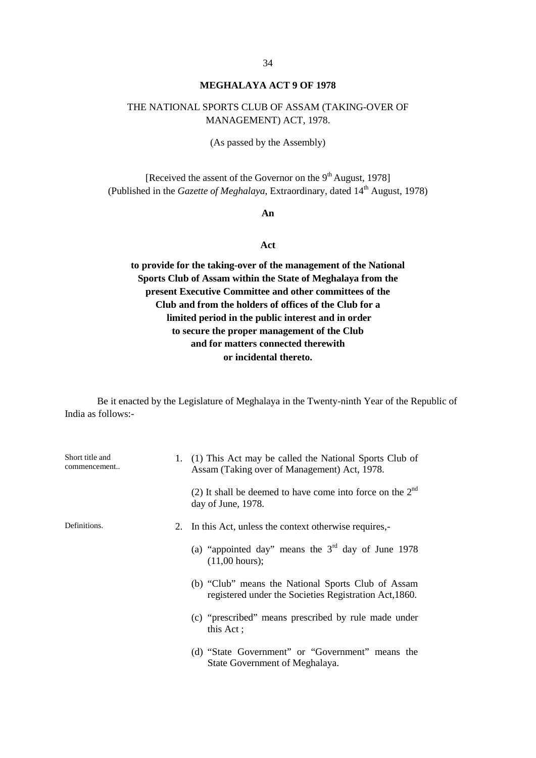## MEGHALAYA ACT 9 OF 1978

THE NATIONAL SPORTS CLUB OF ASSAM (TAKING-OVER OF MANAGEMENT) ACT, 1978.

(As passed by the Assembly)

[Received the assent of the Governor on the 9th August, 1978]
(Published in the *Gazette of Meghalaya*, Extraordinary, dated 14th August, 1978)

**An**

**Act**

**to provide for the taking-over of the management of the National Sports Club of Assam within the State of Meghalaya from the present Executive Committee and other committees of the Club and from the holders of offices of the Club for a limited period in the public interest and in order to secure the proper management of the Club and for matters connected therewith or incidental thereto.**

Be it enacted by the Legislature of Meghalaya in the Twenty-ninth Year of the Republic of India as follows:-

Short title and commencement..

1. (1) This Act may be called the National Sports Club of Assam (Taking over of Management) Act, 1978.

   (2) It shall be deemed to have come into force on the 2nd day of June, 1978.

Definitions.

2. In this Act, unless the context otherwise requires,-

   (a) "appointed day" means the 3rd day of June 1978 (11,00 hours);

   (b) "Club" means the National Sports Club of Assam registered under the Societies Registration Act,1860.

   (c) "prescribed" means prescribed by rule made under this Act ;

   (d) "State Government" or "Government" means the State Government of Meghalaya.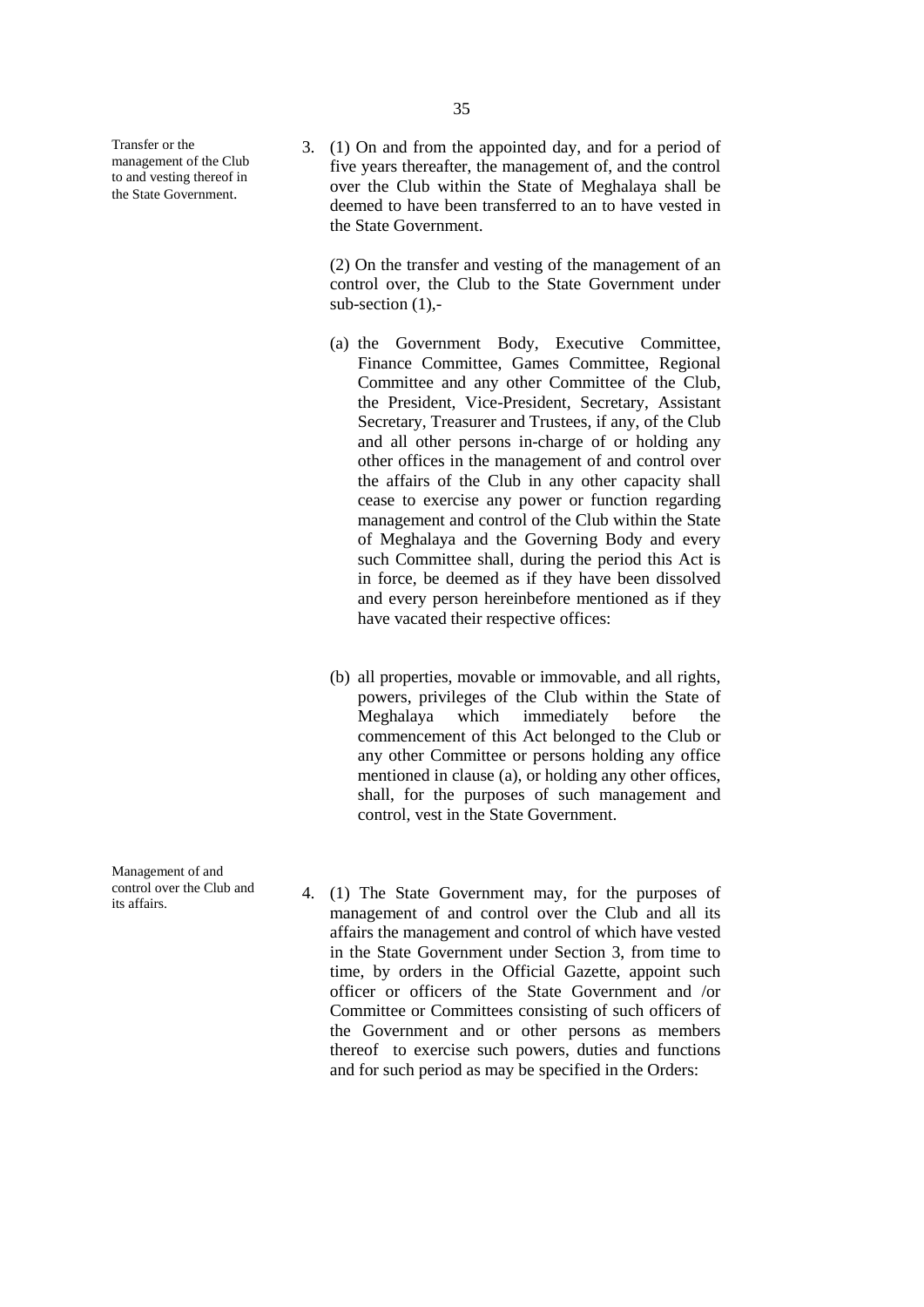**Transfer or the management of the Club to and vesting thereof in the State Government.**

3. (1) On and from the appointed day, and for a period of five years thereafter, the management of, and the control over the Club within the State of Meghalaya shall be deemed to have been transferred to an to have vested in the State Government.

(2) On the transfer and vesting of the management of an control over, the Club to the State Government under sub-section (1),-

(a) the Government Body, Executive Committee, Finance Committee, Games Committee, Regional Committee and any other Committee of the Club, the President, Vice-President, Secretary, Assistant Secretary, Treasurer and Trustees, if any, of the Club and all other persons in-charge of or holding any other offices in the management of and control over the affairs of the Club in any other capacity shall cease to exercise any power or function regarding management and control of the Club within the State of Meghalaya and the Governing Body and every such Committee shall, during the period this Act is in force, be deemed as if they have been dissolved and every person hereinbefore mentioned as if they have vacated their respective offices:

(b) all properties, movable or immovable, and all rights, powers, privileges of the Club within the State of Meghalaya which immediately before the commencement of this Act belonged to the Club or any other Committee or persons holding any office mentioned in clause (a), or holding any other offices, shall, for the purposes of such management and control, vest in the State Government.

**Management of and control over the Club and its affairs.**

4. (1) The State Government may, for the purposes of management of and control over the Club and all its affairs the management and control of which have vested in the State Government under Section 3, from time to time, by orders in the Official Gazette, appoint such officer or officers of the State Government and /or Committee or Committees consisting of such officers of the Government and or other persons as members thereof to exercise such powers, duties and functions and for such period as may be specified in the Orders: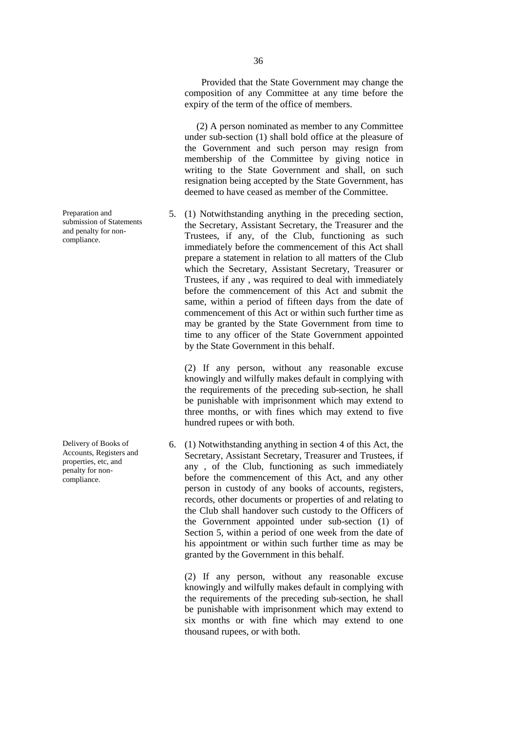Provided that the State Government may change the composition of any Committee at any time before the expiry of the term of the office of members.

(2) A person nominated as member to any Committee under sub-section (1) shall bold office at the pleasure of the Government and such person may resign from membership of the Committee by giving notice in writing to the State Government and shall, on such resignation being accepted by the State Government, has deemed to have ceased as member of the Committee.

**Preparation and submission of Statements and penalty for non-compliance.**

5. (1) Notwithstanding anything in the preceding section, the Secretary, Assistant Secretary, the Treasurer and the Trustees, if any, of the Club, functioning as such immediately before the commencement of this Act shall prepare a statement in relation to all matters of the Club which the Secretary, Assistant Secretary, Treasurer or Trustees, if any , was required to deal with immediately before the commencement of this Act and submit the same, within a period of fifteen days from the date of commencement of this Act or within such further time as may be granted by the State Government from time to time to any officer of the State Government appointed by the State Government in this behalf.

(2) If any person, without any reasonable excuse knowingly and wilfully makes default in complying with the requirements of the preceding sub-section, he shall be punishable with imprisonment which may extend to three months, or with fines which may extend to five hundred rupees or with both.

**Delivery of Books of Accounts, Registers and properties, etc, and penalty for non-compliance.**

6. (1) Notwithstanding anything in section 4 of this Act, the Secretary, Assistant Secretary, Treasurer and Trustees, if any , of the Club, functioning as such immediately before the commencement of this Act, and any other person in custody of any books of accounts, registers, records, other documents or properties of and relating to the Club shall handover such custody to the Officers of the Government appointed under sub-section (1) of Section 5, within a period of one week from the date of his appointment or within such further time as may be granted by the Government in this behalf.

(2) If any person, without any reasonable excuse knowingly and wilfully makes default in complying with the requirements of the preceding sub-section, he shall be punishable with imprisonment which may extend to six months or with fine which may extend to one thousand rupees, or with both.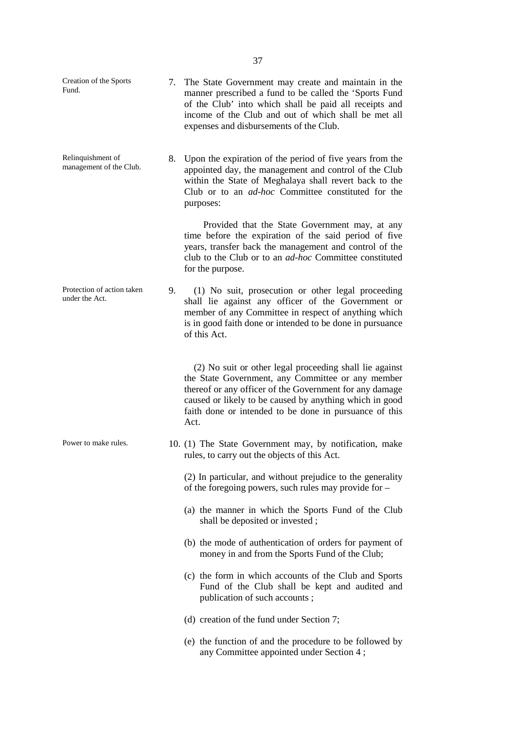**Creation of the Sports Fund.**

7. The State Government may create and maintain in the manner prescribed a fund to be called the 'Sports Fund of the Club' into which shall be paid all receipts and income of the Club and out of which shall be met all expenses and disbursements of the Club.

**Relinquishment of management of the Club.**

8. Upon the expiration of the period of five years from the appointed day, the management and control of the Club within the State of Meghalaya shall revert back to the Club or to an *ad-hoc* Committee constituted for the purposes:

   Provided that the State Government may, at any time before the expiration of the said period of five years, transfer back the management and control of the club to the Club or to an *ad-hoc* Committee constituted for the purpose.

**Protection of action taken under the Act.**

9. (1) No suit, prosecution or other legal proceeding shall lie against any officer of the Government or member of any Committee in respect of anything which is in good faith done or intended to be done in pursuance of this Act.

   (2) No suit or other legal proceeding shall lie against the State Government, any Committee or any member thereof or any officer of the Government for any damage caused or likely to be caused by anything which in good faith done or intended to be done in pursuance of this Act.

**Power to make rules.**

10. (1) The State Government may, by notification, make rules, to carry out the objects of this Act.

   (2) In particular, and without prejudice to the generality of the foregoing powers, such rules may provide for –

   (a) the manner in which the Sports Fund of the Club shall be deposited or invested ;

   (b) the mode of authentication of orders for payment of money in and from the Sports Fund of the Club;

   (c) the form in which accounts of the Club and Sports Fund of the Club shall be kept and audited and publication of such accounts ;

   (d) creation of the fund under Section 7;

   (e) the function of and the procedure to be followed by any Committee appointed under Section 4 ;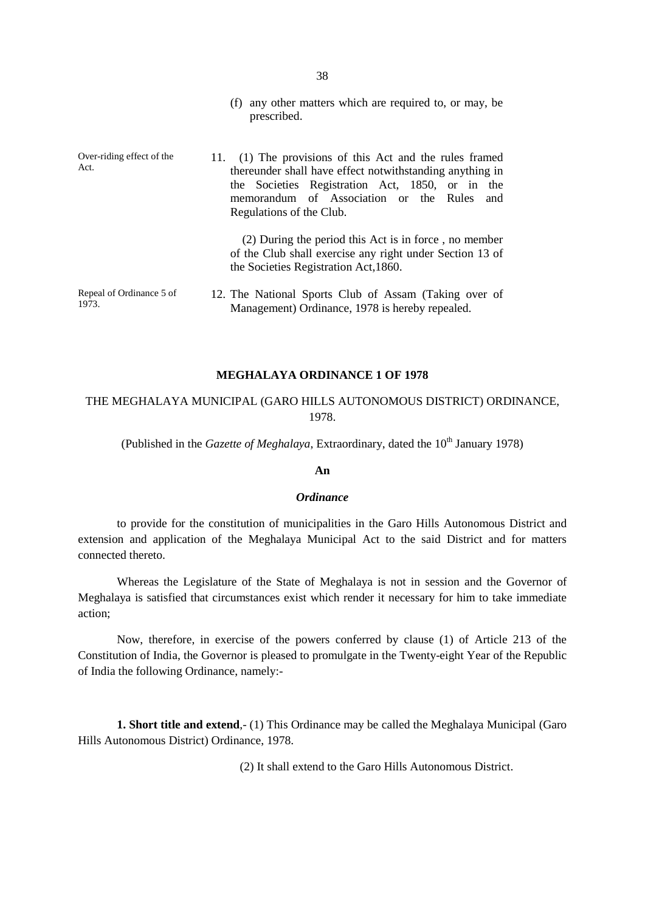(f) any other matters which are required to, or may, be prescribed.

Over-riding effect of the Act.

11. (1) The provisions of this Act and the rules framed thereunder shall have effect notwithstanding anything in the Societies Registration Act, 1850, or in the memorandum of Association or the Rules and Regulations of the Club.

(2) During the period this Act is in force , no member of the Club shall exercise any right under Section 13 of the Societies Registration Act,1860.

Repeal of Ordinance 5 of 1973.

12. The National Sports Club of Assam (Taking over of Management) Ordinance, 1978 is hereby repealed.

## MEGHALAYA ORDINANCE 1 OF 1978

### THE MEGHALAYA MUNICIPAL (GARO HILLS AUTONOMOUS DISTRICT) ORDINANCE, 1978.

(Published in the *Gazette of Meghalaya*, Extraordinary, dated the 10th January 1978)

**An**

***Ordinance***

to provide for the constitution of municipalities in the Garo Hills Autonomous District and extension and application of the Meghalaya Municipal Act to the said District and for matters connected thereto.

Whereas the Legislature of the State of Meghalaya is not in session and the Governor of Meghalaya is satisfied that circumstances exist which render it necessary for him to take immediate action;

Now, therefore, in exercise of the powers conferred by clause (1) of Article 213 of the Constitution of India, the Governor is pleased to promulgate in the Twenty-eight Year of the Republic of India the following Ordinance, namely:-

**1. Short title and extend**,- (1) This Ordinance may be called the Meghalaya Municipal (Garo Hills Autonomous District) Ordinance, 1978.

(2) It shall extend to the Garo Hills Autonomous District.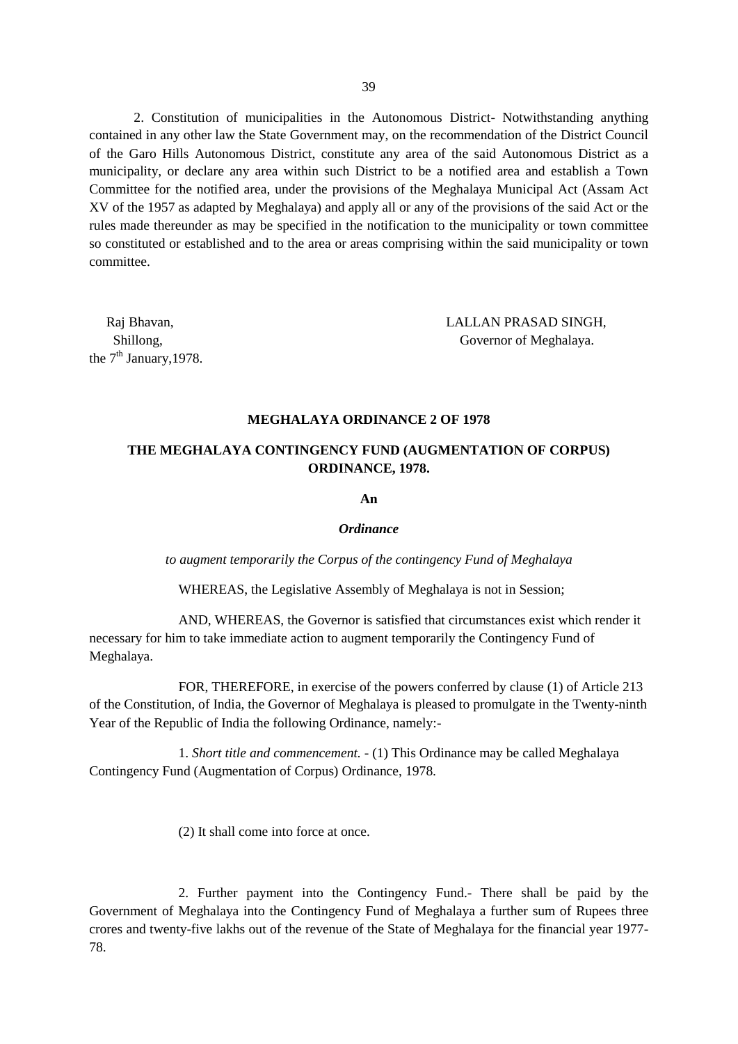2. Constitution of municipalities in the Autonomous District- Notwithstanding anything contained in any other law the State Government may, on the recommendation of the District Council of the Garo Hills Autonomous District, constitute any area of the said Autonomous District as a municipality, or declare any area within such District to be a notified area and establish a Town Committee for the notified area, under the provisions of the Meghalaya Municipal Act (Assam Act XV of the 1957 as adapted by Meghalaya) and apply all or any of the provisions of the said Act or the rules made thereunder as may be specified in the notification to the municipality or town committee so constituted or established and to the area or areas comprising within the said municipality or town committee.

Raj Bhavan,
Shillong,
the 7th January,1978.

LALLAN PRASAD SINGH,
Governor of Meghalaya.

## MEGHALAYA ORDINANCE 2 OF 1978

## THE MEGHALAYA CONTINGENCY FUND (AUGMENTATION OF CORPUS) ORDINANCE, 1978.

**An**

***Ordinance***

*to augment temporarily the Corpus of the contingency Fund of Meghalaya*

WHEREAS, the Legislative Assembly of Meghalaya is not in Session;

AND, WHEREAS, the Governor is satisfied that circumstances exist which render it necessary for him to take immediate action to augment temporarily the Contingency Fund of Meghalaya.

FOR, THEREFORE, in exercise of the powers conferred by clause (1) of Article 213 of the Constitution, of India, the Governor of Meghalaya is pleased to promulgate in the Twenty-ninth Year of the Republic of India the following Ordinance, namely:-

1. *Short title and commencement.* - (1) This Ordinance may be called Meghalaya Contingency Fund (Augmentation of Corpus) Ordinance, 1978.

(2) It shall come into force at once.

2. Further payment into the Contingency Fund.- There shall be paid by the Government of Meghalaya into the Contingency Fund of Meghalaya a further sum of Rupees three crores and twenty-five lakhs out of the revenue of the State of Meghalaya for the financial year 1977-78.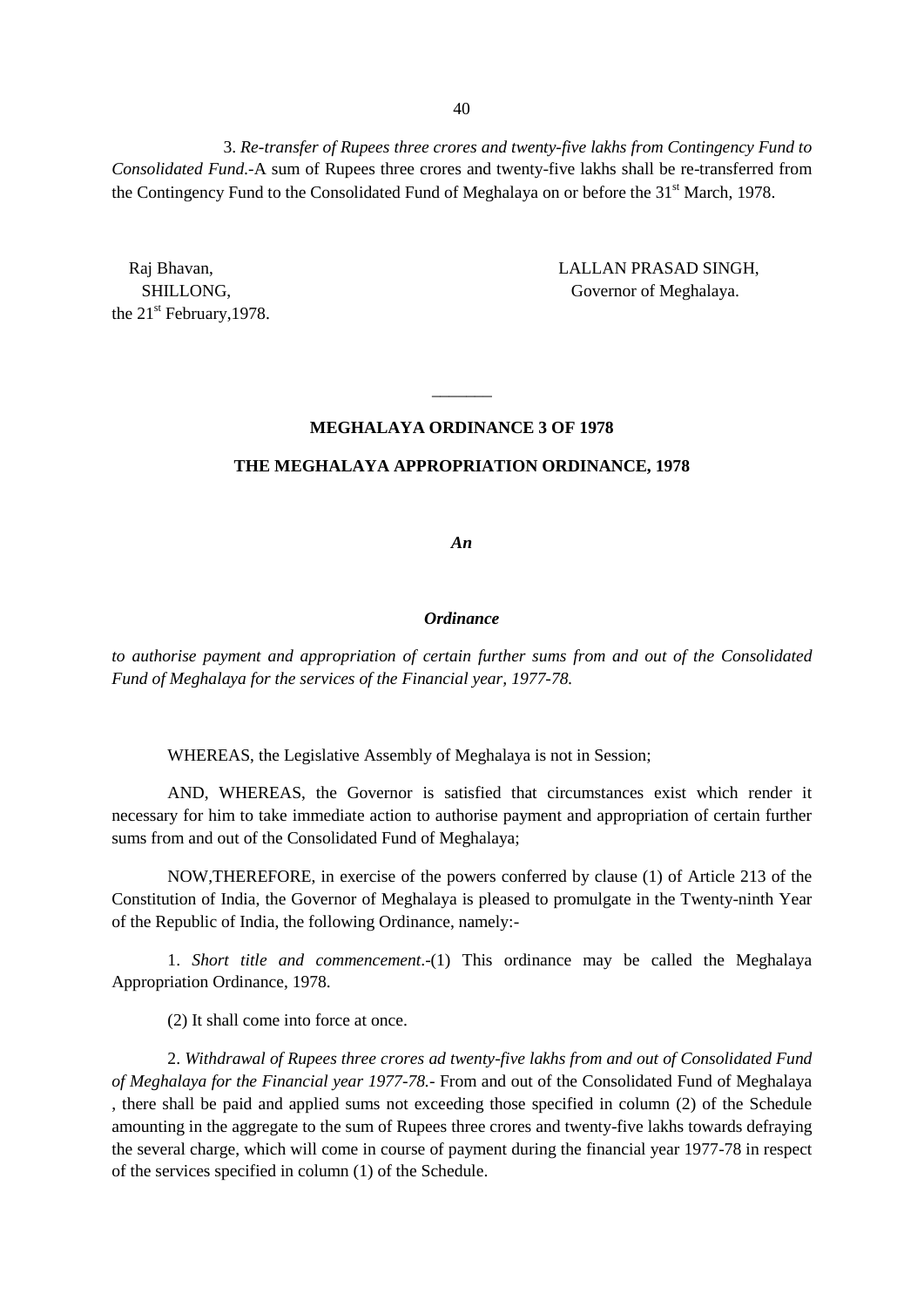3. *Re-transfer of Rupees three crores and twenty-five lakhs from Contingency Fund to Consolidated Fund*.-A sum of Rupees three crores and twenty-five lakhs shall be re-transferred from the Contingency Fund to the Consolidated Fund of Meghalaya on or before the 31st March, 1978.

Raj Bhavan,
SHILLONG,
the 21st February,1978.

LALLAN PRASAD SINGH,
Governor of Meghalaya.

———

**MEGHALAYA ORDINANCE 3 OF 1978**

**THE MEGHALAYA APPROPRIATION ORDINANCE, 1978**

***An***

***Ordinance***

*to authorise payment and appropriation of certain further sums from and out of the Consolidated Fund of Meghalaya for the services of the Financial year, 1977-78.*

WHEREAS, the Legislative Assembly of Meghalaya is not in Session;

AND, WHEREAS, the Governor is satisfied that circumstances exist which render it necessary for him to take immediate action to authorise payment and appropriation of certain further sums from and out of the Consolidated Fund of Meghalaya;

NOW,THEREFORE, in exercise of the powers conferred by clause (1) of Article 213 of the Constitution of India, the Governor of Meghalaya is pleased to promulgate in the Twenty-ninth Year of the Republic of India, the following Ordinance, namely:-

1. *Short title and commencement*.-(1) This ordinance may be called the Meghalaya Appropriation Ordinance, 1978.

(2) It shall come into force at once.

2. *Withdrawal of Rupees three crores ad twenty-five lakhs from and out of Consolidated Fund of Meghalaya for the Financial year 1977-78.*- From and out of the Consolidated Fund of Meghalaya , there shall be paid and applied sums not exceeding those specified in column (2) of the Schedule amounting in the aggregate to the sum of Rupees three crores and twenty-five lakhs towards defraying the several charge, which will come in course of payment during the financial year 1977-78 in respect of the services specified in column (1) of the Schedule.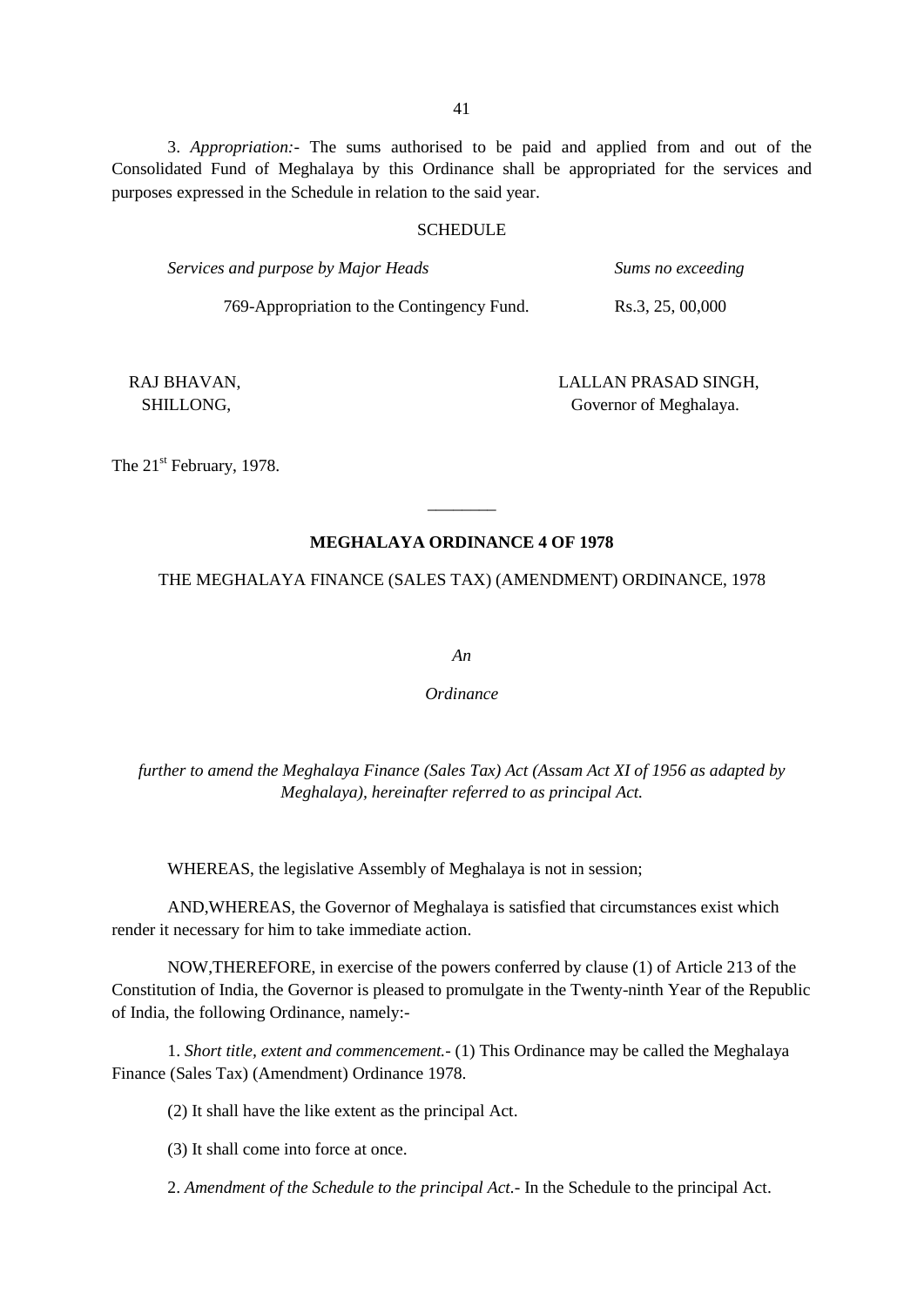3. *Appropriation:-* The sums authorised to be paid and applied from and out of the Consolidated Fund of Meghalaya by this Ordinance shall be appropriated for the services and purposes expressed in the Schedule in relation to the said year.

SCHEDULE

| *Services and purpose by Major Heads* | *Sums no exceeding* |
|---|---|
| 769-Appropriation to the Contingency Fund. | Rs.3, 25, 00,000 |

RAJ BHAVAN,
SHILLONG,

LALLAN PRASAD SINGH,
Governor of Meghalaya.

The 21st February, 1978.

---

**MEGHALAYA ORDINANCE 4 OF 1978**

THE MEGHALAYA FINANCE (SALES TAX) (AMENDMENT) ORDINANCE, 1978

*An*

*Ordinance*

*further to amend the Meghalaya Finance (Sales Tax) Act (Assam Act XI of 1956 as adapted by Meghalaya), hereinafter referred to as principal Act.*

WHEREAS, the legislative Assembly of Meghalaya is not in session;

AND,WHEREAS, the Governor of Meghalaya is satisfied that circumstances exist which render it necessary for him to take immediate action.

NOW,THEREFORE, in exercise of the powers conferred by clause (1) of Article 213 of the Constitution of India, the Governor is pleased to promulgate in the Twenty-ninth Year of the Republic of India, the following Ordinance, namely:-

1. *Short title, extent and commencement.*- (1) This Ordinance may be called the Meghalaya Finance (Sales Tax) (Amendment) Ordinance 1978.

(2) It shall have the like extent as the principal Act.

(3) It shall come into force at once.

2. *Amendment of the Schedule to the principal Act*.- In the Schedule to the principal Act.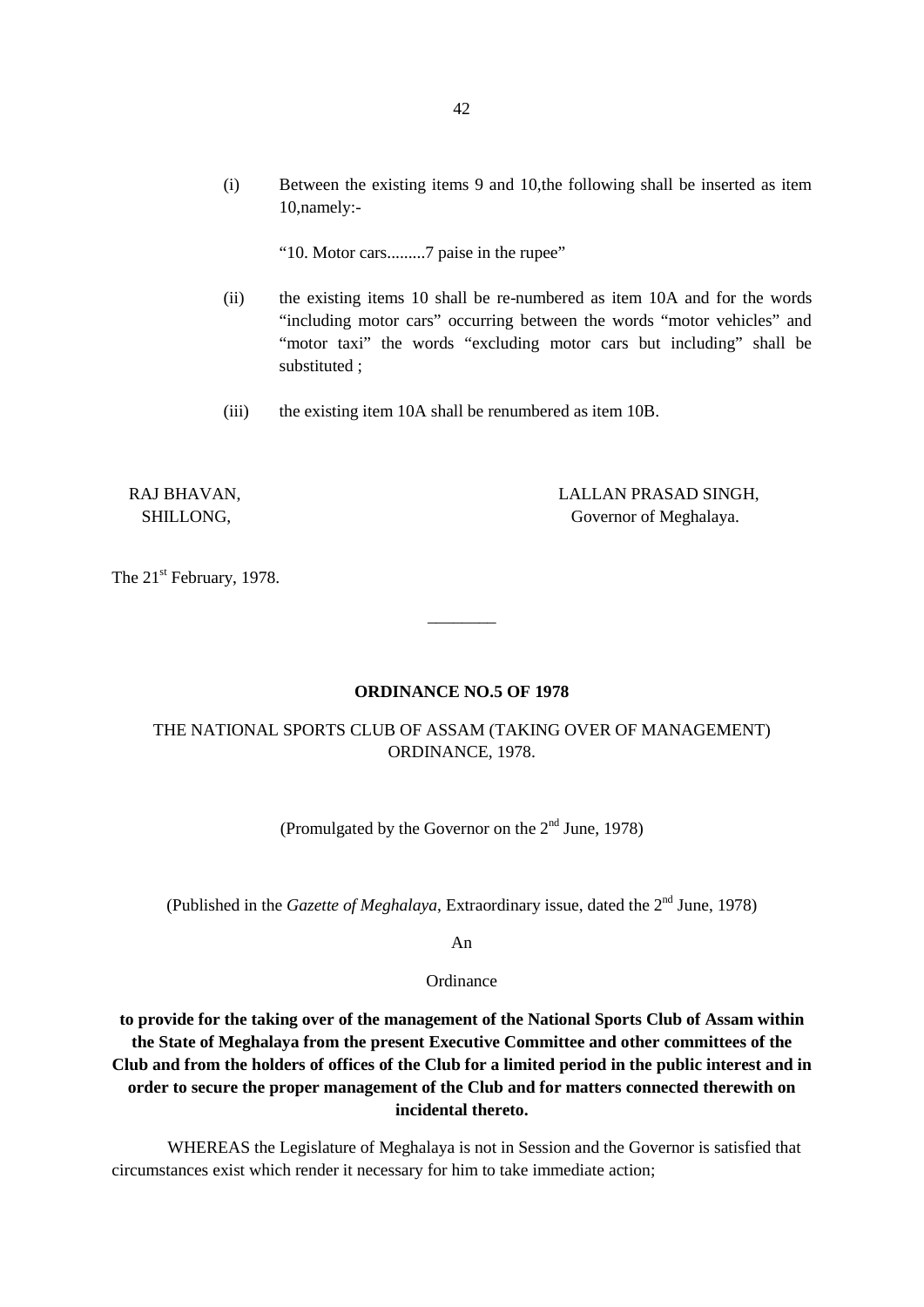(i) Between the existing items 9 and 10,the following shall be inserted as item 10,namely:-

"10. Motor cars.........7 paise in the rupee"

(ii) the existing items 10 shall be re-numbered as item 10A and for the words "including motor cars" occurring between the words "motor vehicles" and "motor taxi" the words "excluding motor cars but including" shall be substituted ;

(iii) the existing item 10A shall be renumbered as item 10B.

RAJ BHAVAN,
SHILLONG,

LALLAN PRASAD SINGH,
Governor of Meghalaya.

The 21st February, 1978.

---

**ORDINANCE NO.5 OF 1978**

THE NATIONAL SPORTS CLUB OF ASSAM (TAKING OVER OF MANAGEMENT) ORDINANCE, 1978.

(Promulgated by the Governor on the 2nd June, 1978)

(Published in the *Gazette of Meghalaya*, Extraordinary issue, dated the 2nd June, 1978)

An

Ordinance

**to provide for the taking over of the management of the National Sports Club of Assam within the State of Meghalaya from the present Executive Committee and other committees of the Club and from the holders of offices of the Club for a limited period in the public interest and in order to secure the proper management of the Club and for matters connected therewith on incidental thereto.**

WHEREAS the Legislature of Meghalaya is not in Session and the Governor is satisfied that circumstances exist which render it necessary for him to take immediate action;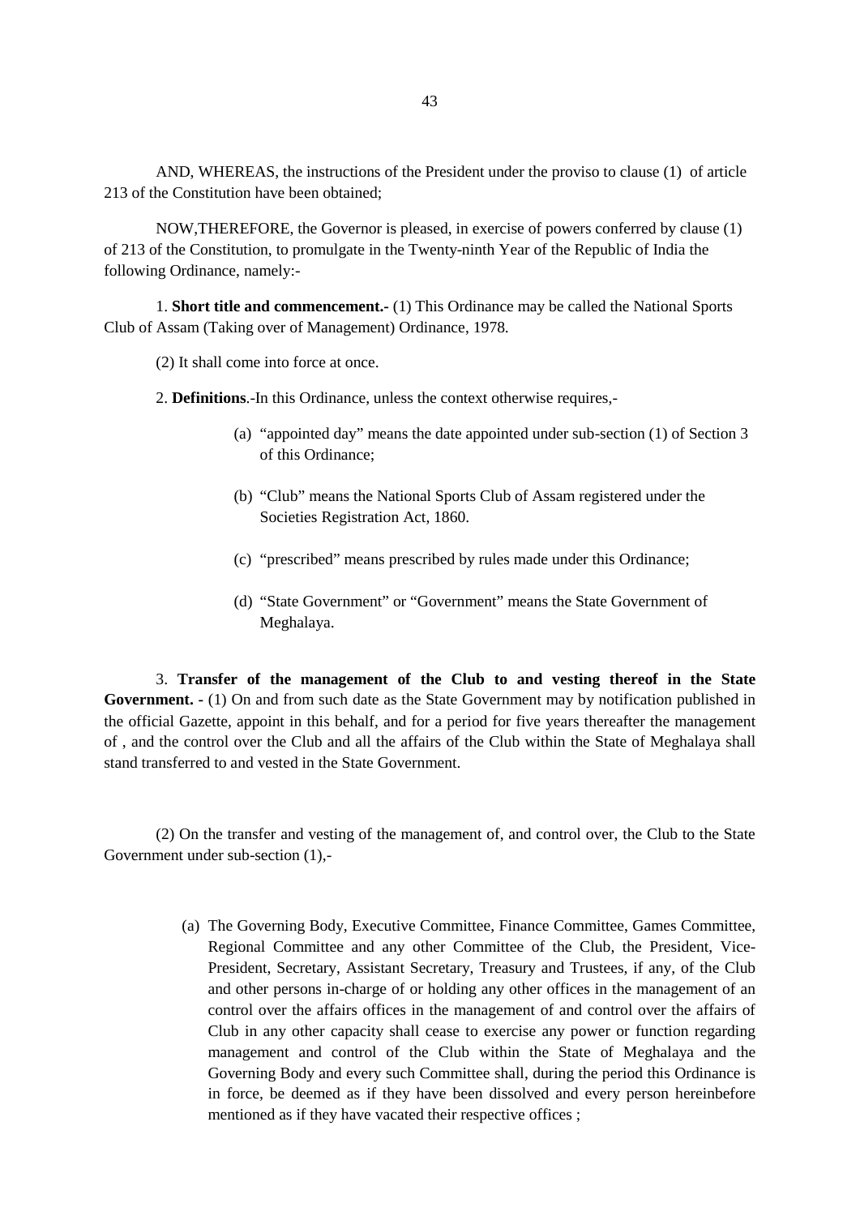AND, WHEREAS, the instructions of the President under the proviso to clause (1) of article 213 of the Constitution have been obtained;

NOW,THEREFORE, the Governor is pleased, in exercise of powers conferred by clause (1) of 213 of the Constitution, to promulgate in the Twenty-ninth Year of the Republic of India the following Ordinance, namely:-

1. **Short title and commencement.-** (1) This Ordinance may be called the National Sports Club of Assam (Taking over of Management) Ordinance, 1978.

(2) It shall come into force at once.

2. **Definitions**.-In this Ordinance, unless the context otherwise requires,-

(a) "appointed day" means the date appointed under sub-section (1) of Section 3 of this Ordinance;

(b) "Club" means the National Sports Club of Assam registered under the Societies Registration Act, 1860.

(c) "prescribed" means prescribed by rules made under this Ordinance;

(d) "State Government" or "Government" means the State Government of Meghalaya.

3. **Transfer of the management of the Club to and vesting thereof in the State Government. -** (1) On and from such date as the State Government may by notification published in the official Gazette, appoint in this behalf, and for a period for five years thereafter the management of , and the control over the Club and all the affairs of the Club within the State of Meghalaya shall stand transferred to and vested in the State Government.

(2) On the transfer and vesting of the management of, and control over, the Club to the State Government under sub-section (1),-

(a) The Governing Body, Executive Committee, Finance Committee, Games Committee, Regional Committee and any other Committee of the Club, the President, Vice-President, Secretary, Assistant Secretary, Treasury and Trustees, if any, of the Club and other persons in-charge of or holding any other offices in the management of an control over the affairs offices in the management of and control over the affairs of Club in any other capacity shall cease to exercise any power or function regarding management and control of the Club within the State of Meghalaya and the Governing Body and every such Committee shall, during the period this Ordinance is in force, be deemed as if they have been dissolved and every person hereinbefore mentioned as if they have vacated their respective offices ;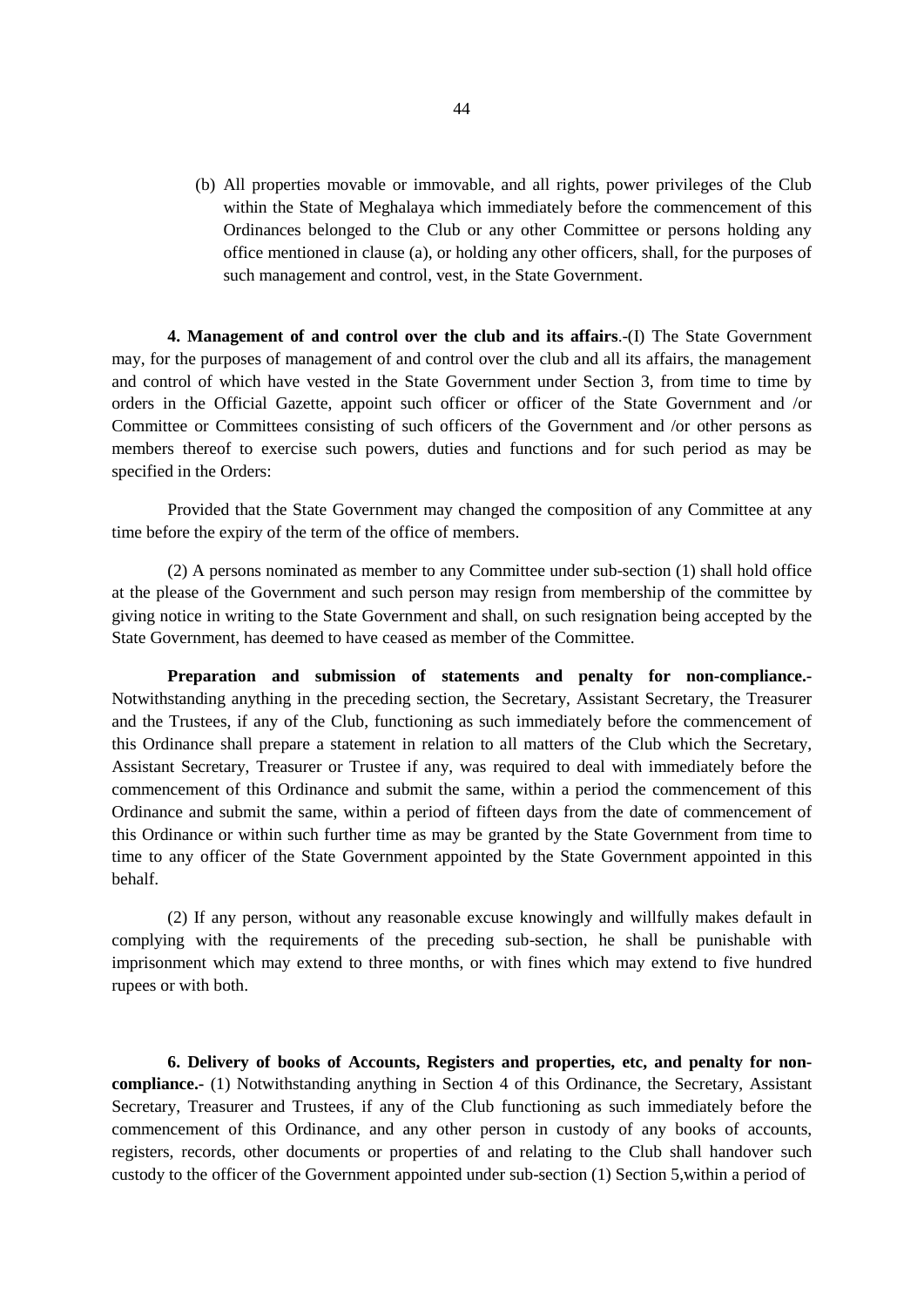(b) All properties movable or immovable, and all rights, power privileges of the Club within the State of Meghalaya which immediately before the commencement of this Ordinances belonged to the Club or any other Committee or persons holding any office mentioned in clause (a), or holding any other officers, shall, for the purposes of such management and control, vest, in the State Government.

**4. Management of and control over the club and its affairs**.-(I) The State Government may, for the purposes of management of and control over the club and all its affairs, the management and control of which have vested in the State Government under Section 3, from time to time by orders in the Official Gazette, appoint such officer or officer of the State Government and /or Committee or Committees consisting of such officers of the Government and /or other persons as members thereof to exercise such powers, duties and functions and for such period as may be specified in the Orders:

Provided that the State Government may changed the composition of any Committee at any time before the expiry of the term of the office of members.

(2) A persons nominated as member to any Committee under sub-section (1) shall hold office at the please of the Government and such person may resign from membership of the committee by giving notice in writing to the State Government and shall, on such resignation being accepted by the State Government, has deemed to have ceased as member of the Committee.

**Preparation and submission of statements and penalty for non-compliance.-** Notwithstanding anything in the preceding section, the Secretary, Assistant Secretary, the Treasurer and the Trustees, if any of the Club, functioning as such immediately before the commencement of this Ordinance shall prepare a statement in relation to all matters of the Club which the Secretary, Assistant Secretary, Treasurer or Trustee if any, was required to deal with immediately before the commencement of this Ordinance and submit the same, within a period the commencement of this Ordinance and submit the same, within a period of fifteen days from the date of commencement of this Ordinance or within such further time as may be granted by the State Government from time to time to any officer of the State Government appointed by the State Government appointed in this behalf.

(2) If any person, without any reasonable excuse knowingly and willfully makes default in complying with the requirements of the preceding sub-section, he shall be punishable with imprisonment which may extend to three months, or with fines which may extend to five hundred rupees or with both.

**6. Delivery of books of Accounts, Registers and properties, etc, and penalty for non-compliance.-** (1) Notwithstanding anything in Section 4 of this Ordinance, the Secretary, Assistant Secretary, Treasurer and Trustees, if any of the Club functioning as such immediately before the commencement of this Ordinance, and any other person in custody of any books of accounts, registers, records, other documents or properties of and relating to the Club shall handover such custody to the officer of the Government appointed under sub-section (1) Section 5,within a period of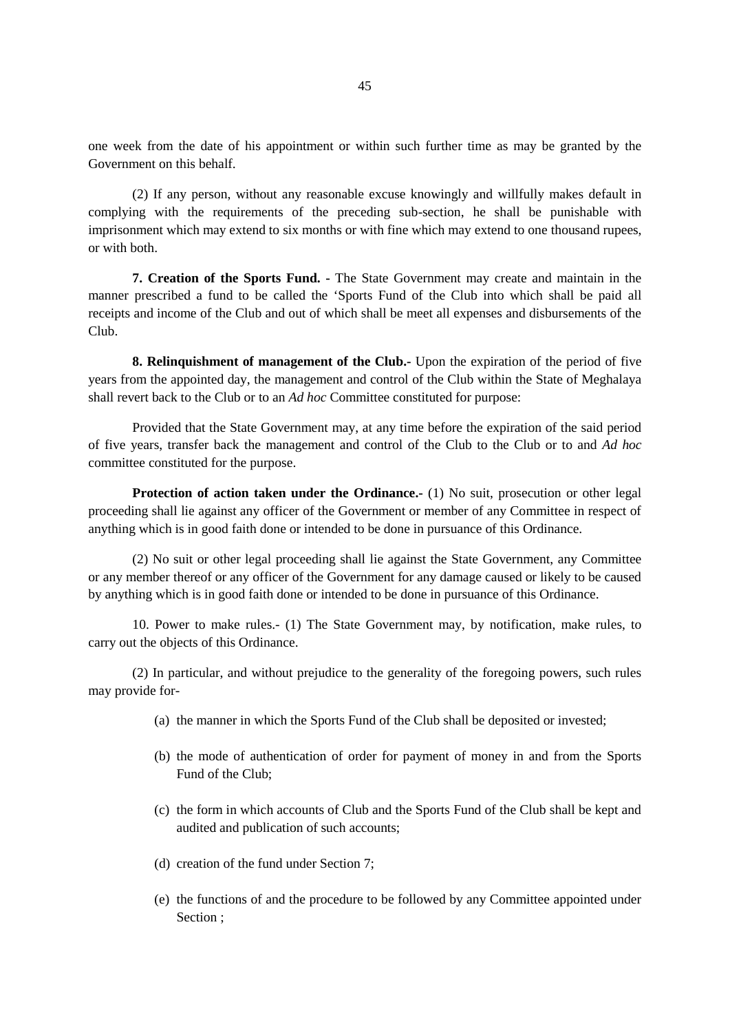one week from the date of his appointment or within such further time as may be granted by the Government on this behalf.

(2) If any person, without any reasonable excuse knowingly and willfully makes default in complying with the requirements of the preceding sub-section, he shall be punishable with imprisonment which may extend to six months or with fine which may extend to one thousand rupees, or with both.

**7. Creation of the Sports Fund. -** The State Government may create and maintain in the manner prescribed a fund to be called the 'Sports Fund of the Club into which shall be paid all receipts and income of the Club and out of which shall be meet all expenses and disbursements of the Club.

**8. Relinquishment of management of the Club.-** Upon the expiration of the period of five years from the appointed day, the management and control of the Club within the State of Meghalaya shall revert back to the Club or to an *Ad hoc* Committee constituted for purpose:

Provided that the State Government may, at any time before the expiration of the said period of five years, transfer back the management and control of the Club to the Club or to and *Ad hoc* committee constituted for the purpose.

**Protection of action taken under the Ordinance.-** (1) No suit, prosecution or other legal proceeding shall lie against any officer of the Government or member of any Committee in respect of anything which is in good faith done or intended to be done in pursuance of this Ordinance.

(2) No suit or other legal proceeding shall lie against the State Government, any Committee or any member thereof or any officer of the Government for any damage caused or likely to be caused by anything which is in good faith done or intended to be done in pursuance of this Ordinance.

10. Power to make rules.- (1) The State Government may, by notification, make rules, to carry out the objects of this Ordinance.

(2) In particular, and without prejudice to the generality of the foregoing powers, such rules may provide for-

(a) the manner in which the Sports Fund of the Club shall be deposited or invested;

(b) the mode of authentication of order for payment of money in and from the Sports Fund of the Club;

(c) the form in which accounts of Club and the Sports Fund of the Club shall be kept and audited and publication of such accounts;

(d) creation of the fund under Section 7;

(e) the functions of and the procedure to be followed by any Committee appointed under Section ;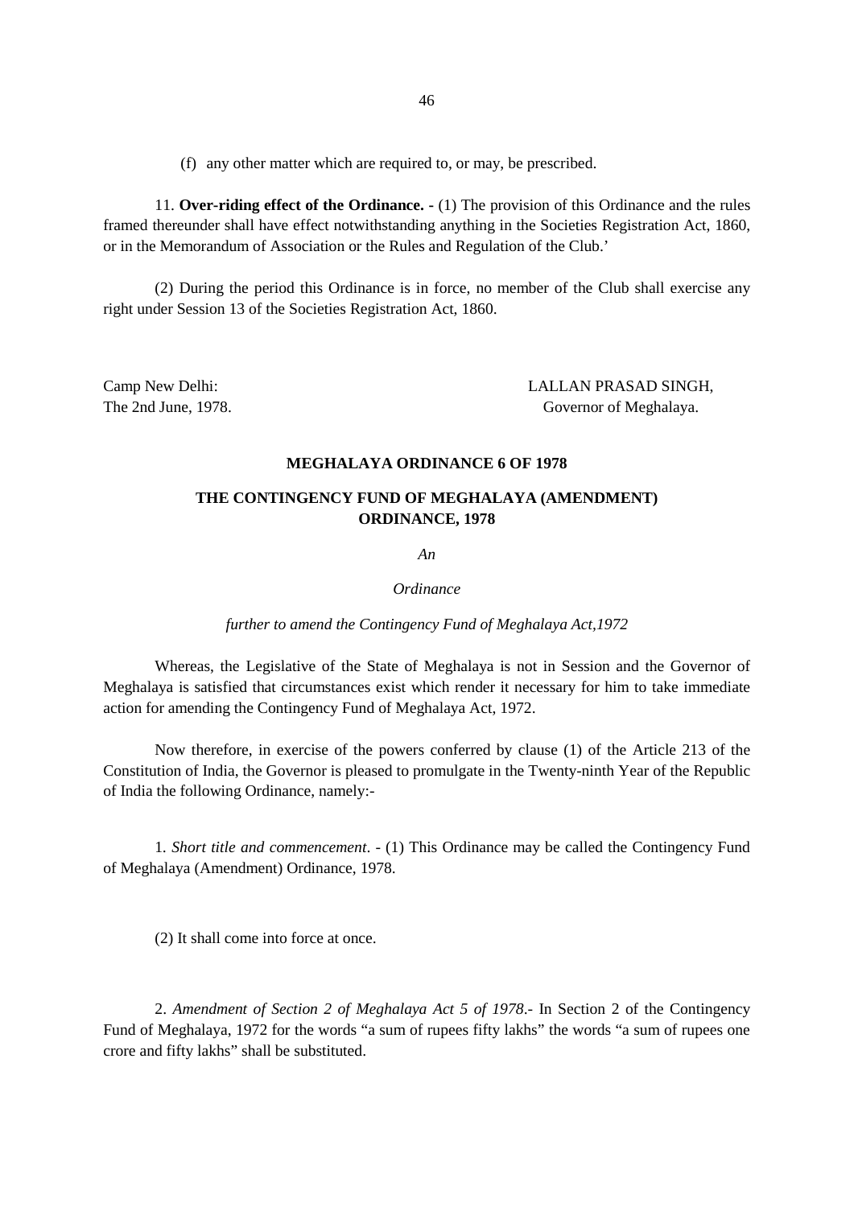(f) any other matter which are required to, or may, be prescribed.

11. **Over-riding effect of the Ordinance. -** (1) The provision of this Ordinance and the rules framed thereunder shall have effect notwithstanding anything in the Societies Registration Act, 1860, or in the Memorandum of Association or the Rules and Regulation of the Club.'

(2) During the period this Ordinance is in force, no member of the Club shall exercise any right under Session 13 of the Societies Registration Act, 1860.

Camp New Delhi:
The 2nd June, 1978.

LALLAN PRASAD SINGH,
Governor of Meghalaya.

## MEGHALAYA ORDINANCE 6 OF 1978

## THE CONTINGENCY FUND OF MEGHALAYA (AMENDMENT) ORDINANCE, 1978

*An*

*Ordinance*

*further to amend the Contingency Fund of Meghalaya Act,1972*

Whereas, the Legislative of the State of Meghalaya is not in Session and the Governor of Meghalaya is satisfied that circumstances exist which render it necessary for him to take immediate action for amending the Contingency Fund of Meghalaya Act, 1972.

Now therefore, in exercise of the powers conferred by clause (1) of the Article 213 of the Constitution of India, the Governor is pleased to promulgate in the Twenty-ninth Year of the Republic of India the following Ordinance, namely:-

1. *Short title and commencement*. - (1) This Ordinance may be called the Contingency Fund of Meghalaya (Amendment) Ordinance, 1978.

(2) It shall come into force at once.

2. *Amendment of Section 2 of Meghalaya Act 5 of 1978*.- In Section 2 of the Contingency Fund of Meghalaya, 1972 for the words "a sum of rupees fifty lakhs" the words "a sum of rupees one crore and fifty lakhs" shall be substituted.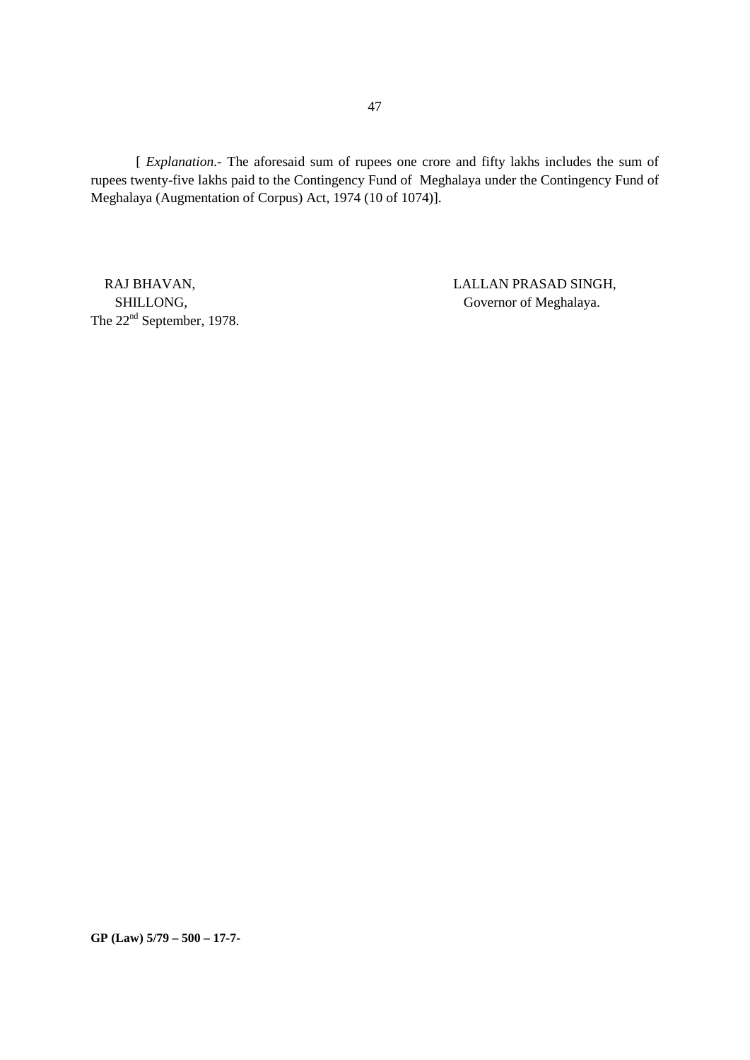[ *Explanation*.- The aforesaid sum of rupees one crore and fifty lakhs includes the sum of rupees twenty-five lakhs paid to the Contingency Fund of Meghalaya under the Contingency Fund of Meghalaya (Augmentation of Corpus) Act, 1974 (10 of 1074)].

RAJ BHAVAN,
SHILLONG,
The 22nd September, 1978.

LALLAN PRASAD SINGH,
Governor of Meghalaya.

**GP (Law) 5/79 – 500 – 17-7-**